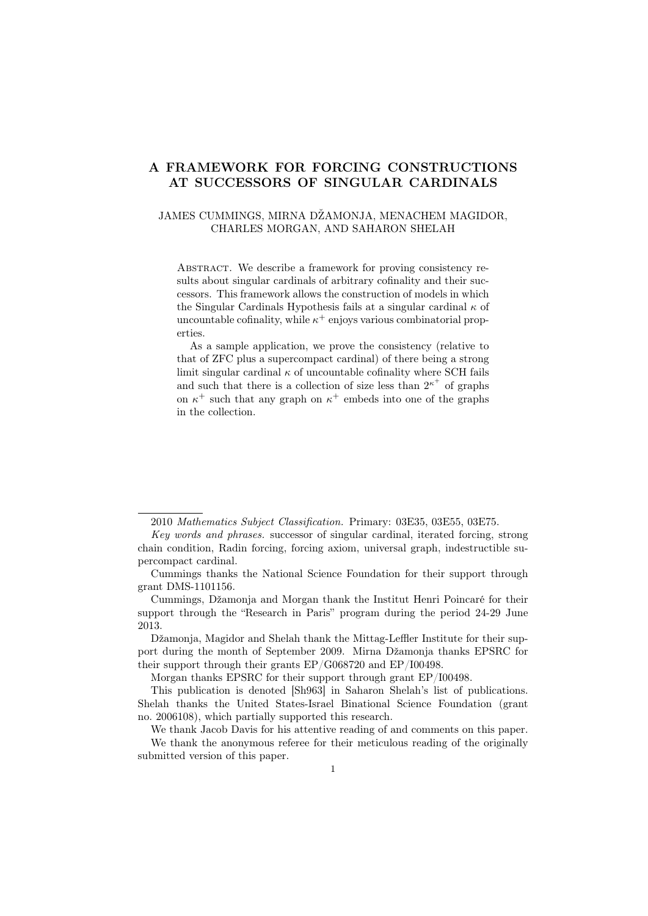# A FRAMEWORK FOR FORCING CONSTRUCTIONS AT SUCCESSORS OF SINGULAR CARDINALS

JAMES CUMMINGS, MIRNA DŽAMONJA, MENACHEM MAGIDOR, CHARLES MORGAN, AND SAHARON SHELAH

Abstract. We describe a framework for proving consistency results about singular cardinals of arbitrary cofinality and their successors. This framework allows the construction of models in which the Singular Cardinals Hypothesis fails at a singular cardinal $\kappa$ of uncountable cofinality, while $\kappa^+$ enjoys various combinatorial properties.

As a sample application, we prove the consistency (relative to that of ZFC plus a supercompact cardinal) of there being a strong limit singular cardinal $\kappa$ of uncountable cofinality where SCH fails and such that there is a collection of size less than $2^{\kappa^+}$ of graphs on $\kappa^+$ such that any graph on $\kappa^+$ embeds into one of the graphs in the collection.

---

2010 *Mathematics Subject Classification.* Primary: 03E35, 03E55, 03E75.

*Key words and phrases.* successor of singular cardinal, iterated forcing, strong chain condition, Radin forcing, forcing axiom, universal graph, indestructible supercompact cardinal.

Cummings thanks the National Science Foundation for their support through grant DMS-1101156.

Cummings, Džamonja and Morgan thank the Institut Henri Poincaré for their support through the "Research in Paris" program during the period 24-29 June 2013.

Džamonja, Magidor and Shelah thank the Mittag-Leffler Institute for their support during the month of September 2009. Mirna Džamonja thanks EPSRC for their support through their grants EP/G068720 and EP/I00498.

Morgan thanks EPSRC for their support through grant EP/I00498.

This publication is denoted [Sh963] in Saharon Shelah's list of publications. Shelah thanks the United States-Israel Binational Science Foundation (grant no. 2006108), which partially supported this research.

We thank Jacob Davis for his attentive reading of and comments on this paper.

We thank the anonymous referee for their meticulous reading of the originally submitted version of this paper.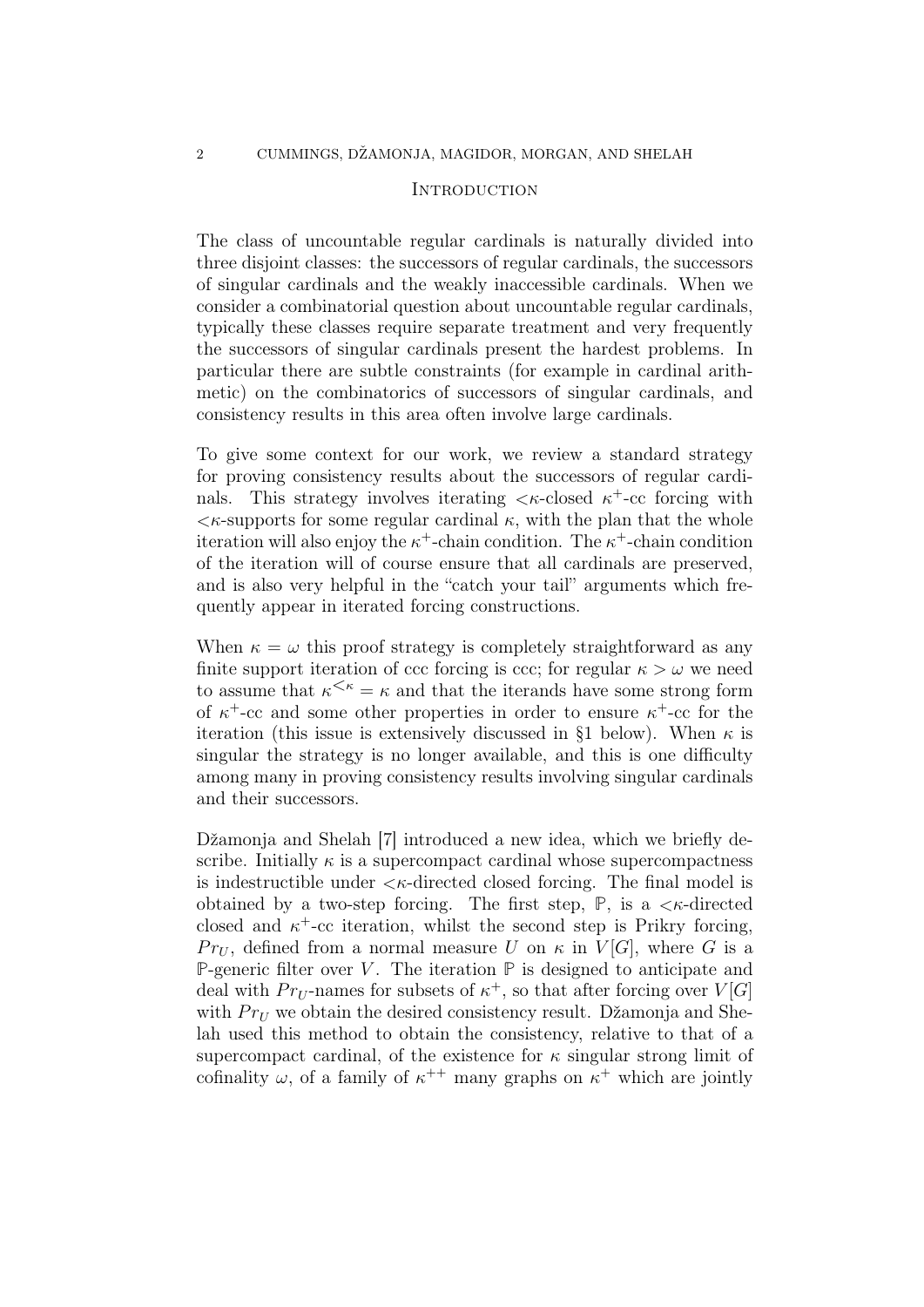## Introduction

The class of uncountable regular cardinals is naturally divided into three disjoint classes: the successors of regular cardinals, the successors of singular cardinals and the weakly inaccessible cardinals. When we consider a combinatorial question about uncountable regular cardinals, typically these classes require separate treatment and very frequently the successors of singular cardinals present the hardest problems. In particular there are subtle constraints (for example in cardinal arithmetic) on the combinatorics of successors of singular cardinals, and consistency results in this area often involve large cardinals.

To give some context for our work, we review a standard strategy for proving consistency results about the successors of regular cardinals. This strategy involves iterating $<\kappa$-closed $\kappa^+$-cc forcing with $<\kappa$-supports for some regular cardinal $\kappa$, with the plan that the whole iteration will also enjoy the $\kappa^+$-chain condition. The $\kappa^+$-chain condition of the iteration will of course ensure that all cardinals are preserved, and is also very helpful in the "catch your tail" arguments which frequently appear in iterated forcing constructions.

When $\kappa = \omega$ this proof strategy is completely straightforward as any finite support iteration of ccc forcing is ccc; for regular $\kappa > \omega$ we need to assume that $\kappa^{<\kappa} = \kappa$ and that the iterands have some strong form of $\kappa^+$-cc and some other properties in order to ensure $\kappa^+$-cc for the iteration (this issue is extensively discussed in §1 below). When $\kappa$ is singular the strategy is no longer available, and this is one difficulty among many in proving consistency results involving singular cardinals and their successors.

Džamonja and Shelah [7] introduced a new idea, which we briefly describe. Initially $\kappa$ is a supercompact cardinal whose supercompactness is indestructible under $<\kappa$-directed closed forcing. The final model is obtained by a two-step forcing. The first step, $\mathbb{P}$, is a $<\kappa$-directed closed and $\kappa^+$-cc iteration, whilst the second step is Prikry forcing, $Pr_U$, defined from a normal measure $U$ on $\kappa$ in $V[G]$, where $G$ is a $\mathbb{P}$-generic filter over $V$. The iteration $\mathbb{P}$ is designed to anticipate and deal with $Pr_U$-names for subsets of $\kappa^+$, so that after forcing over $V[G]$ with $Pr_U$ we obtain the desired consistency result. Džamonja and Shelah used this method to obtain the consistency, relative to that of a supercompact cardinal, of the existence for $\kappa$ singular strong limit of cofinality $\omega$, of a family of $\kappa^{++}$ many graphs on $\kappa^+$ which are jointly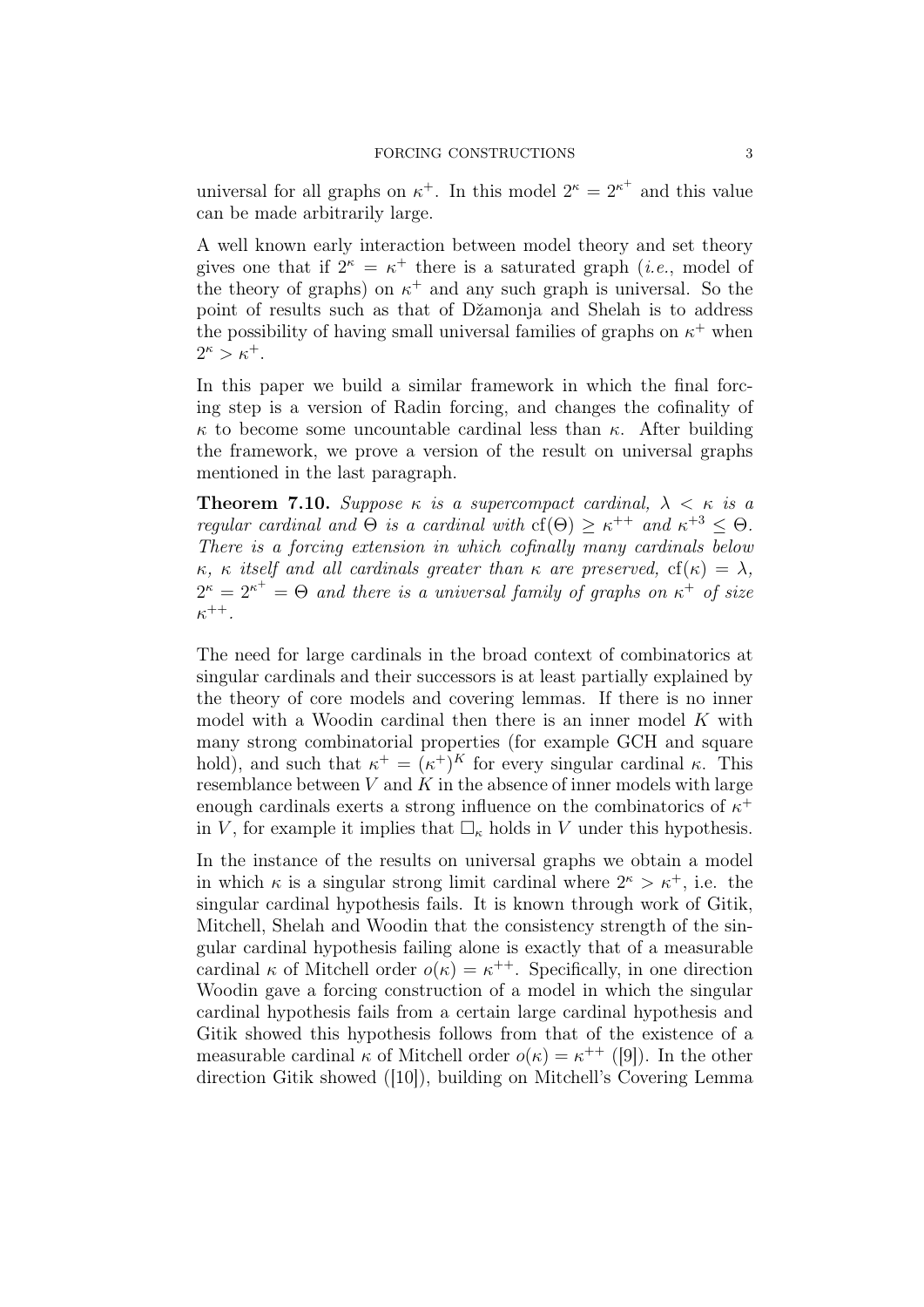universal for all graphs on $\kappa^+$. In this model $2^\kappa = 2^{\kappa^+}$ and this value can be made arbitrarily large.

A well known early interaction between model theory and set theory gives one that if $2^\kappa = \kappa^+$ there is a saturated graph (*i.e.*, model of the theory of graphs) on $\kappa^+$ and any such graph is universal. So the point of results such as that of Džamonja and Shelah is to address the possibility of having small universal families of graphs on $\kappa^+$ when $2^\kappa > \kappa^+$.

In this paper we build a similar framework in which the final forcing step is a version of Radin forcing, and changes the cofinality of $\kappa$ to become some uncountable cardinal less than $\kappa$. After building the framework, we prove a version of the result on universal graphs mentioned in the last paragraph.

**Theorem 7.10.** *Suppose $\kappa$ is a supercompact cardinal, $\lambda < \kappa$ is a regular cardinal and $\Theta$ is a cardinal with $\mathrm{cf}(\Theta) \geq \kappa^{++}$ and $\kappa^{+3} \leq \Theta$. There is a forcing extension in which cofinally many cardinals below $\kappa$, $\kappa$ itself and all cardinals greater than $\kappa$ are preserved, $\mathrm{cf}(\kappa) = \lambda$, $2^\kappa = 2^{\kappa^+} = \Theta$ and there is a universal family of graphs on $\kappa^+$ of size $\kappa^{++}$.*

The need for large cardinals in the broad context of combinatorics at singular cardinals and their successors is at least partially explained by the theory of core models and covering lemmas. If there is no inner model with a Woodin cardinal then there is an inner model $K$ with many strong combinatorial properties (for example GCH and square hold), and such that $\kappa^+ = (\kappa^+)^K$ for every singular cardinal $\kappa$. This resemblance between $V$ and $K$ in the absence of inner models with large enough cardinals exerts a strong influence on the combinatorics of $\kappa^+$ in $V$, for example it implies that $\square_\kappa$ holds in $V$ under this hypothesis.

In the instance of the results on universal graphs we obtain a model in which $\kappa$ is a singular strong limit cardinal where $2^\kappa > \kappa^+$, i.e. the singular cardinal hypothesis fails. It is known through work of Gitik, Mitchell, Shelah and Woodin that the consistency strength of the singular cardinal hypothesis failing alone is exactly that of a measurable cardinal $\kappa$ of Mitchell order $o(\kappa) = \kappa^{++}$. Specifically, in one direction Woodin gave a forcing construction of a model in which the singular cardinal hypothesis fails from a certain large cardinal hypothesis and Gitik showed this hypothesis follows from that of the existence of a measurable cardinal $\kappa$ of Mitchell order $o(\kappa) = \kappa^{++}$ ([9]). In the other direction Gitik showed ([10]), building on Mitchell's Covering Lemma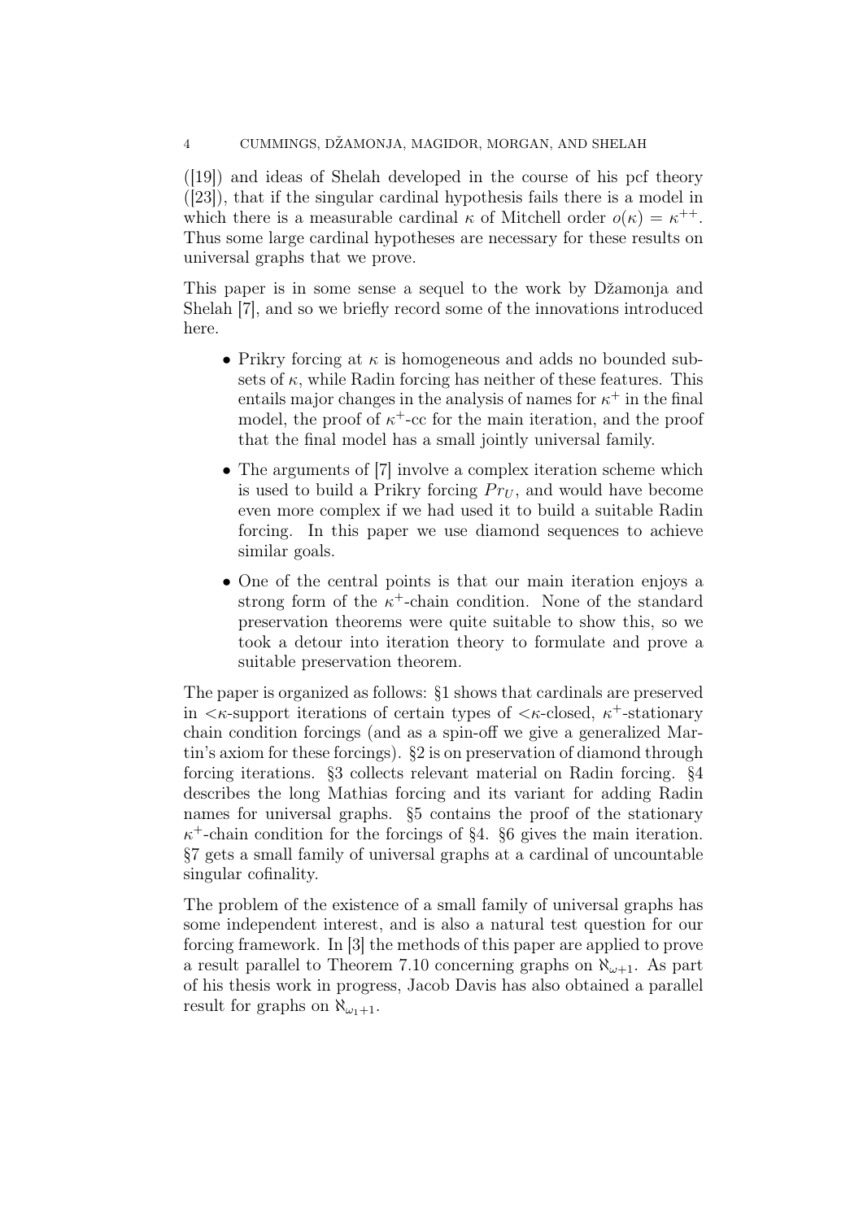([19]) and ideas of Shelah developed in the course of his pcf theory ([23]), that if the singular cardinal hypothesis fails there is a model in which there is a measurable cardinal $\kappa$ of Mitchell order $o(\kappa) = \kappa^{++}$. Thus some large cardinal hypotheses are necessary for these results on universal graphs that we prove.

This paper is in some sense a sequel to the work by Džamonja and Shelah [7], and so we briefly record some of the innovations introduced here.

- Prikry forcing at $\kappa$ is homogeneous and adds no bounded subsets of $\kappa$, while Radin forcing has neither of these features. This entails major changes in the analysis of names for $\kappa^+$ in the final model, the proof of $\kappa^+$-cc for the main iteration, and the proof that the final model has a small jointly universal family.
- The arguments of [7] involve a complex iteration scheme which is used to build a Prikry forcing $Pr_U$, and would have become even more complex if we had used it to build a suitable Radin forcing. In this paper we use diamond sequences to achieve similar goals.
- One of the central points is that our main iteration enjoys a strong form of the $\kappa^+$-chain condition. None of the standard preservation theorems were quite suitable to show this, so we took a detour into iteration theory to formulate and prove a suitable preservation theorem.

The paper is organized as follows: §1 shows that cardinals are preserved in $<\kappa$-support iterations of certain types of $<\kappa$-closed, $\kappa^+$-stationary chain condition forcings (and as a spin-off we give a generalized Martin's axiom for these forcings). §2 is on preservation of diamond through forcing iterations. §3 collects relevant material on Radin forcing. §4 describes the long Mathias forcing and its variant for adding Radin names for universal graphs. §5 contains the proof of the stationary $\kappa^+$-chain condition for the forcings of §4. §6 gives the main iteration. §7 gets a small family of universal graphs at a cardinal of uncountable singular cofinality.

The problem of the existence of a small family of universal graphs has some independent interest, and is also a natural test question for our forcing framework. In [3] the methods of this paper are applied to prove a result parallel to Theorem 7.10 concerning graphs on $\aleph_{\omega+1}$. As part of his thesis work in progress, Jacob Davis has also obtained a parallel result for graphs on $\aleph_{\omega_1+1}$.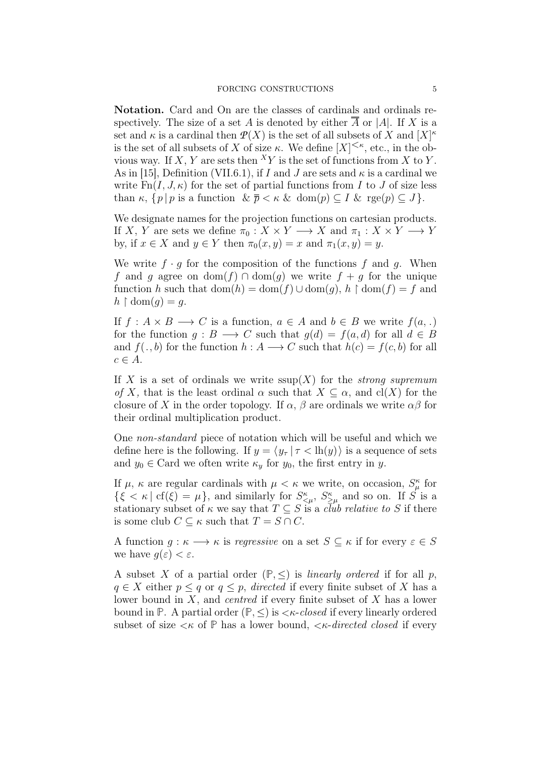**Notation.** Card and On are the classes of cardinals and ordinals respectively. The size of a set $A$ is denoted by either $\overline{\overline{A}}$ or $|A|$. If $X$ is a set and $\kappa$ is a cardinal then $\mathcal{P}(X)$ is the set of all subsets of $X$ and $[X]^\kappa$ is the set of all subsets of $X$ of size $\kappa$. We define $[X]^{<\kappa}$, etc., in the obvious way. If $X$, $Y$ are sets then ${}^XY$ is the set of functions from $X$ to $Y$. As in [15], Definition (VII.6.1), if $I$ and $J$ are sets and $\kappa$ is a cardinal we write $\mathrm{Fn}(I, J, \kappa)$ for the set of partial functions from $I$ to $J$ of size less than $\kappa$, $\{p \mid p \text{ is a function } \ \& \ \overline{\overline{p}} < \kappa \ \& \ \mathrm{dom}(p) \subseteq I \ \& \ \mathrm{rge}(p) \subseteq J\}$.

We designate names for the projection functions on cartesian products. If $X$, $Y$ are sets we define $\pi_0 : X \times Y \longrightarrow X$ and $\pi_1 : X \times Y \longrightarrow Y$ by, if $x \in X$ and $y \in Y$ then $\pi_0(x, y) = x$ and $\pi_1(x, y) = y$.

We write $f \cdot g$ for the composition of the functions $f$ and $g$. When $f$ and $g$ agree on $\mathrm{dom}(f) \cap \mathrm{dom}(g)$ we write $f + g$ for the unique function $h$ such that $\mathrm{dom}(h) = \mathrm{dom}(f) \cup \mathrm{dom}(g)$, $h \restriction \mathrm{dom}(f) = f$ and $h \restriction \mathrm{dom}(g) = g$.

If $f : A \times B \longrightarrow C$ is a function, $a \in A$ and $b \in B$ we write $f(a, .)$ for the function $g : B \longrightarrow C$ such that $g(d) = f(a, d)$ for all $d \in B$ and $f(., b)$ for the function $h : A \longrightarrow C$ such that $h(c) = f(c, b)$ for all $c \in A$.

If $X$ is a set of ordinals we write $\mathrm{ssup}(X)$ for the *strong supremum of $X$*, that is the least ordinal $\alpha$ such that $X \subseteq \alpha$, and $\mathrm{cl}(X)$ for the closure of $X$ in the order topology. If $\alpha$, $\beta$ are ordinals we write $\alpha\beta$ for their ordinal multiplication product.

One *non-standard* piece of notation which will be useful and which we define here is the following. If $y = \langle y_\tau \mid \tau < \mathrm{lh}(y) \rangle$ is a sequence of sets and $y_0 \in \mathrm{Card}$ we often write $\kappa_y$ for $y_0$, the first entry in $y$.

If $\mu$, $\kappa$ are regular cardinals with $\mu < \kappa$ we write, on occasion, $S^\kappa_\mu$ for $\{\xi < \kappa \mid \mathrm{cf}(\xi) = \mu\}$, and similarly for $S^\kappa_{<\mu}$, $S^\kappa_{\geq\mu}$ and so on. If $S$ is a stationary subset of $\kappa$ we say that $T \subseteq S$ is a *club relative to $S$* if there is some club $C \subseteq \kappa$ such that $T = S \cap C$.

A function $g : \kappa \longrightarrow \kappa$ is *regressive* on a set $S \subseteq \kappa$ if for every $\varepsilon \in S$ we have $g(\varepsilon) < \varepsilon$.

A subset $X$ of a partial order $(\mathbb{P}, \leq)$ is *linearly ordered* if for all $p$, $q \in X$ either $p \leq q$ or $q \leq p$, *directed* if every finite subset of $X$ has a lower bound in $X$, and *centred* if every finite subset of $X$ has a lower bound in $\mathbb{P}$. A partial order $(\mathbb{P}, \leq)$ is *$<\kappa$-closed* if every linearly ordered subset of size $<\kappa$ of $\mathbb{P}$ has a lower bound, *$<\kappa$-directed closed* if every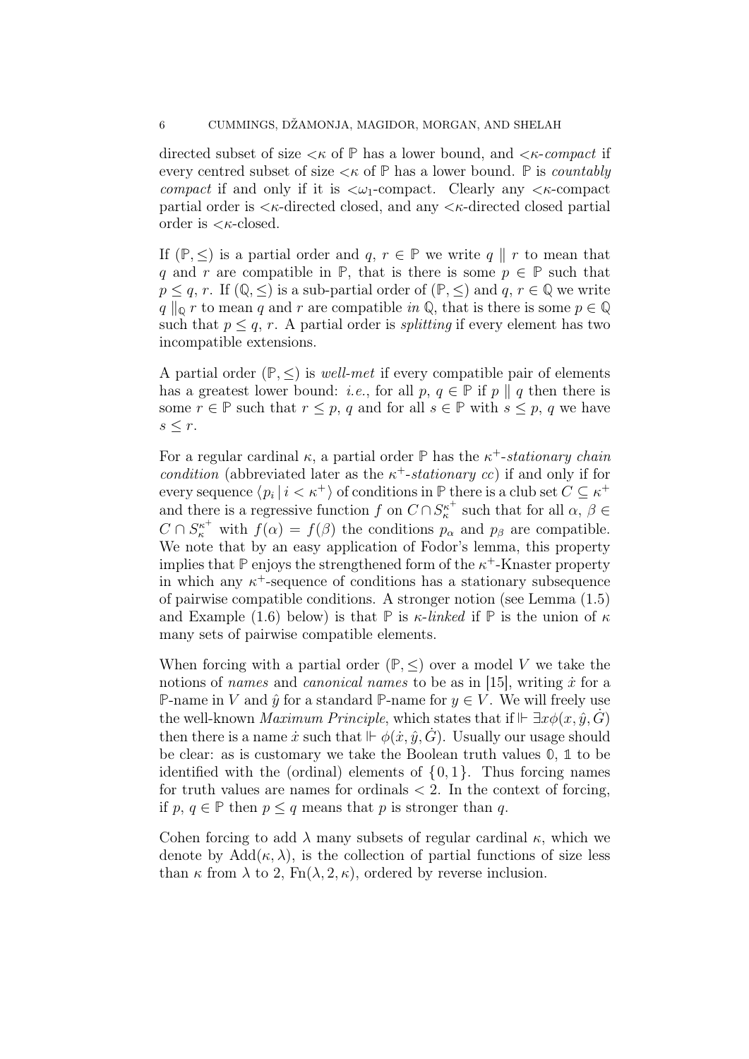directed subset of size $<\kappa$ of $\mathbb{P}$ has a lower bound, and $<\kappa$-*compact* if every centred subset of size $<\kappa$ of $\mathbb{P}$ has a lower bound. $\mathbb{P}$ is *countably compact* if and only if it is $<\omega_1$-compact. Clearly any $<\kappa$-compact partial order is $<\kappa$-directed closed, and any $<\kappa$-directed closed partial order is $<\kappa$-closed.

If $(\mathbb{P}, \leq)$ is a partial order and $q, r \in \mathbb{P}$ we write $q \parallel r$ to mean that $q$ and $r$ are compatible in $\mathbb{P}$, that is there is some $p \in \mathbb{P}$ such that $p \leq q, r$. If $(\mathbb{Q}, \leq)$ is a sub-partial order of $(\mathbb{P}, \leq)$ and $q, r \in \mathbb{Q}$ we write $q \parallel_{\mathbb{Q}} r$ to mean $q$ and $r$ are compatible *in* $\mathbb{Q}$, that is there is some $p \in \mathbb{Q}$ such that $p \leq q, r$. A partial order is *splitting* if every element has two incompatible extensions.

A partial order $(\mathbb{P}, \leq)$ is *well-met* if every compatible pair of elements has a greatest lower bound: *i.e.*, for all $p, q \in \mathbb{P}$ if $p \parallel q$ then there is some $r \in \mathbb{P}$ such that $r \leq p, q$ and for all $s \in \mathbb{P}$ with $s \leq p, q$ we have $s \leq r$.

For a regular cardinal $\kappa$, a partial order $\mathbb{P}$ has the $\kappa^+$-*stationary chain condition* (abbreviated later as the $\kappa^+$-*stationary cc*) if and only if for every sequence $\langle p_i \mid i < \kappa^+ \rangle$ of conditions in $\mathbb{P}$ there is a club set $C \subseteq \kappa^+$ and there is a regressive function $f$ on $C \cap S^{\kappa^+}_\kappa$ such that for all $\alpha, \beta \in C \cap S^{\kappa^+}_\kappa$ with $f(\alpha) = f(\beta)$ the conditions $p_\alpha$ and $p_\beta$ are compatible. We note that by an easy application of Fodor's lemma, this property implies that $\mathbb{P}$ enjoys the strengthened form of the $\kappa^+$-Knaster property in which any $\kappa^+$-sequence of conditions has a stationary subsequence of pairwise compatible conditions. A stronger notion (see Lemma (1.5) and Example (1.6) below) is that $\mathbb{P}$ is $\kappa$-*linked* if $\mathbb{P}$ is the union of $\kappa$ many sets of pairwise compatible elements.

When forcing with a partial order $(\mathbb{P}, \leq)$ over a model $V$ we take the notions of *names* and *canonical names* to be as in [15], writing $\dot{x}$ for a $\mathbb{P}$-name in $V$ and $\hat{y}$ for a standard $\mathbb{P}$-name for $y \in V$. We will freely use the well-known *Maximum Principle*, which states that if $\Vdash \exists x \phi(x, \hat{y}, \dot{G})$ then there is a name $\dot{x}$ such that $\Vdash \phi(\dot{x}, \hat{y}, \dot{G})$. Usually our usage should be clear: as is customary we take the Boolean truth values $\mathbb{0}$, $\mathbb{1}$ to be identified with the (ordinal) elements of $\{0, 1\}$. Thus forcing names for truth values are names for ordinals $< 2$. In the context of forcing, if $p, q \in \mathbb{P}$ then $p \leq q$ means that $p$ is stronger than $q$.

Cohen forcing to add $\lambda$ many subsets of regular cardinal $\kappa$, which we denote by $\mathrm{Add}(\kappa, \lambda)$, is the collection of partial functions of size less than $\kappa$ from $\lambda$ to 2, $\mathrm{Fn}(\lambda, 2, \kappa)$, ordered by reverse inclusion.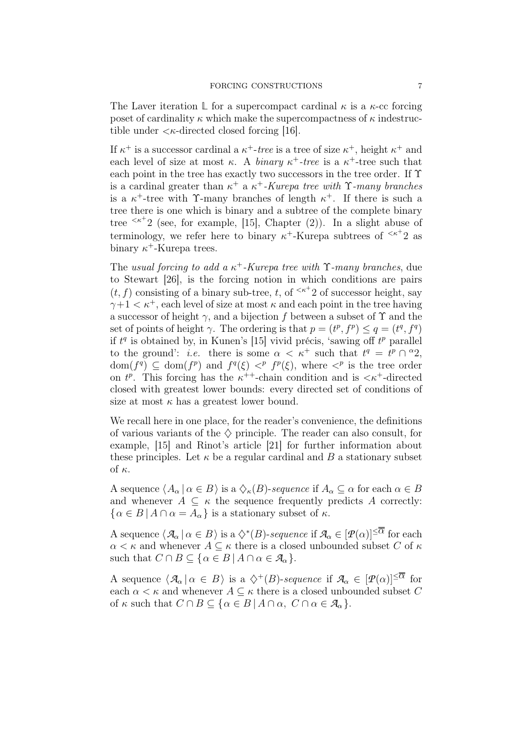The Laver iteration $\mathbb{L}$ for a supercompact cardinal $\kappa$ is a $\kappa$-cc forcing poset of cardinality $\kappa$ which make the supercompactness of $\kappa$ indestructible under $<\kappa$-directed closed forcing [16].

If $\kappa^+$ is a successor cardinal a $\kappa^+$*-tree* is a tree of size $\kappa^+$, height $\kappa^+$ and each level of size at most $\kappa$. A *binary* $\kappa^+$*-tree* is a $\kappa^+$-tree such that each point in the tree has exactly two successors in the tree order. If $\Upsilon$ is a cardinal greater than $\kappa^+$ a $\kappa^+$*-Kurepa tree with* $\Upsilon$*-many branches* is a $\kappa^+$-tree with $\Upsilon$-many branches of length $\kappa^+$. If there is such a tree there is one which is binary and a subtree of the complete binary tree ${}^{<\kappa^+}2$ (see, for example, [15], Chapter (2)). In a slight abuse of terminology, we refer here to binary $\kappa^+$-Kurepa subtrees of ${}^{<\kappa^+}2$ as binary $\kappa^+$-Kurepa trees.

The *usual forcing to add a* $\kappa^+$*-Kurepa tree with* $\Upsilon$*-many branches*, due to Stewart [26], is the forcing notion in which conditions are pairs $(t, f)$ consisting of a binary sub-tree, $t$, of ${}^{<\kappa^+}2$ of successor height, say $\gamma+1 < \kappa^+$, each level of size at most $\kappa$ and each point in the tree having a successor of height $\gamma$, and a bijection $f$ between a subset of $\Upsilon$ and the set of points of height $\gamma$. The ordering is that $p = (t^p, f^p) \leq q = (t^q, f^q)$ if $t^q$ is obtained by, in Kunen's [15] vivid précis, 'sawing off $t^p$ parallel to the ground': *i.e.* there is some $\alpha < \kappa^+$ such that $t^q = t^p \cap {}^{\alpha}2$, $\mathrm{dom}(f^q) \subseteq \mathrm{dom}(f^p)$ and $f^q(\xi) <^p f^p(\xi)$, where $<^p$ is the tree order on $t^p$. This forcing has the $\kappa^{++}$-chain condition and is $<\kappa^+$-directed closed with greatest lower bounds: every directed set of conditions of size at most $\kappa$ has a greatest lower bound.

We recall here in one place, for the reader's convenience, the definitions of various variants of the $\diamondsuit$ principle. The reader can also consult, for example, [15] and Rinot's article [21] for further information about these principles. Let $\kappa$ be a regular cardinal and $B$ a stationary subset of $\kappa$.

A sequence $\langle A_\alpha \,|\, \alpha \in B\rangle$ is a $\diamondsuit_\kappa(B)$*-sequence* if $A_\alpha \subseteq \alpha$ for each $\alpha \in B$ and whenever $A \subseteq \kappa$ the sequence frequently predicts $A$ correctly: $\{\alpha \in B \,|\, A \cap \alpha = A_\alpha\}$ is a stationary subset of $\kappa$.

A sequence $\langle \mathcal{A}_\alpha \,|\, \alpha \in B\rangle$ is a $\diamondsuit^*(B)$*-sequence* if $\mathcal{A}_\alpha \in [\mathcal{P}(\alpha)]^{\leq\overline{\overline{\alpha}}}$ for each $\alpha < \kappa$ and whenever $A \subseteq \kappa$ there is a closed unbounded subset $C$ of $\kappa$ such that $C \cap B \subseteq \{\alpha \in B \,|\, A \cap \alpha \in \mathcal{A}_\alpha\}$.

A sequence $\langle \mathcal{A}_\alpha \,|\, \alpha \in B\rangle$ is a $\diamondsuit^+(B)$*-sequence* if $\mathcal{A}_\alpha \in [\mathcal{P}(\alpha)]^{\leq\overline{\overline{\alpha}}}$ for each $\alpha < \kappa$ and whenever $A \subseteq \kappa$ there is a closed unbounded subset $C$ of $\kappa$ such that $C \cap B \subseteq \{\alpha \in B \,|\, A \cap \alpha,\ C \cap \alpha \in \mathcal{A}_\alpha\}$.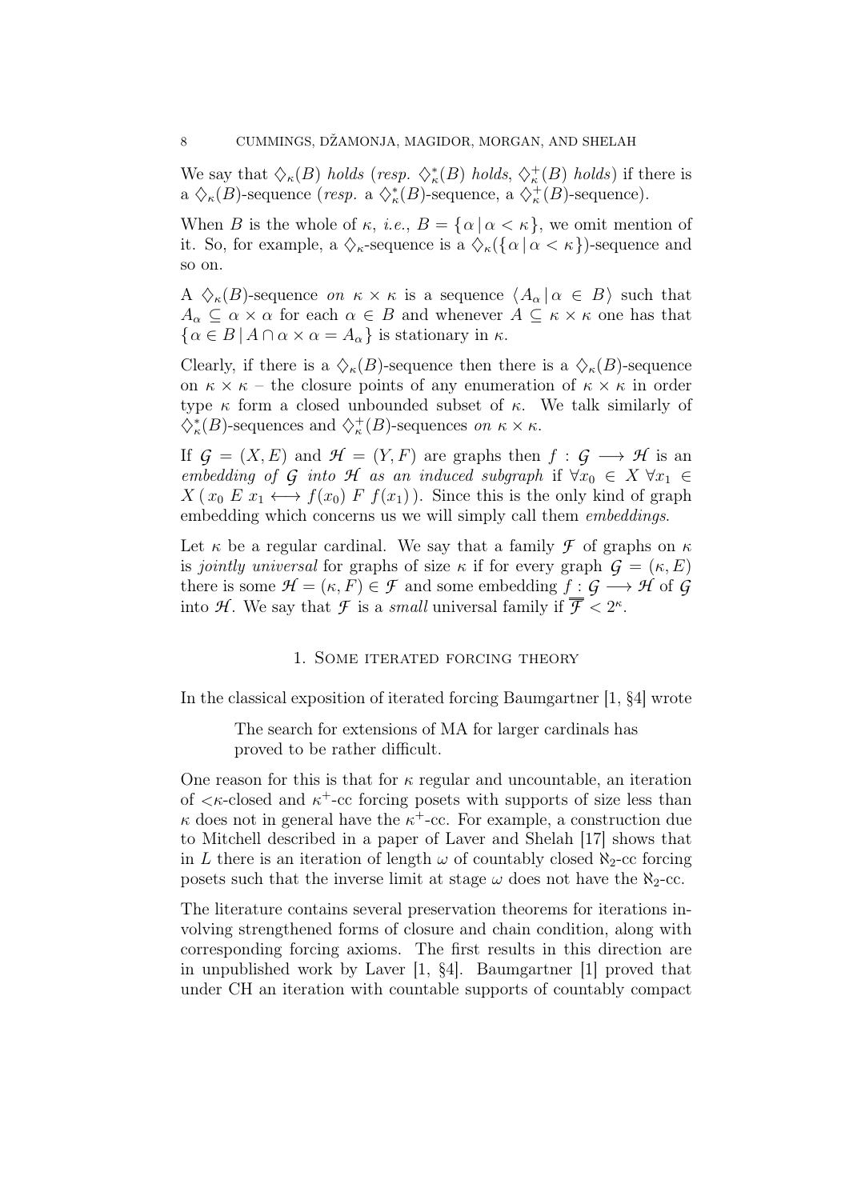We say that $\diamondsuit_\kappa(B)$ *holds* (*resp.* $\diamondsuit^*_\kappa(B)$ *holds*, $\diamondsuit^+_\kappa(B)$ *holds*) if there is a $\diamondsuit_\kappa(B)$-sequence (*resp.* a $\diamondsuit^*_\kappa(B)$-sequence, a $\diamondsuit^+_\kappa(B)$-sequence).

When $B$ is the whole of $\kappa$, *i.e.*, $B = \{\alpha \mid \alpha < \kappa\}$, we omit mention of it. So, for example, a $\diamondsuit_\kappa$-sequence is a $\diamondsuit_\kappa(\{\alpha \mid \alpha < \kappa\})$-sequence and so on.

A $\diamondsuit_\kappa(B)$-sequence *on* $\kappa \times \kappa$ is a sequence $\langle A_\alpha \mid \alpha \in B\rangle$ such that $A_\alpha \subseteq \alpha \times \alpha$ for each $\alpha \in B$ and whenever $A \subseteq \kappa \times \kappa$ one has that $\{\alpha \in B \mid A \cap \alpha \times \alpha = A_\alpha\}$ is stationary in $\kappa$.

Clearly, if there is a $\diamondsuit_\kappa(B)$-sequence then there is a $\diamondsuit_\kappa(B)$-sequence on $\kappa \times \kappa$ – the closure points of any enumeration of $\kappa \times \kappa$ in order type $\kappa$ form a closed unbounded subset of $\kappa$. We talk similarly of $\diamondsuit^*_\kappa(B)$-sequences and $\diamondsuit^+_\kappa(B)$-sequences *on* $\kappa \times \kappa$.

If $\mathcal{G} = (X, E)$ and $\mathcal{H} = (Y, F)$ are graphs then $f : \mathcal{G} \longrightarrow \mathcal{H}$ is an *embedding of* $\mathcal{G}$ *into* $\mathcal{H}$ *as an induced subgraph* if $\forall x_0 \in X\ \forall x_1 \in X\,(\,x_0\ E\ x_1 \longleftrightarrow f(x_0)\ F\ f(x_1)\,)$. Since this is the only kind of graph embedding which concerns us we will simply call them *embeddings*.

Let $\kappa$ be a regular cardinal. We say that a family $\mathcal{F}$ of graphs on $\kappa$ is *jointly universal* for graphs of size $\kappa$ if for every graph $\mathcal{G} = (\kappa, E)$ there is some $\mathcal{H} = (\kappa, F) \in \mathcal{F}$ and some embedding $f : \mathcal{G} \longrightarrow \mathcal{H}$ of $\mathcal{G}$ into $\mathcal{H}$. We say that $\mathcal{F}$ is a *small* universal family if $\overline{\overline{\mathcal{F}}} < 2^\kappa$.

## 1. Some iterated forcing theory

In the classical exposition of iterated forcing Baumgartner [1, §4] wrote

> The search for extensions of MA for larger cardinals has proved to be rather difficult.

One reason for this is that for $\kappa$ regular and uncountable, an iteration of $<\kappa$-closed and $\kappa^+$-cc forcing posets with supports of size less than $\kappa$ does not in general have the $\kappa^+$-cc. For example, a construction due to Mitchell described in a paper of Laver and Shelah [17] shows that in $L$ there is an iteration of length $\omega$ of countably closed $\aleph_2$-cc forcing posets such that the inverse limit at stage $\omega$ does not have the $\aleph_2$-cc.

The literature contains several preservation theorems for iterations involving strengthened forms of closure and chain condition, along with corresponding forcing axioms. The first results in this direction are in unpublished work by Laver [1, §4]. Baumgartner [1] proved that under CH an iteration with countable supports of countably compact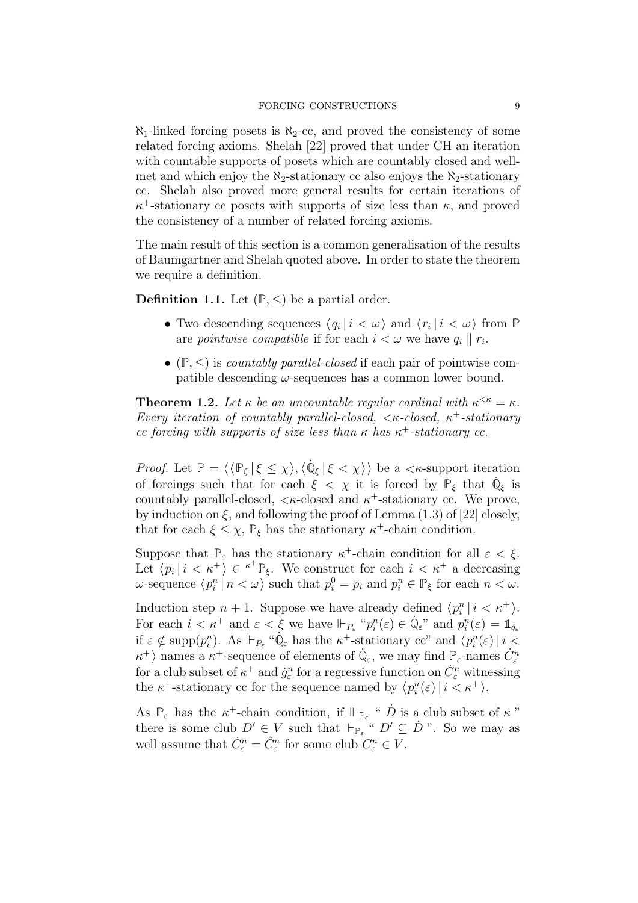$\aleph_1$-linked forcing posets is $\aleph_2$-cc, and proved the consistency of some related forcing axioms. Shelah [22] proved that under CH an iteration with countable supports of posets which are countably closed and well-met and which enjoy the $\aleph_2$-stationary cc also enjoys the $\aleph_2$-stationary cc. Shelah also proved more general results for certain iterations of $\kappa^+$-stationary cc posets with supports of size less than $\kappa$, and proved the consistency of a number of related forcing axioms.

The main result of this section is a common generalisation of the results of Baumgartner and Shelah quoted above. In order to state the theorem we require a definition.

**Definition 1.1.** Let $(\mathbb{P}, \leq)$ be a partial order.

- Two descending sequences $\langle q_i \,|\, i < \omega \rangle$ and $\langle r_i \,|\, i < \omega \rangle$ from $\mathbb{P}$ are *pointwise compatible* if for each $i < \omega$ we have $q_i \parallel r_i$.
- $(\mathbb{P}, \leq)$ is *countably parallel-closed* if each pair of pointwise compatible descending $\omega$-sequences has a common lower bound.

**Theorem 1.2.** *Let $\kappa$ be an uncountable regular cardinal with $\kappa^{<\kappa} = \kappa$. Every iteration of countably parallel-closed, $<\kappa$-closed, $\kappa^+$-stationary cc forcing with supports of size less than $\kappa$ has $\kappa^+$-stationary cc.*

*Proof.* Let $\mathbb{P} = \langle \langle \mathbb{P}_\xi \,|\, \xi \leq \chi \rangle, \langle \dot{\mathbb{Q}}_\xi \,|\, \xi < \chi \rangle \rangle$ be a $<\kappa$-support iteration of forcings such that for each $\xi < \chi$ it is forced by $\mathbb{P}_\xi$ that $\dot{\mathbb{Q}}_\xi$ is countably parallel-closed, $<\kappa$-closed and $\kappa^+$-stationary cc. We prove, by induction on $\xi$, and following the proof of Lemma (1.3) of [22] closely, that for each $\xi \leq \chi$, $\mathbb{P}_\xi$ has the stationary $\kappa^+$-chain condition.

Suppose that $\mathbb{P}_\varepsilon$ has the stationary $\kappa^+$-chain condition for all $\varepsilon < \xi$. Let $\langle p_i \,|\, i < \kappa^+ \rangle \in {}^{\kappa^+}\mathbb{P}_\xi$. We construct for each $i < \kappa^+$ a decreasing $\omega$-sequence $\langle p_i^n \,|\, n < \omega \rangle$ such that $p_i^0 = p_i$ and $p_i^n \in \mathbb{P}_\xi$ for each $n < \omega$.

Induction step $n + 1$. Suppose we have already defined $\langle p_i^n \,|\, i < \kappa^+ \rangle$. For each $i < \kappa^+$ and $\varepsilon < \xi$ we have $\Vdash_{P_\varepsilon}$ "$p_i^n(\varepsilon) \in \dot{\mathbb{Q}}_\varepsilon$" and $p_i^n(\varepsilon) = \mathbb{1}_{\dot{q}_\varepsilon}$ if $\varepsilon \notin \mathrm{supp}(p_i^n)$. As $\Vdash_{P_\varepsilon}$ "$\dot{\mathbb{Q}}_\varepsilon$ has the $\kappa^+$-stationary cc" and $\langle p_i^n(\varepsilon) \,|\, i < \kappa^+ \rangle$ names a $\kappa^+$-sequence of elements of $\dot{\mathbb{Q}}_\varepsilon$, we may find $\mathbb{P}_\varepsilon$-names $\dot{C}_\varepsilon^n$ for a club subset of $\kappa^+$ and $\dot{g}_\varepsilon^n$ for a regressive function on $\dot{C}_\varepsilon^n$ witnessing the $\kappa^+$-stationary cc for the sequence named by $\langle p_i^n(\varepsilon) \,|\, i < \kappa^+ \rangle$.

As $\mathbb{P}_\varepsilon$ has the $\kappa^+$-chain condition, if $\Vdash_{\mathbb{P}_\varepsilon}$ " $\dot{D}$ is a club subset of $\kappa$ " there is some club $D' \in V$ such that $\Vdash_{\mathbb{P}_\varepsilon}$ " $D' \subseteq \dot{D}$ ". So we may as well assume that $\dot{C}_\varepsilon^n = \hat{C}_\varepsilon^n$ for some club $C_\varepsilon^n \in V$.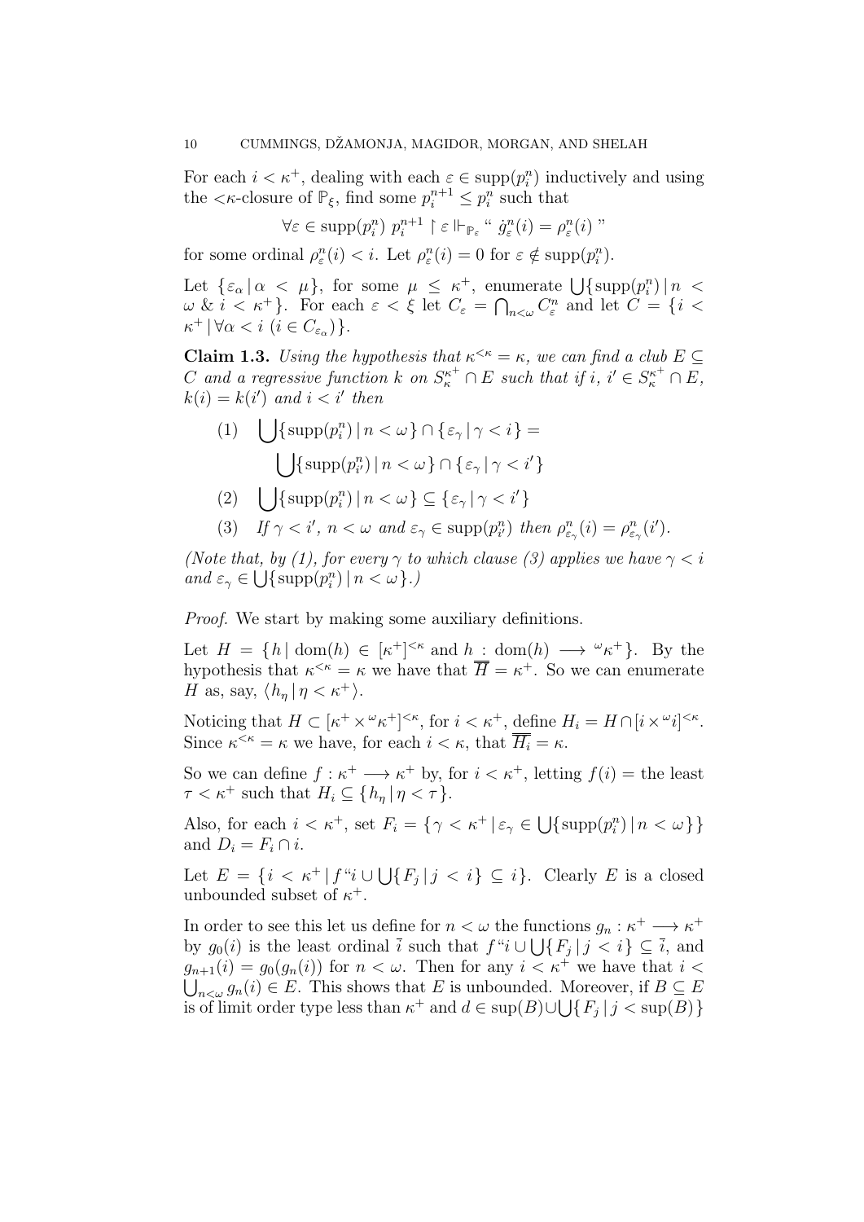For each $i < \kappa^+$, dealing with each $\varepsilon \in \text{supp}(p^n_i)$ inductively and using the $<\kappa$-closure of $\mathbb{P}_\xi$, find some $p^{n+1}_i \leq p^n_i$ such that

$$\forall \varepsilon \in \text{supp}(p^n_i)\ p^{n+1}_i \restriction \varepsilon \Vdash_{\mathbb{P}_\varepsilon} \text{“ } \dot{g}^n_\varepsilon(i) = \rho^n_\varepsilon(i) \text{ ”}$$

for some ordinal $\rho^n_\varepsilon(i) < i$. Let $\rho^n_\varepsilon(i) = 0$ for $\varepsilon \notin \text{supp}(p^n_i)$.

Let $\{\varepsilon_\alpha \mid \alpha < \mu\}$, for some $\mu \leq \kappa^+$, enumerate $\bigcup\{\text{supp}(p^n_i) \mid n < \omega \ \&\ i < \kappa^+\}$. For each $\varepsilon < \xi$ let $C_\varepsilon = \bigcap_{n<\omega} C^n_\varepsilon$ and let $C = \{i < \kappa^+ \mid \forall \alpha < i\ (i \in C_{\varepsilon_\alpha})\}$.

**Claim 1.3.** *Using the hypothesis that $\kappa^{<\kappa} = \kappa$, we can find a club $E \subseteq C$ and a regressive function $k$ on $S^{\kappa^+}_\kappa \cap E$ such that if $i$, $i' \in S^{\kappa^+}_\kappa \cap E$, $k(i) = k(i')$ and $i < i'$ then*

$$(1)\quad \bigcup\{\text{supp}(p^n_i) \mid n < \omega\} \cap \{\varepsilon_\gamma \mid \gamma < i\} = \bigcup\{\text{supp}(p^n_{i'}) \mid n < \omega\} \cap \{\varepsilon_\gamma \mid \gamma < i'\}$$

$$(2)\quad \bigcup\{\text{supp}(p^n_i) \mid n < \omega\} \subseteq \{\varepsilon_\gamma \mid \gamma < i'\}$$

(3) *If $\gamma < i'$, $n < \omega$ and $\varepsilon_\gamma \in \text{supp}(p^n_{i'})$ then $\rho^n_{\varepsilon_\gamma}(i) = \rho^n_{\varepsilon_\gamma}(i')$.*

*(Note that, by (1), for every $\gamma$ to which clause (3) applies we have $\gamma < i$ and $\varepsilon_\gamma \in \bigcup\{\text{supp}(p^n_i) \mid n < \omega\}$.)*

*Proof.* We start by making some auxiliary definitions.

Let $H = \{h \mid \text{dom}(h) \in [\kappa^+]^{<\kappa} \text{ and } h : \text{dom}(h) \longrightarrow {}^\omega\kappa^+\}$. By the hypothesis that $\kappa^{<\kappa} = \kappa$ we have that $\overline{\overline{H}} = \kappa^+$. So we can enumerate $H$ as, say, $\langle h_\eta \mid \eta < \kappa^+\rangle$.

Noticing that $H \subset [\kappa^+ \times {}^\omega\kappa^+]^{<\kappa}$, for $i < \kappa^+$, define $H_i = H \cap [i \times {}^\omega i]^{<\kappa}$. Since $\kappa^{<\kappa} = \kappa$ we have, for each $i < \kappa$, that $\overline{\overline{H_i}} = \kappa$.

So we can define $f : \kappa^+ \longrightarrow \kappa^+$ by, for $i < \kappa^+$, letting $f(i) =$ the least $\tau < \kappa^+$ such that $H_i \subseteq \{h_\eta \mid \eta < \tau\}$.

Also, for each $i < \kappa^+$, set $F_i = \{\gamma < \kappa^+ \mid \varepsilon_\gamma \in \bigcup\{\text{supp}(p^n_i) \mid n < \omega\}\}$ and $D_i = F_i \cap i$.

Let $E = \{i < \kappa^+ \mid f``i \cup \bigcup\{F_j \mid j < i\} \subseteq i\}$. Clearly $E$ is a closed unbounded subset of $\kappa^+$.

In order to see this let us define for $n < \omega$ the functions $g_n : \kappa^+ \longrightarrow \kappa^+$ by $g_0(i)$ is the least ordinal $\bar{i}$ such that $f``i \cup \bigcup\{F_j \mid j < i\} \subseteq \bar{i}$, and $g_{n+1}(i) = g_0(g_n(i))$ for $n < \omega$. Then for any $i < \kappa^+$ we have that $i < \bigcup_{n<\omega} g_n(i) \in E$. This shows that $E$ is unbounded. Moreover, if $B \subseteq E$ is of limit order type less than $\kappa^+$ and $d \in \sup(B) \cup \bigcup\{F_j \mid j < \sup(B)\}$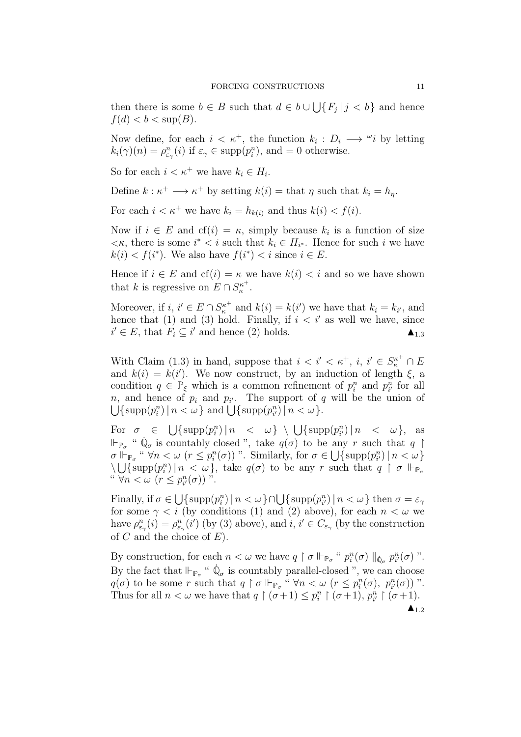then there is some $b \in B$ such that $d \in b \cup \bigcup\{F_j \mid j < b\}$ and hence $f(d) < b < \sup(B)$.

Now define, for each $i < \kappa^+$, the function $k_i : D_i \longrightarrow {}^\omega i$ by letting $k_i(\gamma)(n) = \rho^n_{\varepsilon_\gamma}(i)$ if $\varepsilon_\gamma \in \operatorname{supp}(p^n_i)$, and $= 0$ otherwise.

So for each $i < \kappa^+$ we have $k_i \in H_i$.

Define $k : \kappa^+ \longrightarrow \kappa^+$ by setting $k(i) =$ that $\eta$ such that $k_i = h_\eta$.

For each $i < \kappa^+$ we have $k_i = h_{k(i)}$ and thus $k(i) < f(i)$.

Now if $i \in E$ and $\operatorname{cf}(i) = \kappa$, simply because $k_i$ is a function of size $<\kappa$, there is some $i^* < i$ such that $k_i \in H_{i^*}$. Hence for such $i$ we have $k(i) < f(i^*)$. We also have $f(i^*) < i$ since $i \in E$.

Hence if $i \in E$ and $\operatorname{cf}(i) = \kappa$ we have $k(i) < i$ and so we have shown that $k$ is regressive on $E \cap S^{\kappa^+}_\kappa$.

Moreover, if $i, i' \in E \cap S^{\kappa^+}_\kappa$ and $k(i) = k(i')$ we have that $k_i = k_{i'}$, and hence that (1) and (3) hold. Finally, if $i < i'$ as well we have, since $i' \in E$, that $F_i \subseteq i'$ and hence (2) holds. $\blacktriangle_{1.3}$

With Claim (1.3) in hand, suppose that $i < i' < \kappa^+$, $i$, $i' \in S^{\kappa^+}_\kappa \cap E$ and $k(i) = k(i')$. We now construct, by an induction of length $\xi$, a condition $q \in \mathbb{P}_\xi$ which is a common refinement of $p^n_i$ and $p^n_{i'}$ for all $n$, and hence of $p_i$ and $p_{i'}$. The support of $q$ will be the union of $\bigcup\{\operatorname{supp}(p^n_i) \mid n < \omega\}$ and $\bigcup\{\operatorname{supp}(p^n_{i'}) \mid n < \omega\}$.

For $\sigma \in \bigcup\{\operatorname{supp}(p^n_i) \mid n < \omega\} \setminus \bigcup\{\operatorname{supp}(p^n_{i'}) \mid n < \omega\}$, as $\Vdash_{\mathbb{P}_\sigma}$ " $\dot{\mathbb{Q}}_\sigma$ is countably closed ", take $q(\sigma)$ to be any $r$ such that $q \restriction \sigma \Vdash_{\mathbb{P}_\sigma}$ " $\forall n < \omega \ (r \leq p^n_i(\sigma))$ ". Similarly, for $\sigma \in \bigcup\{\operatorname{supp}(p^n_{i'}) \mid n < \omega\} \setminus \bigcup\{\operatorname{supp}(p^n_i) \mid n < \omega\}$, take $q(\sigma)$ to be any $r$ such that $q \restriction \sigma \Vdash_{\mathbb{P}_\sigma}$ " $\forall n < \omega \ (r \leq p^n_{i'}(\sigma))$ ".

Finally, if $\sigma \in \bigcup\{\operatorname{supp}(p^n_i) \mid n < \omega\} \cap \bigcup\{\operatorname{supp}(p^n_{i'}) \mid n < \omega\}$ then $\sigma = \varepsilon_\gamma$ for some $\gamma < i$ (by conditions (1) and (2) above), for each $n < \omega$ we have $\rho^n_{\varepsilon_\gamma}(i) = \rho^n_{\varepsilon_\gamma}(i')$ (by (3) above), and $i$, $i' \in C_{\varepsilon_\gamma}$ (by the construction of $C$ and the choice of $E$).

By construction, for each $n < \omega$ we have $q \restriction \sigma \Vdash_{\mathbb{P}_\sigma}$ " $p^n_i(\sigma) \parallel_{\dot{\mathbb{Q}}_\sigma} p^n_{i'}(\sigma)$ ". By the fact that $\Vdash_{\mathbb{P}_\sigma}$ " $\dot{\mathbb{Q}}_\sigma$ is countably parallel-closed ", we can choose $q(\sigma)$ to be some $r$ such that $q \restriction \sigma \Vdash_{\mathbb{P}_\sigma}$ " $\forall n < \omega \ (r \leq p^n_i(\sigma),\ p^n_{i'}(\sigma))$ ". Thus for all $n < \omega$ we have that $q \restriction (\sigma + 1) \leq p^n_i \restriction (\sigma + 1)$, $p^n_{i'} \restriction (\sigma + 1)$.

$\blacktriangle_{1.2}$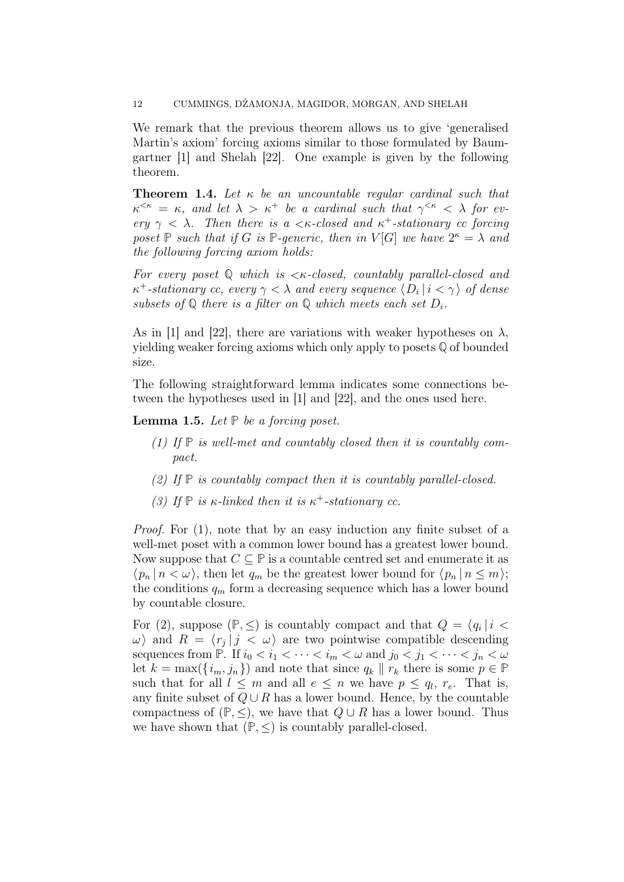We remark that the previous theorem allows us to give 'generalised Martin's axiom' forcing axioms similar to those formulated by Baumgartner [1] and Shelah [22]. One example is given by the following theorem.

**Theorem 1.4.** *Let $\kappa$ be an uncountable regular cardinal such that $\kappa^{<\kappa} = \kappa$, and let $\lambda > \kappa^+$ be a cardinal such that $\gamma^{<\kappa} < \lambda$ for every $\gamma < \lambda$. Then there is a $<\kappa$-closed and $\kappa^+$-stationary cc forcing poset $\mathbb{P}$ such that if $G$ is $\mathbb{P}$-generic, then in $V[G]$ we have $2^\kappa = \lambda$ and the following forcing axiom holds:*

*For every poset $\mathbb{Q}$ which is $<\kappa$-closed, countably parallel-closed and $\kappa^+$-stationary cc, every $\gamma < \lambda$ and every sequence $\langle D_i \mid i < \gamma \rangle$ of dense subsets of $\mathbb{Q}$ there is a filter on $\mathbb{Q}$ which meets each set $D_i$.*

As in [1] and [22], there are variations with weaker hypotheses on $\lambda$, yielding weaker forcing axioms which only apply to posets $\mathbb{Q}$ of bounded size.

The following straightforward lemma indicates some connections between the hypotheses used in [1] and [22], and the ones used here.

**Lemma 1.5.** *Let $\mathbb{P}$ be a forcing poset.*

1. *If $\mathbb{P}$ is well-met and countably closed then it is countably compact.*
2. *If $\mathbb{P}$ is countably compact then it is countably parallel-closed.*
3. *If $\mathbb{P}$ is $\kappa$-linked then it is $\kappa^+$-stationary cc.*

*Proof.* For (1), note that by an easy induction any finite subset of a well-met poset with a common lower bound has a greatest lower bound. Now suppose that $C \subseteq \mathbb{P}$ is a countable centred set and enumerate it as $\langle p_n \mid n < \omega \rangle$, then let $q_m$ be the greatest lower bound for $\langle p_n \mid n \leq m \rangle$; the conditions $q_m$ form a decreasing sequence which has a lower bound by countable closure.

For (2), suppose $(\mathbb{P}, \leq)$ is countably compact and that $Q = \langle q_i \mid i < \omega \rangle$ and $R = \langle r_j \mid j < \omega \rangle$ are two pointwise compatible descending sequences from $\mathbb{P}$. If $i_0 < i_1 < \cdots < i_m < \omega$ and $j_0 < j_1 < \cdots < j_n < \omega$ let $k = \max(\{i_m, j_n\})$ and note that since $q_k \parallel r_k$ there is some $p \in \mathbb{P}$ such that for all $l \leq m$ and all $e \leq n$ we have $p \leq q_l,\ r_e$. That is, any finite subset of $Q \cup R$ has a lower bound. Hence, by the countable compactness of $(\mathbb{P}, \leq)$, we have that $Q \cup R$ has a lower bound. Thus we have shown that $(\mathbb{P}, \leq)$ is countably parallel-closed.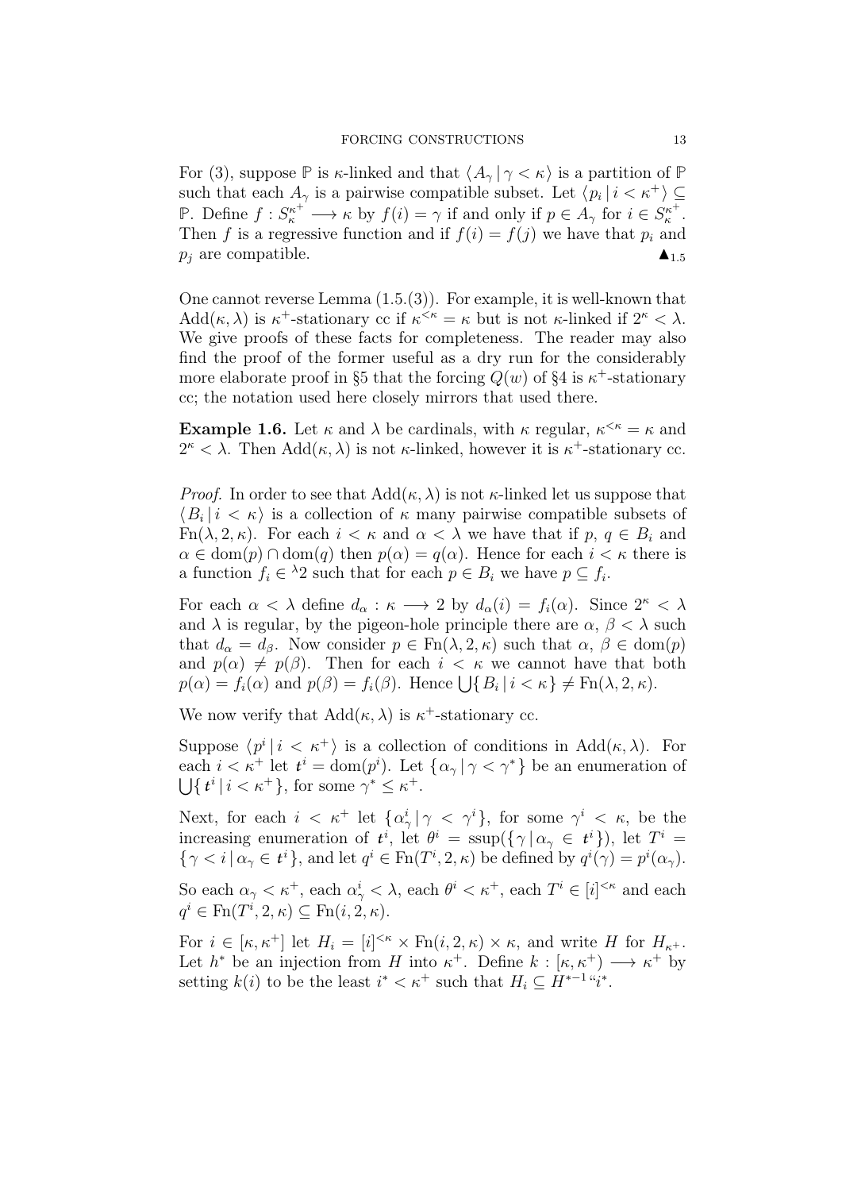For (3), suppose $\mathbb{P}$ is $\kappa$-linked and that $\langle A_\gamma \,|\, \gamma < \kappa \rangle$ is a partition of $\mathbb{P}$ such that each $A_\gamma$ is a pairwise compatible subset. Let $\langle p_i \,|\, i < \kappa^+ \rangle \subseteq \mathbb{P}$. Define $f : S^{\kappa^+}_\kappa \longrightarrow \kappa$ by $f(i) = \gamma$ if and only if $p \in A_\gamma$ for $i \in S^{\kappa^+}_\kappa$. Then $f$ is a regressive function and if $f(i) = f(j)$ we have that $p_i$ and $p_j$ are compatible. $\blacktriangle_{1.5}$

One cannot reverse Lemma (1.5.(3)). For example, it is well-known that $\mathrm{Add}(\kappa, \lambda)$ is $\kappa^+$-stationary cc if $\kappa^{<\kappa} = \kappa$ but is not $\kappa$-linked if $2^\kappa < \lambda$. We give proofs of these facts for completeness. The reader may also find the proof of the former useful as a dry run for the considerably more elaborate proof in §5 that the forcing $Q(w)$ of §4 is $\kappa^+$-stationary cc; the notation used here closely mirrors that used there.

**Example 1.6.** Let $\kappa$ and $\lambda$ be cardinals, with $\kappa$ regular, $\kappa^{<\kappa} = \kappa$ and $2^\kappa < \lambda$. Then $\mathrm{Add}(\kappa, \lambda)$ is not $\kappa$-linked, however it is $\kappa^+$-stationary cc.

*Proof.* In order to see that $\mathrm{Add}(\kappa, \lambda)$ is not $\kappa$-linked let us suppose that $\langle B_i \,|\, i < \kappa \rangle$ is a collection of $\kappa$ many pairwise compatible subsets of $\mathrm{Fn}(\lambda, 2, \kappa)$. For each $i < \kappa$ and $\alpha < \lambda$ we have that if $p$, $q \in B_i$ and $\alpha \in \mathrm{dom}(p) \cap \mathrm{dom}(q)$ then $p(\alpha) = q(\alpha)$. Hence for each $i < \kappa$ there is a function $f_i \in {}^\lambda 2$ such that for each $p \in B_i$ we have $p \subseteq f_i$.

For each $\alpha < \lambda$ define $d_\alpha : \kappa \longrightarrow 2$ by $d_\alpha(i) = f_i(\alpha)$. Since $2^\kappa < \lambda$ and $\lambda$ is regular, by the pigeon-hole principle there are $\alpha$, $\beta < \lambda$ such that $d_\alpha = d_\beta$. Now consider $p \in \mathrm{Fn}(\lambda, 2, \kappa)$ such that $\alpha$, $\beta \in \mathrm{dom}(p)$ and $p(\alpha) \neq p(\beta)$. Then for each $i < \kappa$ we cannot have that both $p(\alpha) = f_i(\alpha)$ and $p(\beta) = f_i(\beta)$. Hence $\bigcup\{ B_i \,|\, i < \kappa \} \neq \mathrm{Fn}(\lambda, 2, \kappa)$.

We now verify that $\mathrm{Add}(\kappa, \lambda)$ is $\kappa^+$-stationary cc.

Suppose $\langle p^i \,|\, i < \kappa^+ \rangle$ is a collection of conditions in $\mathrm{Add}(\kappa, \lambda)$. For each $i < \kappa^+$ let $\boldsymbol{t}^i = \mathrm{dom}(p^i)$. Let $\{ \alpha_\gamma \,|\, \gamma < \gamma^* \}$ be an enumeration of $\bigcup\{ \boldsymbol{t}^i \,|\, i < \kappa^+ \}$, for some $\gamma^* \leq \kappa^+$.

Next, for each $i < \kappa^+$ let $\{ \alpha^i_\gamma \,|\, \gamma < \gamma^i \}$, for some $\gamma^i < \kappa$, be the increasing enumeration of $\boldsymbol{t}^i$, let $\theta^i = \mathrm{ssup}(\{ \gamma \,|\, \alpha_\gamma \in \boldsymbol{t}^i \})$, let $T^i = \{ \gamma < i \,|\, \alpha_\gamma \in \boldsymbol{t}^i \}$, and let $q^i \in \mathrm{Fn}(T^i, 2, \kappa)$ be defined by $q^i(\gamma) = p^i(\alpha_\gamma)$.

So each $\alpha_\gamma < \kappa^+$, each $\alpha^i_\gamma < \lambda$, each $\theta^i < \kappa^+$, each $T^i \in [i]^{<\kappa}$ and each $q^i \in \mathrm{Fn}(T^i, 2, \kappa) \subseteq \mathrm{Fn}(i, 2, \kappa)$.

For $i \in [\kappa, \kappa^+]$ let $H_i = [i]^{<\kappa} \times \mathrm{Fn}(i, 2, \kappa) \times \kappa$, and write $H$ for $H_{\kappa^+}$. Let $h^*$ be an injection from $H$ into $\kappa^+$. Define $k : [\kappa, \kappa^+) \longrightarrow \kappa^+$ by setting $k(i)$ to be the least $i^* < \kappa^+$ such that $H_i \subseteq H^{*-1}``i^*$.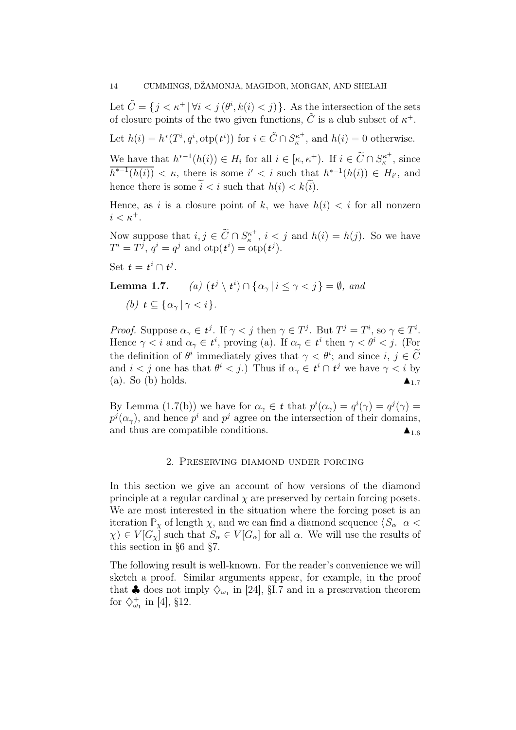Let $\tilde{C} = \{ j < \kappa^+ \mid \forall i < j\, (\theta^i, k(i) < j) \}$. As the intersection of the sets of closure points of the two given functions, $\tilde{C}$ is a club subset of $\kappa^+$.

Let $h(i) = h^*(T^i, q^i, \operatorname{otp}(\boldsymbol{t}^i))$ for $i \in \tilde{C} \cap S^{\kappa^+}_\kappa$, and $h(i) = 0$ otherwise.

We have that $h^{*-1}(h(i)) \in H_i$ for all $i \in [\kappa, \kappa^+)$. If $i \in \widetilde{C} \cap S^{\kappa^+}_\kappa$, since $\overline{\overline{h^{*-1}(h(i))}} < \kappa$, there is some $i' < i$ such that $h^{*-1}(h(i)) \in H_{i'}$, and hence there is some $\widetilde{i} < i$ such that $h(i) < k(\widetilde{i})$.

Hence, as $i$ is a closure point of $k$, we have $h(i) < i$ for all nonzero $i < \kappa^+$.

Now suppose that $i, j \in \widetilde{C} \cap S^{\kappa^+}_\kappa$, $i < j$ and $h(i) = h(j)$. So we have $T^i = T^j$, $q^i = q^j$ and $\operatorname{otp}(\boldsymbol{t}^i) = \operatorname{otp}(\boldsymbol{t}^j)$.

Set $\boldsymbol{t} = \boldsymbol{t}^i \cap \boldsymbol{t}^j$.

**Lemma 1.7.** *(a) $(\boldsymbol{t}^j \setminus \boldsymbol{t}^i) \cap \{ \alpha_\gamma \mid i \leq \gamma < j \} = \emptyset$, and*

*(b) $\boldsymbol{t} \subseteq \{ \alpha_\gamma \mid \gamma < i \}$.*

*Proof.* Suppose $\alpha_\gamma \in \boldsymbol{t}^j$. If $\gamma < j$ then $\gamma \in T^j$. But $T^j = T^i$, so $\gamma \in T^i$. Hence $\gamma < i$ and $\alpha_\gamma \in \boldsymbol{t}^i$, proving (a). If $\alpha_\gamma \in \boldsymbol{t}^i$ then $\gamma < \theta^i < j$. (For the definition of $\theta^i$ immediately gives that $\gamma < \theta^i$; and since $i, j \in \widetilde{C}$ and $i < j$ one has that $\theta^i < j$.) Thus if $\alpha_\gamma \in \boldsymbol{t}^i \cap \boldsymbol{t}^j$ we have $\gamma < i$ by (a). So (b) holds. $\blacktriangle_{1.7}$

By Lemma (1.7(b)) we have for $\alpha_\gamma \in \boldsymbol{t}$ that $p^i(\alpha_\gamma) = q^i(\gamma) = q^j(\gamma) = p^j(\alpha_\gamma)$, and hence $p^i$ and $p^j$ agree on the intersection of their domains, and thus are compatible conditions. $\blacktriangle_{1.6}$

## 2. Preserving diamond under forcing

In this section we give an account of how versions of the diamond principle at a regular cardinal $\chi$ are preserved by certain forcing posets. We are most interested in the situation where the forcing poset is an iteration $\mathbb{P}_\chi$ of length $\chi$, and we can find a diamond sequence $\langle S_\alpha \mid \alpha < \chi \rangle \in V[G_\chi]$ such that $S_\alpha \in V[G_\alpha]$ for all $\alpha$. We will use the results of this section in §6 and §7.

The following result is well-known. For the reader's convenience we will sketch a proof. Similar arguments appear, for example, in the proof that $\clubsuit$ does not imply $\diamondsuit_{\omega_1}$ in [24], §I.7 and in a preservation theorem for $\diamondsuit^+_{\omega_1}$ in [4], §12.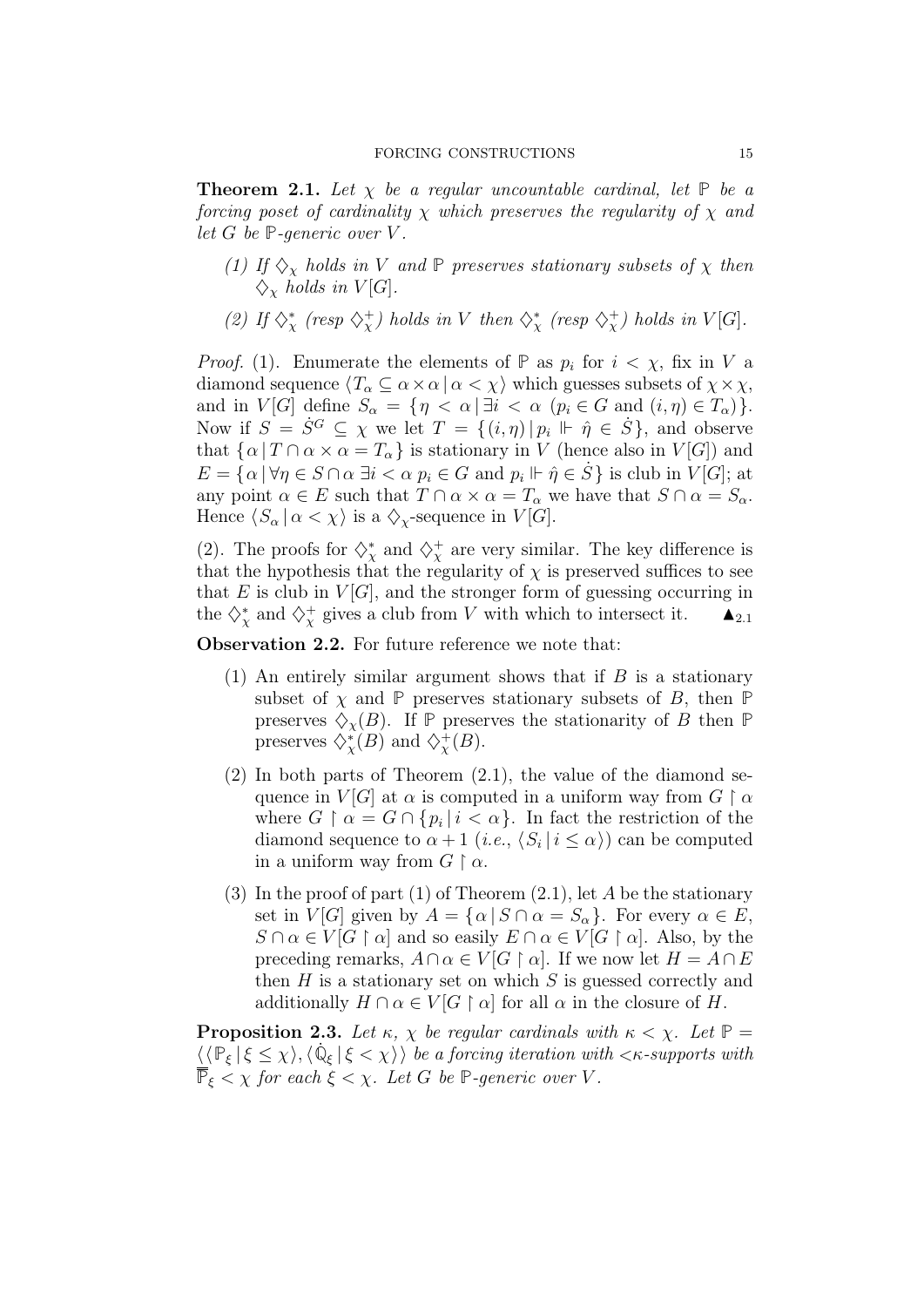**Theorem 2.1.** *Let $\chi$ be a regular uncountable cardinal, let $\mathbb{P}$ be a forcing poset of cardinality $\chi$ which preserves the regularity of $\chi$ and let $G$ be $\mathbb{P}$-generic over $V$.*

1. *If $\diamondsuit_\chi$ holds in $V$ and $\mathbb{P}$ preserves stationary subsets of $\chi$ then $\diamondsuit_\chi$ holds in $V[G]$.*
2. *If $\diamondsuit^*_\chi$ (resp $\diamondsuit^+_\chi$) holds in $V$ then $\diamondsuit^*_\chi$ (resp $\diamondsuit^+_\chi$) holds in $V[G]$.*

*Proof.* (1). Enumerate the elements of $\mathbb{P}$ as $p_i$ for $i < \chi$, fix in $V$ a diamond sequence $\langle T_\alpha \subseteq \alpha \times \alpha \mid \alpha < \chi \rangle$ which guesses subsets of $\chi \times \chi$, and in $V[G]$ define $S_\alpha = \{\eta < \alpha \mid \exists i < \alpha \ (p_i \in G \text{ and } (i, \eta) \in T_\alpha)\}$. Now if $S = \dot{S}^G \subseteq \chi$ we let $T = \{(i, \eta) \mid p_i \Vdash \hat{\eta} \in \dot{S}\}$, and observe that $\{\alpha \mid T \cap \alpha \times \alpha = T_\alpha\}$ is stationary in $V$ (hence also in $V[G]$) and $E = \{\alpha \mid \forall \eta \in S \cap \alpha \ \exists i < \alpha \ p_i \in G \text{ and } p_i \Vdash \hat{\eta} \in \dot{S}\}$ is club in $V[G]$; at any point $\alpha \in E$ such that $T \cap \alpha \times \alpha = T_\alpha$ we have that $S \cap \alpha = S_\alpha$. Hence $\langle S_\alpha \mid \alpha < \chi \rangle$ is a $\diamondsuit_\chi$-sequence in $V[G]$.

(2). The proofs for $\diamondsuit^*_\chi$ and $\diamondsuit^+_\chi$ are very similar. The key difference is that the hypothesis that the regularity of $\chi$ is preserved suffices to see that $E$ is club in $V[G]$, and the stronger form of guessing occurring in the $\diamondsuit^*_\chi$ and $\diamondsuit^+_\chi$ gives a club from $V$ with which to intersect it. $\blacktriangle_{2.1}$

**Observation 2.2.** For future reference we note that:

1. An entirely similar argument shows that if $B$ is a stationary subset of $\chi$ and $\mathbb{P}$ preserves stationary subsets of $B$, then $\mathbb{P}$ preserves $\diamondsuit_\chi(B)$. If $\mathbb{P}$ preserves the stationarity of $B$ then $\mathbb{P}$ preserves $\diamondsuit^*_\chi(B)$ and $\diamondsuit^+_\chi(B)$.
2. In both parts of Theorem (2.1), the value of the diamond sequence in $V[G]$ at $\alpha$ is computed in a uniform way from $G \restriction \alpha$ where $G \restriction \alpha = G \cap \{p_i \mid i < \alpha\}$. In fact the restriction of the diamond sequence to $\alpha + 1$ (*i.e.*, $\langle S_i \mid i \leq \alpha \rangle$) can be computed in a uniform way from $G \restriction \alpha$.
3. In the proof of part (1) of Theorem (2.1), let $A$ be the stationary set in $V[G]$ given by $A = \{\alpha \mid S \cap \alpha = S_\alpha\}$. For every $\alpha \in E$, $S \cap \alpha \in V[G \restriction \alpha]$ and so easily $E \cap \alpha \in V[G \restriction \alpha]$. Also, by the preceding remarks, $A \cap \alpha \in V[G \restriction \alpha]$. If we now let $H = A \cap E$ then $H$ is a stationary set on which $S$ is guessed correctly and additionally $H \cap \alpha \in V[G \restriction \alpha]$ for all $\alpha$ in the closure of $H$.

**Proposition 2.3.** *Let $\kappa$, $\chi$ be regular cardinals with $\kappa < \chi$. Let $\mathbb{P} = \langle \langle \mathbb{P}_\xi \mid \xi \leq \chi \rangle, \langle \dot{\mathbb{Q}}_\xi \mid \xi < \chi \rangle \rangle$ be a forcing iteration with $<\kappa$-supports with $\overline{\overline{\mathbb{P}_\xi}} < \chi$ for each $\xi < \chi$. Let $G$ be $\mathbb{P}$-generic over $V$.*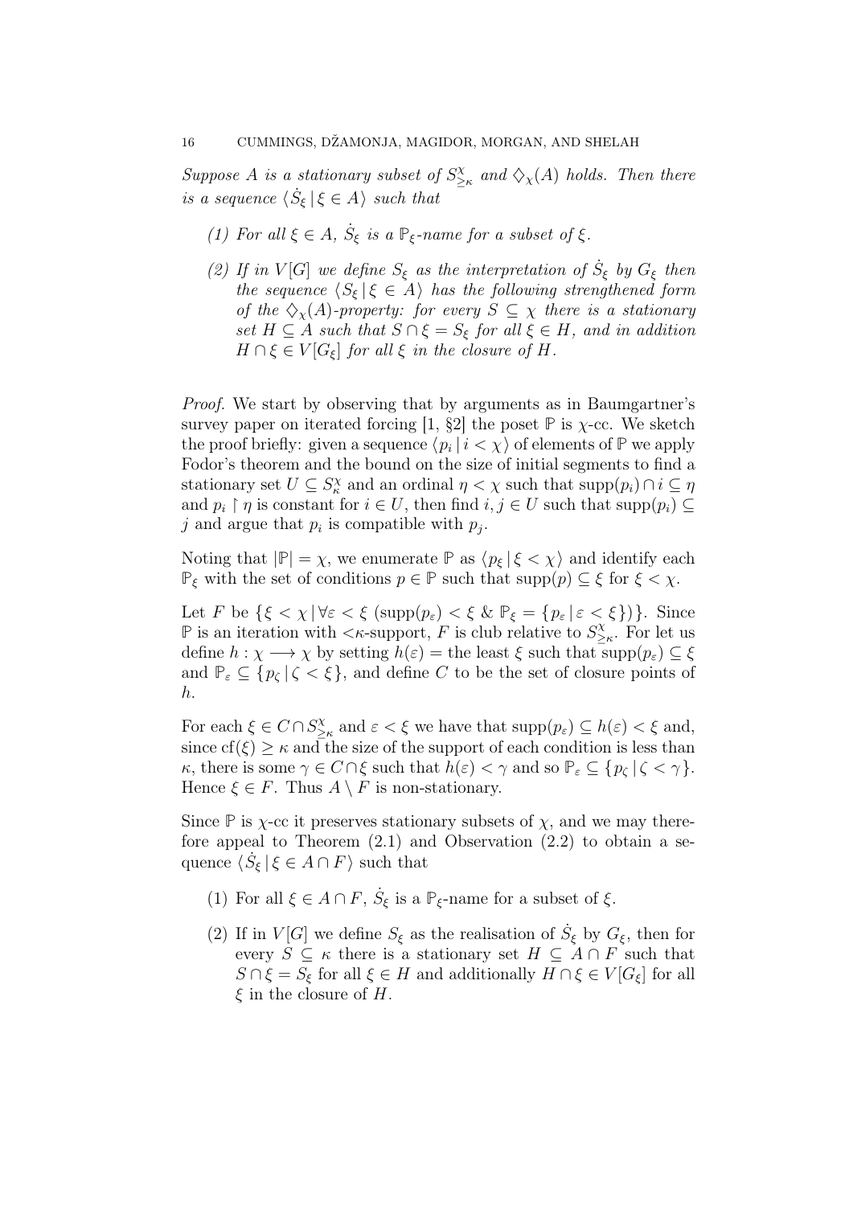*Suppose $A$ is a stationary subset of $S^{\chi}_{\geq\kappa}$ and $\diamondsuit_\chi(A)$ holds. Then there is a sequence $\langle \dot{S}_\xi \mid \xi \in A\rangle$ such that*

1. *For all $\xi \in A$, $\dot{S}_\xi$ is a $\mathbb{P}_\xi$-name for a subset of $\xi$.*
2. *If in $V[G]$ we define $S_\xi$ as the interpretation of $\dot{S}_\xi$ by $G_\xi$ then the sequence $\langle S_\xi \mid \xi \in A\rangle$ has the following strengthened form of the $\diamondsuit_\chi(A)$-property: for every $S \subseteq \chi$ there is a stationary set $H \subseteq A$ such that $S \cap \xi = S_\xi$ for all $\xi \in H$, and in addition $H \cap \xi \in V[G_\xi]$ for all $\xi$ in the closure of $H$.*

*Proof.* We start by observing that by arguments as in Baumgartner's survey paper on iterated forcing [1, §2] the poset $\mathbb{P}$ is $\chi$-cc. We sketch the proof briefly: given a sequence $\langle p_i \mid i < \chi\rangle$ of elements of $\mathbb{P}$ we apply Fodor's theorem and the bound on the size of initial segments to find a stationary set $U \subseteq S^{\chi}_{\kappa}$ and an ordinal $\eta < \chi$ such that $\operatorname{supp}(p_i) \cap i \subseteq \eta$ and $p_i \restriction \eta$ is constant for $i \in U$, then find $i, j \in U$ such that $\operatorname{supp}(p_i) \subseteq j$ and argue that $p_i$ is compatible with $p_j$.

Noting that $|\mathbb{P}| = \chi$, we enumerate $\mathbb{P}$ as $\langle p_\xi \mid \xi < \chi\rangle$ and identify each $\mathbb{P}_\xi$ with the set of conditions $p \in \mathbb{P}$ such that $\operatorname{supp}(p) \subseteq \xi$ for $\xi < \chi$.

Let $F$ be $\{\xi < \chi \mid \forall \varepsilon < \xi\ (\operatorname{supp}(p_\varepsilon) < \xi \ \&\ \mathbb{P}_\xi = \{p_\varepsilon \mid \varepsilon < \xi\})\}$. Since $\mathbb{P}$ is an iteration with $<\kappa$-support, $F$ is club relative to $S^{\chi}_{\geq\kappa}$. For let us define $h : \chi \longrightarrow \chi$ by setting $h(\varepsilon) =$ the least $\xi$ such that $\operatorname{supp}(p_\varepsilon) \subseteq \xi$ and $\mathbb{P}_\varepsilon \subseteq \{p_\zeta \mid \zeta < \xi\}$, and define $C$ to be the set of closure points of $h$.

For each $\xi \in C \cap S^{\chi}_{\geq\kappa}$ and $\varepsilon < \xi$ we have that $\operatorname{supp}(p_\varepsilon) \subseteq h(\varepsilon) < \xi$ and, since $\operatorname{cf}(\xi) \geq \kappa$ and the size of the support of each condition is less than $\kappa$, there is some $\gamma \in C \cap \xi$ such that $h(\varepsilon) < \gamma$ and so $\mathbb{P}_\varepsilon \subseteq \{p_\zeta \mid \zeta < \gamma\}$. Hence $\xi \in F$. Thus $A \setminus F$ is non-stationary.

Since $\mathbb{P}$ is $\chi$-cc it preserves stationary subsets of $\chi$, and we may therefore appeal to Theorem (2.1) and Observation (2.2) to obtain a sequence $\langle \dot{S}_\xi \mid \xi \in A \cap F\rangle$ such that

1. For all $\xi \in A \cap F$, $\dot{S}_\xi$ is a $\mathbb{P}_\xi$-name for a subset of $\xi$.
2. If in $V[G]$ we define $S_\xi$ as the realisation of $\dot{S}_\xi$ by $G_\xi$, then for every $S \subseteq \kappa$ there is a stationary set $H \subseteq A \cap F$ such that $S \cap \xi = S_\xi$ for all $\xi \in H$ and additionally $H \cap \xi \in V[G_\xi]$ for all $\xi$ in the closure of $H$.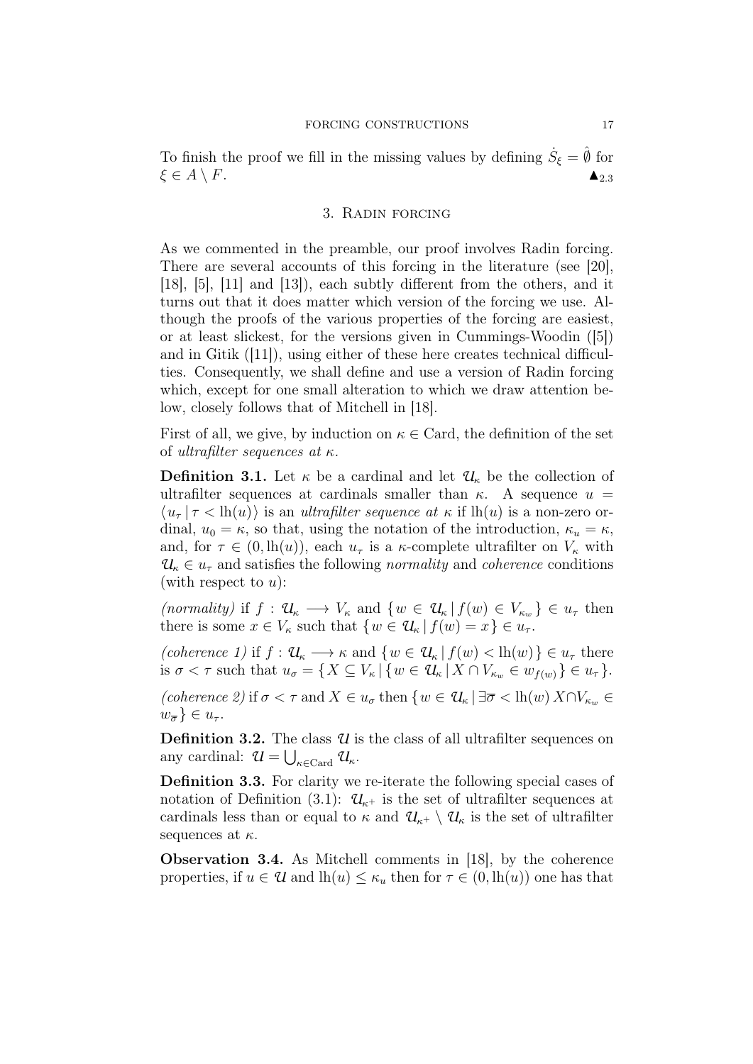To finish the proof we fill in the missing values by defining $\dot{S}_\xi = \hat{\emptyset}$ for $\xi \in A \setminus F$. $\blacktriangle_{2.3}$

## 3. Radin forcing

As we commented in the preamble, our proof involves Radin forcing. There are several accounts of this forcing in the literature (see [20], [18], [5], [11] and [13]), each subtly different from the others, and it turns out that it does matter which version of the forcing we use. Although the proofs of the various properties of the forcing are easiest, or at least slickest, for the versions given in Cummings-Woodin ([5]) and in Gitik ([11]), using either of these here creates technical difficulties. Consequently, we shall define and use a version of Radin forcing which, except for one small alteration to which we draw attention below, closely follows that of Mitchell in [18].

First of all, we give, by induction on $\kappa \in \mathrm{Card}$, the definition of the set of *ultrafilter sequences at* $\kappa$.

**Definition 3.1.** Let $\kappa$ be a cardinal and let $\mathcal{U}_\kappa$ be the collection of ultrafilter sequences at cardinals smaller than $\kappa$. A sequence $u = \langle u_\tau \,|\, \tau < \mathrm{lh}(u) \rangle$ is an *ultrafilter sequence at* $\kappa$ if $\mathrm{lh}(u)$ is a non-zero ordinal, $u_0 = \kappa$, so that, using the notation of the introduction, $\kappa_u = \kappa$, and, for $\tau \in (0, \mathrm{lh}(u))$, each $u_\tau$ is a $\kappa$-complete ultrafilter on $V_\kappa$ with $\mathcal{U}_\kappa \in u_\tau$ and satisfies the following *normality* and *coherence* conditions (with respect to $u$):

*(normality)* if $f : \mathcal{U}_\kappa \longrightarrow V_\kappa$ and $\{ w \in \mathcal{U}_\kappa \,|\, f(w) \in V_{\kappa_w} \} \in u_\tau$ then there is some $x \in V_\kappa$ such that $\{ w \in \mathcal{U}_\kappa \,|\, f(w) = x \} \in u_\tau$.

*(coherence 1)* if $f : \mathcal{U}_\kappa \longrightarrow \kappa$ and $\{ w \in \mathcal{U}_\kappa \,|\, f(w) < \mathrm{lh}(w) \} \in u_\tau$ there is $\sigma < \tau$ such that $u_\sigma = \{ X \subseteq V_\kappa \,|\, \{ w \in \mathcal{U}_\kappa \,|\, X \cap V_{\kappa_w} \in w_{f(w)} \} \in u_\tau \}$.

*(coherence 2)* if $\sigma < \tau$ and $X \in u_\sigma$ then $\{ w \in \mathcal{U}_\kappa \,|\, \exists \overline{\sigma} < \mathrm{lh}(w)\, X \cap V_{\kappa_w} \in w_{\overline{\sigma}} \} \in u_\tau$.

**Definition 3.2.** The class $\mathcal{U}$ is the class of all ultrafilter sequences on any cardinal: $\mathcal{U} = \bigcup_{\kappa \in \mathrm{Card}} \mathcal{U}_\kappa$.

**Definition 3.3.** For clarity we re-iterate the following special cases of notation of Definition (3.1): $\mathcal{U}_{\kappa^+}$ is the set of ultrafilter sequences at cardinals less than or equal to $\kappa$ and $\mathcal{U}_{\kappa^+} \setminus \mathcal{U}_\kappa$ is the set of ultrafilter sequences at $\kappa$.

**Observation 3.4.** As Mitchell comments in [18], by the coherence properties, if $u \in \mathcal{U}$ and $\mathrm{lh}(u) \leq \kappa_u$ then for $\tau \in (0, \mathrm{lh}(u))$ one has that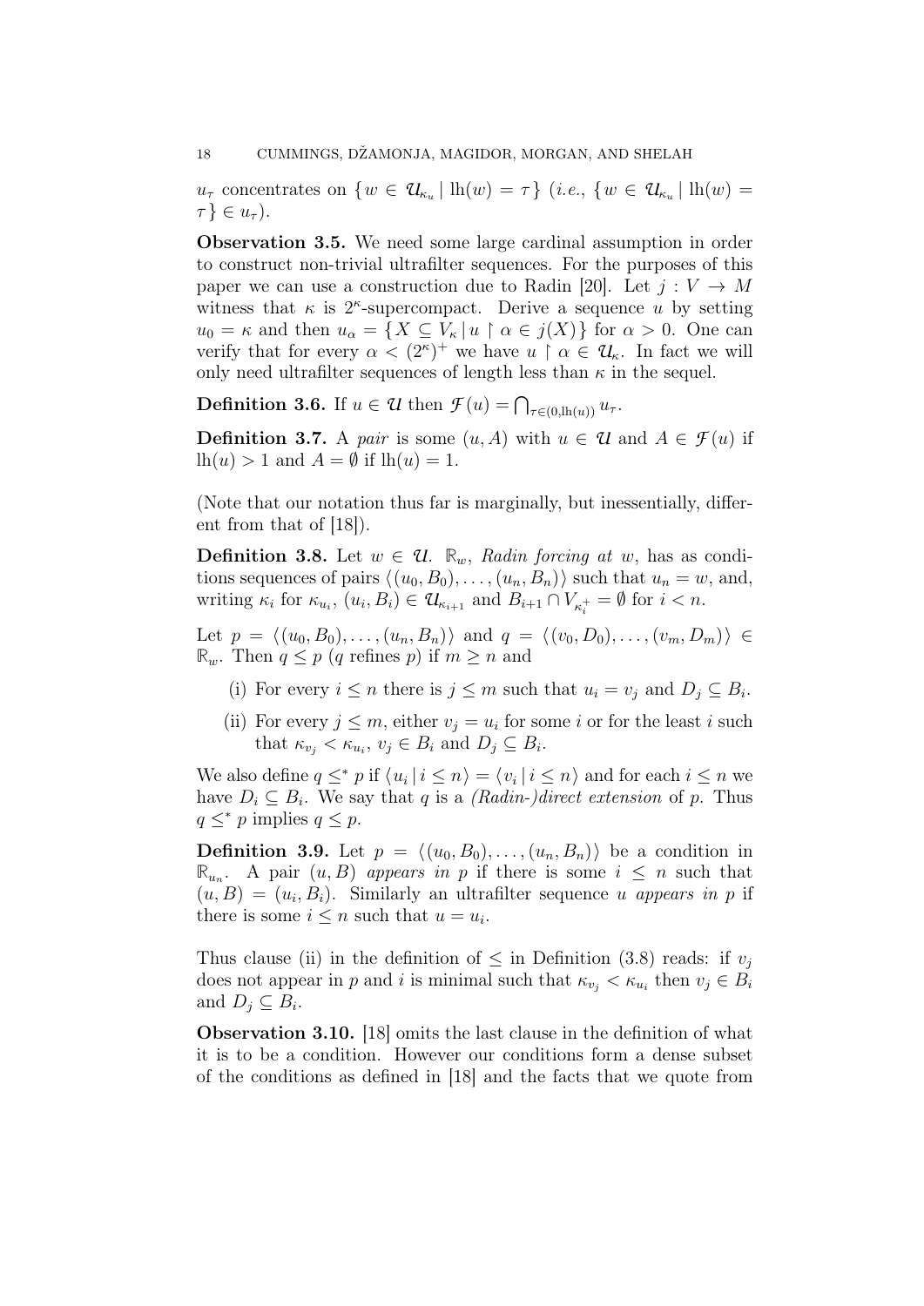$u_\tau$ concentrates on $\{w \in \mathcal{U}_{\kappa_u} \mid \mathrm{lh}(w) = \tau\}$ (*i.e.*, $\{w \in \mathcal{U}_{\kappa_u} \mid \mathrm{lh}(w) = \tau\} \in u_\tau$).

**Observation 3.5.** We need some large cardinal assumption in order to construct non-trivial ultrafilter sequences. For the purposes of this paper we can use a construction due to Radin [20]. Let $j : V \to M$ witness that $\kappa$ is $2^\kappa$-supercompact. Derive a sequence $u$ by setting $u_0 = \kappa$ and then $u_\alpha = \{X \subseteq V_\kappa \mid u \restriction \alpha \in j(X)\}$ for $\alpha > 0$. One can verify that for every $\alpha < (2^\kappa)^+$ we have $u \restriction \alpha \in \mathcal{U}_\kappa$. In fact we will only need ultrafilter sequences of length less than $\kappa$ in the sequel.

**Definition 3.6.** If $u \in \mathcal{U}$ then $\mathcal{F}(u) = \bigcap_{\tau \in (0, \mathrm{lh}(u))} u_\tau$.

**Definition 3.7.** A *pair* is some $(u, A)$ with $u \in \mathcal{U}$ and $A \in \mathcal{F}(u)$ if $\mathrm{lh}(u) > 1$ and $A = \emptyset$ if $\mathrm{lh}(u) = 1$.

(Note that our notation thus far is marginally, but inessentially, different from that of [18]).

**Definition 3.8.** Let $w \in \mathcal{U}$. $\mathbb{R}_w$, *Radin forcing at* $w$, has as conditions sequences of pairs $\langle (u_0, B_0), \ldots, (u_n, B_n)\rangle$ such that $u_n = w$, and, writing $\kappa_i$ for $\kappa_{u_i}$, $(u_i, B_i) \in \mathcal{U}_{\kappa_{i+1}}$ and $B_{i+1} \cap V_{\kappa_i^+} = \emptyset$ for $i < n$.

Let $p = \langle (u_0, B_0), \ldots, (u_n, B_n)\rangle$ and $q = \langle (v_0, D_0), \ldots, (v_m, D_m)\rangle \in \mathbb{R}_w$. Then $q \leq p$ ($q$ refines $p$) if $m \geq n$ and

(i) For every $i \leq n$ there is $j \leq m$ such that $u_i = v_j$ and $D_j \subseteq B_i$.

(ii) For every $j \leq m$, either $v_j = u_i$ for some $i$ or for the least $i$ such that $\kappa_{v_j} < \kappa_{u_i}$, $v_j \in B_i$ and $D_j \subseteq B_i$.

We also define $q \leq^* p$ if $\langle u_i \mid i \leq n\rangle = \langle v_i \mid i \leq n\rangle$ and for each $i \leq n$ we have $D_i \subseteq B_i$. We say that $q$ is a *(Radin-)direct extension* of $p$. Thus $q \leq^* p$ implies $q \leq p$.

**Definition 3.9.** Let $p = \langle (u_0, B_0), \ldots, (u_n, B_n)\rangle$ be a condition in $\mathbb{R}_{u_n}$. A pair $(u, B)$ *appears in* $p$ if there is some $i \leq n$ such that $(u, B) = (u_i, B_i)$. Similarly an ultrafilter sequence $u$ *appears in* $p$ if there is some $i \leq n$ such that $u = u_i$.

Thus clause (ii) in the definition of $\leq$ in Definition (3.8) reads: if $v_j$ does not appear in $p$ and $i$ is minimal such that $\kappa_{v_j} < \kappa_{u_i}$ then $v_j \in B_i$ and $D_j \subseteq B_i$.

**Observation 3.10.** [18] omits the last clause in the definition of what it is to be a condition. However our conditions form a dense subset of the conditions as defined in [18] and the facts that we quote from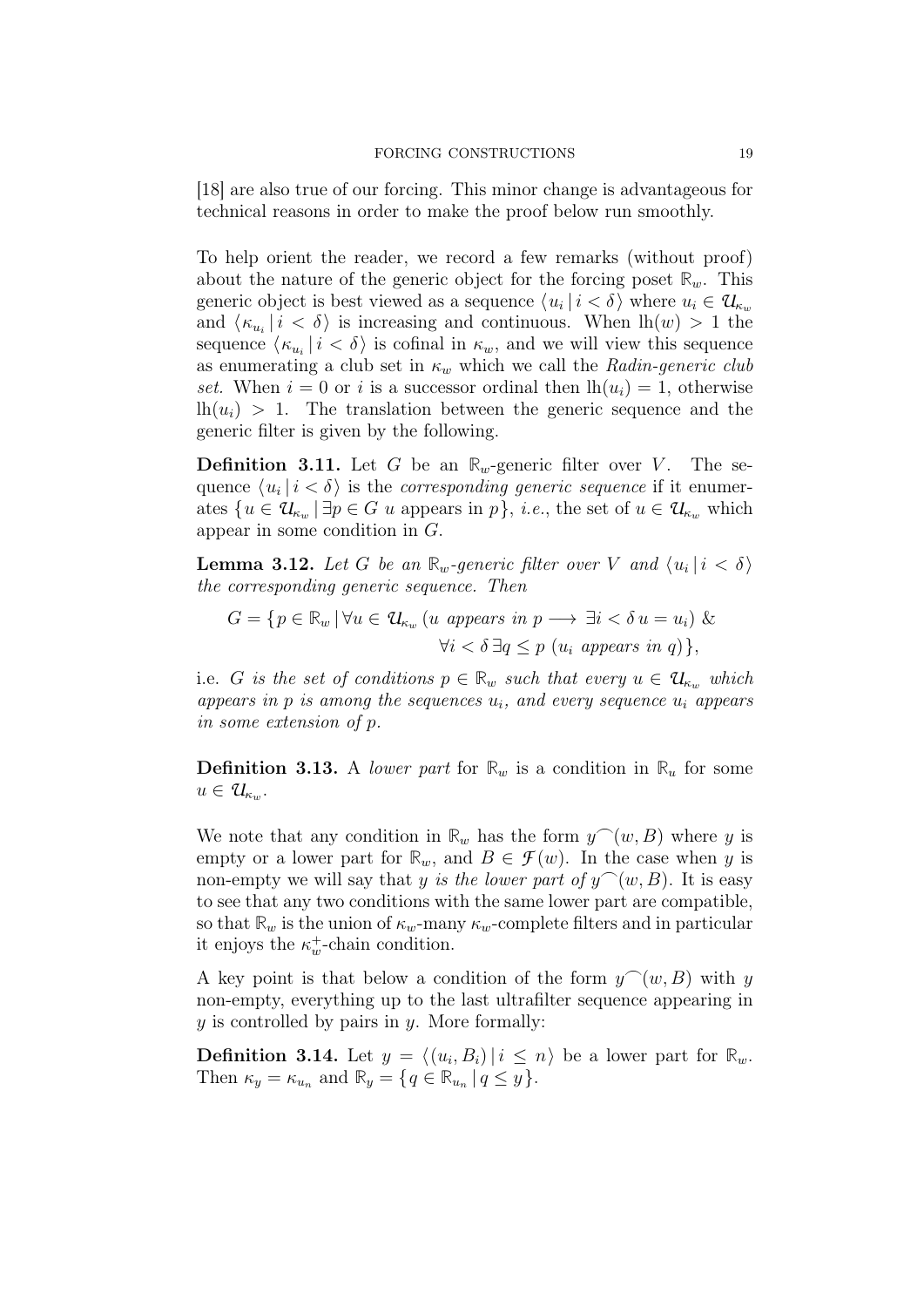[18] are also true of our forcing. This minor change is advantageous for technical reasons in order to make the proof below run smoothly.

To help orient the reader, we record a few remarks (without proof) about the nature of the generic object for the forcing poset $\mathbb{R}_w$. This generic object is best viewed as a sequence $\langle u_i \mid i < \delta \rangle$ where $u_i \in \mathcal{U}_{\kappa_w}$ and $\langle \kappa_{u_i} \mid i < \delta \rangle$ is increasing and continuous. When $\mathrm{lh}(w) > 1$ the sequence $\langle \kappa_{u_i} \mid i < \delta \rangle$ is cofinal in $\kappa_w$, and we will view this sequence as enumerating a club set in $\kappa_w$ which we call the *Radin-generic club set.* When $i = 0$ or $i$ is a successor ordinal then $\mathrm{lh}(u_i) = 1$, otherwise $\mathrm{lh}(u_i) > 1$. The translation between the generic sequence and the generic filter is given by the following.

**Definition 3.11.** Let $G$ be an $\mathbb{R}_w$-generic filter over $V$. The sequence $\langle u_i \mid i < \delta \rangle$ is the *corresponding generic sequence* if it enumerates $\{u \in \mathcal{U}_{\kappa_w} \mid \exists p \in G \; u \text{ appears in } p\}$, *i.e.*, the set of $u \in \mathcal{U}_{\kappa_w}$ which appear in some condition in $G$.

**Lemma 3.12.** *Let $G$ be an $\mathbb{R}_w$-generic filter over $V$ and $\langle u_i \mid i < \delta \rangle$ the corresponding generic sequence. Then*

$$G = \{p \in \mathbb{R}_w \mid \forall u \in \mathcal{U}_{\kappa_w} \, (u \text{ appears in } p \longrightarrow \exists i < \delta \, u = u_i) \; \& \; \forall i < \delta \, \exists q \leq p \; (u_i \text{ appears in } q)\},$$

i.e. *$G$ is the set of conditions $p \in \mathbb{R}_w$ such that every $u \in \mathcal{U}_{\kappa_w}$ which appears in $p$ is among the sequences $u_i$, and every sequence $u_i$ appears in some extension of $p$.*

**Definition 3.13.** A *lower part* for $\mathbb{R}_w$ is a condition in $\mathbb{R}_u$ for some $u \in \mathcal{U}_{\kappa_w}$.

We note that any condition in $\mathbb{R}_w$ has the form $y^\frown(w, B)$ where $y$ is empty or a lower part for $\mathbb{R}_w$, and $B \in \mathcal{F}(w)$. In the case when $y$ is non-empty we will say that *$y$ is the lower part of $y^\frown(w, B)$*. It is easy to see that any two conditions with the same lower part are compatible, so that $\mathbb{R}_w$ is the union of $\kappa_w$-many $\kappa_w$-complete filters and in particular it enjoys the $\kappa_w^+$-chain condition.

A key point is that below a condition of the form $y^\frown(w, B)$ with $y$ non-empty, everything up to the last ultrafilter sequence appearing in $y$ is controlled by pairs in $y$. More formally:

**Definition 3.14.** Let $y = \langle (u_i, B_i) \mid i \leq n \rangle$ be a lower part for $\mathbb{R}_w$. Then $\kappa_y = \kappa_{u_n}$ and $\mathbb{R}_y = \{q \in \mathbb{R}_{u_n} \mid q \leq y\}$.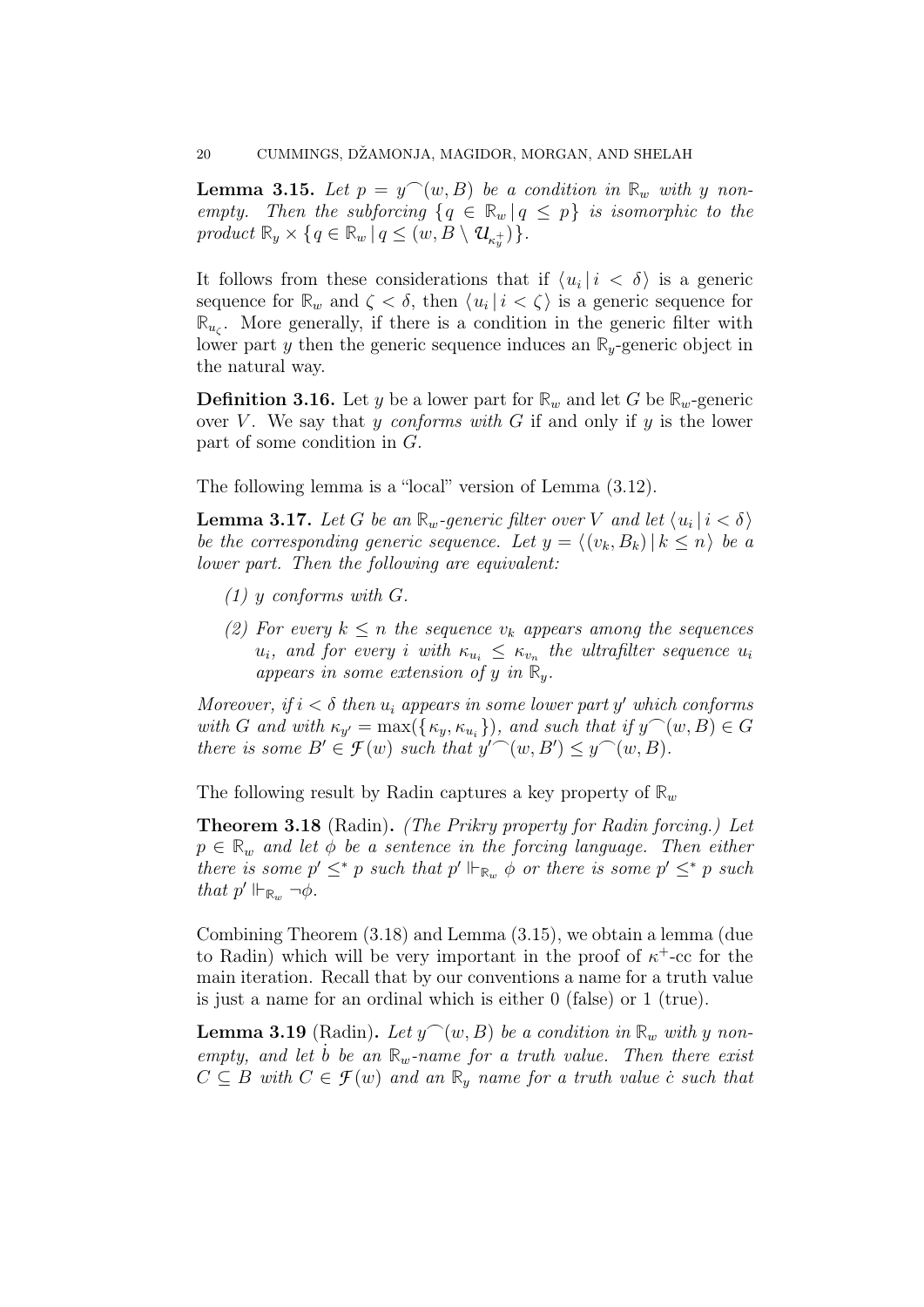**Lemma 3.15.** *Let $p = y^\frown(w, B)$ be a condition in $\mathbb{R}_w$ with $y$ non-empty. Then the subforcing $\{ q \in \mathbb{R}_w \,|\, q \leq p \}$ is isomorphic to the product $\mathbb{R}_y \times \{ q \in \mathbb{R}_w \,|\, q \leq (w, B \setminus \mathcal{U}_{\kappa_y^+}) \}$.*

It follows from these considerations that if $\langle u_i \,|\, i < \delta \rangle$ is a generic sequence for $\mathbb{R}_w$ and $\zeta < \delta$, then $\langle u_i \,|\, i < \zeta \rangle$ is a generic sequence for $\mathbb{R}_{u_\zeta}$. More generally, if there is a condition in the generic filter with lower part $y$ then the generic sequence induces an $\mathbb{R}_y$-generic object in the natural way.

**Definition 3.16.** Let $y$ be a lower part for $\mathbb{R}_w$ and let $G$ be $\mathbb{R}_w$-generic over $V$. We say that $y$ *conforms with* $G$ if and only if $y$ is the lower part of some condition in $G$.

The following lemma is a "local" version of Lemma (3.12).

**Lemma 3.17.** *Let $G$ be an $\mathbb{R}_w$-generic filter over $V$ and let $\langle u_i \,|\, i < \delta \rangle$ be the corresponding generic sequence. Let $y = \langle (v_k, B_k) \,|\, k \leq n \rangle$ be a lower part. Then the following are equivalent:*

*(1) $y$ conforms with $G$.*

*(2) For every $k \leq n$ the sequence $v_k$ appears among the sequences $u_i$, and for every $i$ with $\kappa_{u_i} \leq \kappa_{v_n}$ the ultrafilter sequence $u_i$ appears in some extension of $y$ in $\mathbb{R}_y$.*

*Moreover, if $i < \delta$ then $u_i$ appears in some lower part $y'$ which conforms with $G$ and with $\kappa_{y'} = \max(\{ \kappa_y, \kappa_{u_i} \})$, and such that if $y^\frown(w, B) \in G$ there is some $B' \in \mathcal{F}(w)$ such that $y'^\frown(w, B') \leq y^\frown(w, B)$.*

The following result by Radin captures a key property of $\mathbb{R}_w$

**Theorem 3.18** (Radin)**.** *(The Prikry property for Radin forcing.) Let $p \in \mathbb{R}_w$ and let $\phi$ be a sentence in the forcing language. Then either there is some $p' \leq^* p$ such that $p' \Vdash_{\mathbb{R}_w} \phi$ or there is some $p' \leq^* p$ such that $p' \Vdash_{\mathbb{R}_w} \neg\phi$.*

Combining Theorem (3.18) and Lemma (3.15), we obtain a lemma (due to Radin) which will be very important in the proof of $\kappa^+$-cc for the main iteration. Recall that by our conventions a name for a truth value is just a name for an ordinal which is either 0 (false) or 1 (true).

**Lemma 3.19** (Radin)**.** *Let $y^\frown(w, B)$ be a condition in $\mathbb{R}_w$ with $y$ non-empty, and let $\dot{b}$ be an $\mathbb{R}_w$-name for a truth value. Then there exist $C \subseteq B$ with $C \in \mathcal{F}(w)$ and an $\mathbb{R}_y$ name for a truth value $\dot{c}$ such that*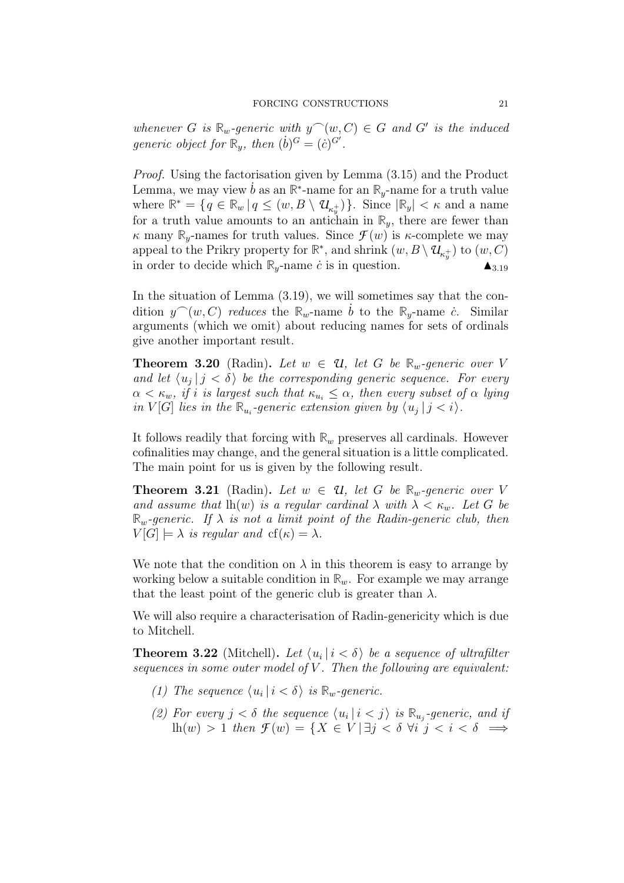*whenever $G$ is $\mathbb{R}_w$-generic with $y^\frown(w, C) \in G$ and $G'$ is the induced generic object for $\mathbb{R}_y$, then $(\dot{b})^G = (\dot{c})^{G'}$.*

*Proof.* Using the factorisation given by Lemma (3.15) and the Product Lemma, we may view $\dot{b}$ as an $\mathbb{R}^*$-name for an $\mathbb{R}_y$-name for a truth value where $\mathbb{R}^* = \{q \in \mathbb{R}_w \mid q \leq (w, B \setminus \mathcal{U}_{\kappa_y^+})\}$. Since $|\mathbb{R}_y| < \kappa$ and a name for a truth value amounts to an antichain in $\mathbb{R}_y$, there are fewer than $\kappa$ many $\mathbb{R}_y$-names for truth values. Since $\mathcal{F}(w)$ is $\kappa$-complete we may appeal to the Prikry property for $\mathbb{R}^*$, and shrink $(w, B \setminus \mathcal{U}_{\kappa_y^+})$ to $(w, C)$ in order to decide which $\mathbb{R}_y$-name $\dot{c}$ is in question. $\blacktriangle_{3.19}$

In the situation of Lemma (3.19), we will sometimes say that the condition $y^\frown(w, C)$ *reduces* the $\mathbb{R}_w$-name $\dot{b}$ to the $\mathbb{R}_y$-name $\dot{c}$. Similar arguments (which we omit) about reducing names for sets of ordinals give another important result.

**Theorem 3.20** (Radin)**.** *Let $w \in \mathcal{U}$, let $G$ be $\mathbb{R}_w$-generic over $V$ and let $\langle u_j \mid j < \delta \rangle$ be the corresponding generic sequence. For every $\alpha < \kappa_w$, if $i$ is largest such that $\kappa_{u_i} \leq \alpha$, then every subset of $\alpha$ lying in $V[G]$ lies in the $\mathbb{R}_{u_i}$-generic extension given by $\langle u_j \mid j < i \rangle$.*

It follows readily that forcing with $\mathbb{R}_w$ preserves all cardinals. However cofinalities may change, and the general situation is a little complicated. The main point for us is given by the following result.

**Theorem 3.21** (Radin)**.** *Let $w \in \mathcal{U}$, let $G$ be $\mathbb{R}_w$-generic over $V$ and assume that $\mathrm{lh}(w)$ is a regular cardinal $\lambda$ with $\lambda < \kappa_w$. Let $G$ be $\mathbb{R}_w$-generic. If $\lambda$ is not a limit point of the Radin-generic club, then $V[G] \models \lambda$ is regular and $\mathrm{cf}(\kappa) = \lambda$.*

We note that the condition on $\lambda$ in this theorem is easy to arrange by working below a suitable condition in $\mathbb{R}_w$. For example we may arrange that the least point of the generic club is greater than $\lambda$.

We will also require a characterisation of Radin-genericity which is due to Mitchell.

**Theorem 3.22** (Mitchell)**.** *Let $\langle u_i \mid i < \delta \rangle$ be a sequence of ultrafilter sequences in some outer model of $V$. Then the following are equivalent:*

1. *The sequence $\langle u_i \mid i < \delta \rangle$ is $\mathbb{R}_w$-generic.*
2. *For every $j < \delta$ the sequence $\langle u_i \mid i < j \rangle$ is $\mathbb{R}_{u_j}$-generic, and if $\mathrm{lh}(w) > 1$ then $\mathcal{F}(w) = \{X \in V \mid \exists j < \delta \; \forall i \; j < i < \delta \implies$*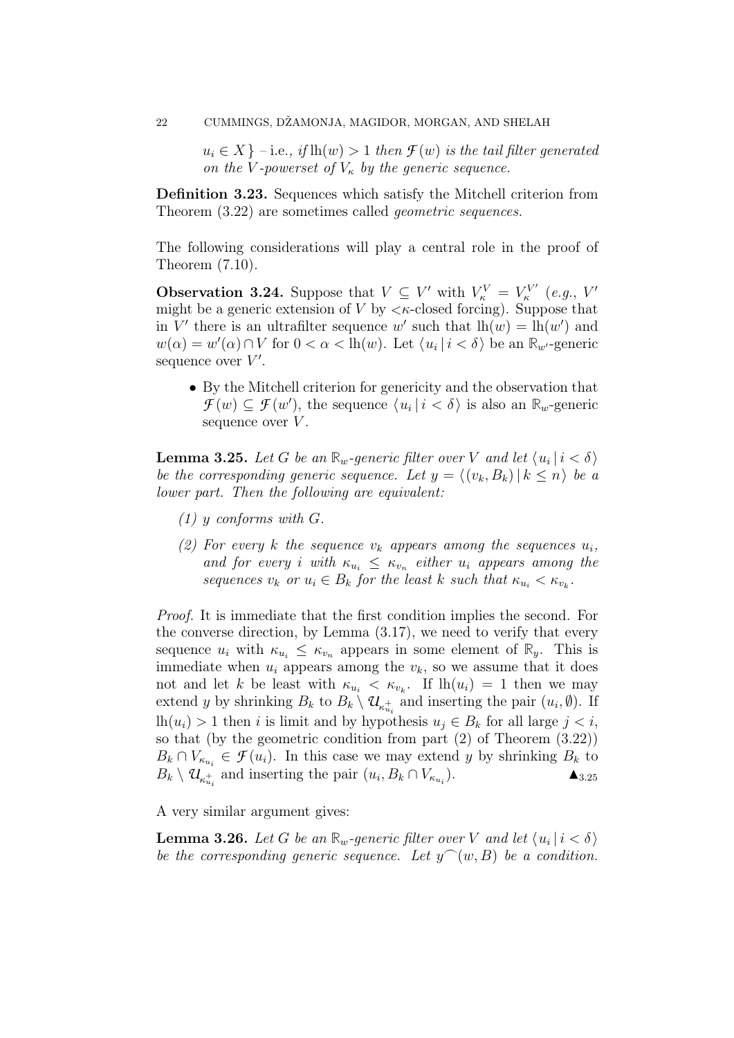$u_i \in X\}$ – i.e., *if* $\mathrm{lh}(w) > 1$ *then* $\mathcal{F}(w)$ *is the tail filter generated on the $V$-powerset of $V_\kappa$ by the generic sequence.*

**Definition 3.23.** Sequences which satisfy the Mitchell criterion from Theorem (3.22) are sometimes called *geometric sequences.*

The following considerations will play a central role in the proof of Theorem (7.10).

**Observation 3.24.** Suppose that $V \subseteq V'$ with $V^V_\kappa = V^{V'}_\kappa$ (*e.g.*, $V'$ might be a generic extension of $V$ by $<\kappa$-closed forcing). Suppose that in $V'$ there is an ultrafilter sequence $w'$ such that $\mathrm{lh}(w) = \mathrm{lh}(w')$ and $w(\alpha) = w'(\alpha) \cap V$ for $0 < \alpha < \mathrm{lh}(w)$. Let $\langle u_i \mid i < \delta\rangle$ be an $\mathbb{R}_{w'}$-generic sequence over $V'$.

- By the Mitchell criterion for genericity and the observation that $\mathcal{F}(w) \subseteq \mathcal{F}(w')$, the sequence $\langle u_i \mid i < \delta\rangle$ is also an $\mathbb{R}_w$-generic sequence over $V$.

**Lemma 3.25.** *Let $G$ be an $\mathbb{R}_w$-generic filter over $V$ and let $\langle u_i \mid i < \delta\rangle$ be the corresponding generic sequence. Let $y = \langle (v_k, B_k) \mid k \leq n\rangle$ be a lower part. Then the following are equivalent:*

1. *$y$ conforms with $G$.*
2. *For every $k$ the sequence $v_k$ appears among the sequences $u_i$, and for every $i$ with $\kappa_{u_i} \leq \kappa_{v_n}$ either $u_i$ appears among the sequences $v_k$ or $u_i \in B_k$ for the least $k$ such that $\kappa_{u_i} < \kappa_{v_k}$.*

*Proof.* It is immediate that the first condition implies the second. For the converse direction, by Lemma (3.17), we need to verify that every sequence $u_i$ with $\kappa_{u_i} \leq \kappa_{v_n}$ appears in some element of $\mathbb{R}_y$. This is immediate when $u_i$ appears among the $v_k$, so we assume that it does not and let $k$ be least with $\kappa_{u_i} < \kappa_{v_k}$. If $\mathrm{lh}(u_i) = 1$ then we may extend $y$ by shrinking $B_k$ to $B_k \setminus \mathcal{U}_{\kappa^+_{u_i}}$ and inserting the pair $(u_i, \emptyset)$. If $\mathrm{lh}(u_i) > 1$ then $i$ is limit and by hypothesis $u_j \in B_k$ for all large $j < i$, so that (by the geometric condition from part (2) of Theorem (3.22)) $B_k \cap V_{\kappa_{u_i}} \in \mathcal{F}(u_i)$. In this case we may extend $y$ by shrinking $B_k$ to $B_k \setminus \mathcal{U}_{\kappa^+_{u_i}}$ and inserting the pair $(u_i, B_k \cap V_{\kappa_{u_i}})$. $\blacktriangle_{3.25}$

A very similar argument gives:

**Lemma 3.26.** *Let $G$ be an $\mathbb{R}_w$-generic filter over $V$ and let $\langle u_i \mid i < \delta\rangle$ be the corresponding generic sequence. Let $y^\frown(w, B)$ be a condition.*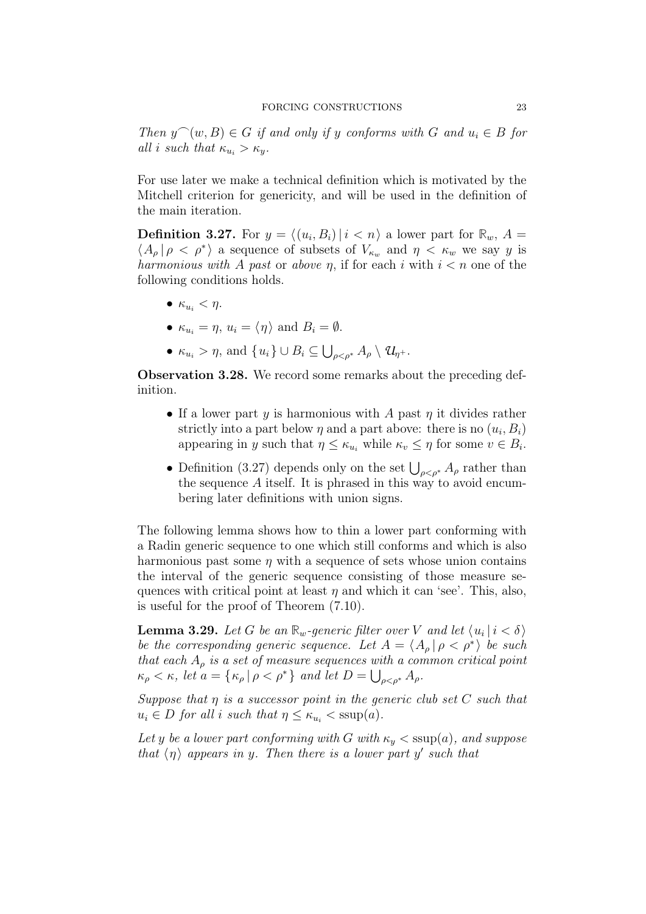*Then $y^\frown(w, B) \in G$ if and only if $y$ conforms with $G$ and $u_i \in B$ for all $i$ such that $\kappa_{u_i} > \kappa_y$.*

For use later we make a technical definition which is motivated by the Mitchell criterion for genericity, and will be used in the definition of the main iteration.

**Definition 3.27.** For $y = \langle (u_i, B_i) \,|\, i < n \rangle$ a lower part for $\mathbb{R}_w$, $A = \langle A_\rho \,|\, \rho < \rho^* \rangle$ a sequence of subsets of $V_{\kappa_w}$ and $\eta < \kappa_w$ we say $y$ is *harmonious with $A$ past* or *above* $\eta$, if for each $i$ with $i < n$ one of the following conditions holds.

- $\kappa_{u_i} < \eta$.
- $\kappa_{u_i} = \eta$, $u_i = \langle \eta \rangle$ and $B_i = \emptyset$.
- $\kappa_{u_i} > \eta$, and $\{u_i\} \cup B_i \subseteq \bigcup_{\rho < \rho^*} A_\rho \setminus \mathcal{U}_{\eta^+}$.

**Observation 3.28.** We record some remarks about the preceding definition.

- If a lower part $y$ is harmonious with $A$ past $\eta$ it divides rather strictly into a part below $\eta$ and a part above: there is no $(u_i, B_i)$ appearing in $y$ such that $\eta \leq \kappa_{u_i}$ while $\kappa_v \leq \eta$ for some $v \in B_i$.
- Definition (3.27) depends only on the set $\bigcup_{\rho < \rho^*} A_\rho$ rather than the sequence $A$ itself. It is phrased in this way to avoid encumbering later definitions with union signs.

The following lemma shows how to thin a lower part conforming with a Radin generic sequence to one which still conforms and which is also harmonious past some $\eta$ with a sequence of sets whose union contains the interval of the generic sequence consisting of those measure sequences with critical point at least $\eta$ and which it can 'see'. This, also, is useful for the proof of Theorem (7.10).

**Lemma 3.29.** *Let $G$ be an $\mathbb{R}_w$-generic filter over $V$ and let $\langle u_i \,|\, i < \delta \rangle$ be the corresponding generic sequence. Let $A = \langle A_\rho \,|\, \rho < \rho^* \rangle$ be such that each $A_\rho$ is a set of measure sequences with a common critical point $\kappa_\rho < \kappa$, let $a = \{\kappa_\rho \,|\, \rho < \rho^*\}$ and let $D = \bigcup_{\rho < \rho^*} A_\rho$.*

*Suppose that $\eta$ is a successor point in the generic club set $C$ such that $u_i \in D$ for all $i$ such that $\eta \leq \kappa_{u_i} < \operatorname{ssup}(a)$.*

*Let $y$ be a lower part conforming with $G$ with $\kappa_y < \operatorname{ssup}(a)$, and suppose that $\langle \eta \rangle$ appears in $y$. Then there is a lower part $y'$ such that*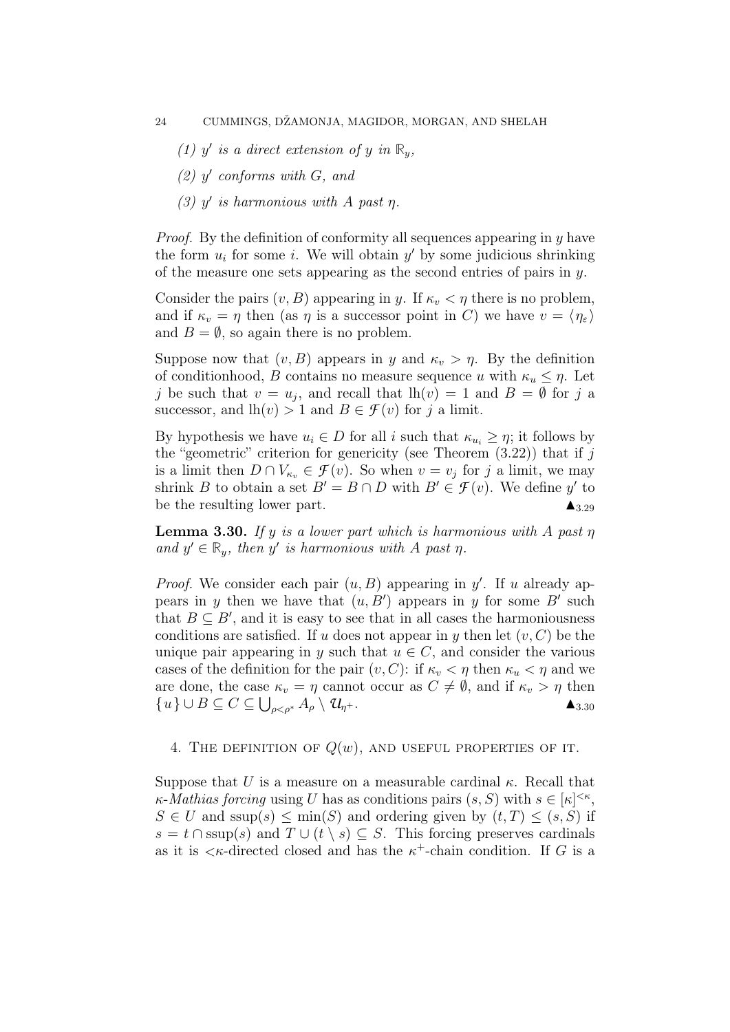*(1) $y'$ is a direct extension of $y$ in $\mathbb{R}_y$,*

*(2) $y'$ conforms with $G$, and*

*(3) $y'$ is harmonious with $A$ past $\eta$.*

*Proof.* By the definition of conformity all sequences appearing in $y$ have the form $u_i$ for some $i$. We will obtain $y'$ by some judicious shrinking of the measure one sets appearing as the second entries of pairs in $y$.

Consider the pairs $(v, B)$ appearing in $y$. If $\kappa_v < \eta$ there is no problem, and if $\kappa_v = \eta$ then (as $\eta$ is a successor point in $C$) we have $v = \langle \eta_\varepsilon \rangle$ and $B = \emptyset$, so again there is no problem.

Suppose now that $(v, B)$ appears in $y$ and $\kappa_v > \eta$. By the definition of conditionhood, $B$ contains no measure sequence $u$ with $\kappa_u \leq \eta$. Let $j$ be such that $v = u_j$, and recall that $\mathrm{lh}(v) = 1$ and $B = \emptyset$ for $j$ a successor, and $\mathrm{lh}(v) > 1$ and $B \in \mathcal{F}(v)$ for $j$ a limit.

By hypothesis we have $u_i \in D$ for all $i$ such that $\kappa_{u_i} \geq \eta$; it follows by the "geometric" criterion for genericity (see Theorem (3.22)) that if $j$ is a limit then $D \cap V_{\kappa_v} \in \mathcal{F}(v)$. So when $v = v_j$ for $j$ a limit, we may shrink $B$ to obtain a set $B' = B \cap D$ with $B' \in \mathcal{F}(v)$. We define $y'$ to be the resulting lower part. $\blacktriangle_{3.29}$

**Lemma 3.30.** *If $y$ is a lower part which is harmonious with $A$ past $\eta$ and $y' \in \mathbb{R}_y$, then $y'$ is harmonious with $A$ past $\eta$.*

*Proof.* We consider each pair $(u, B)$ appearing in $y'$. If $u$ already appears in $y$ then we have that $(u, B')$ appears in $y$ for some $B'$ such that $B \subseteq B'$, and it is easy to see that in all cases the harmoniousness conditions are satisfied. If $u$ does not appear in $y$ then let $(v, C)$ be the unique pair appearing in $y$ such that $u \in C$, and consider the various cases of the definition for the pair $(v, C)$: if $\kappa_v < \eta$ then $\kappa_u < \eta$ and we are done, the case $\kappa_v = \eta$ cannot occur as $C \neq \emptyset$, and if $\kappa_v > \eta$ then $\{u\} \cup B \subseteq C \subseteq \bigcup_{\rho < \rho^*} A_\rho \setminus \mathcal{U}_{\eta^+}$. $\blacktriangle_{3.30}$

## 4. The definition of $Q(w)$, and useful properties of it.

Suppose that $U$ is a measure on a measurable cardinal $\kappa$. Recall that *$\kappa$-Mathias forcing* using $U$ has as conditions pairs $(s, S)$ with $s \in [\kappa]^{<\kappa}$, $S \in U$ and $\mathrm{ssup}(s) \leq \min(S)$ and ordering given by $(t, T) \leq (s, S)$ if $s = t \cap \mathrm{ssup}(s)$ and $T \cup (t \setminus s) \subseteq S$. This forcing preserves cardinals as it is $<\kappa$-directed closed and has the $\kappa^+$-chain condition. If $G$ is a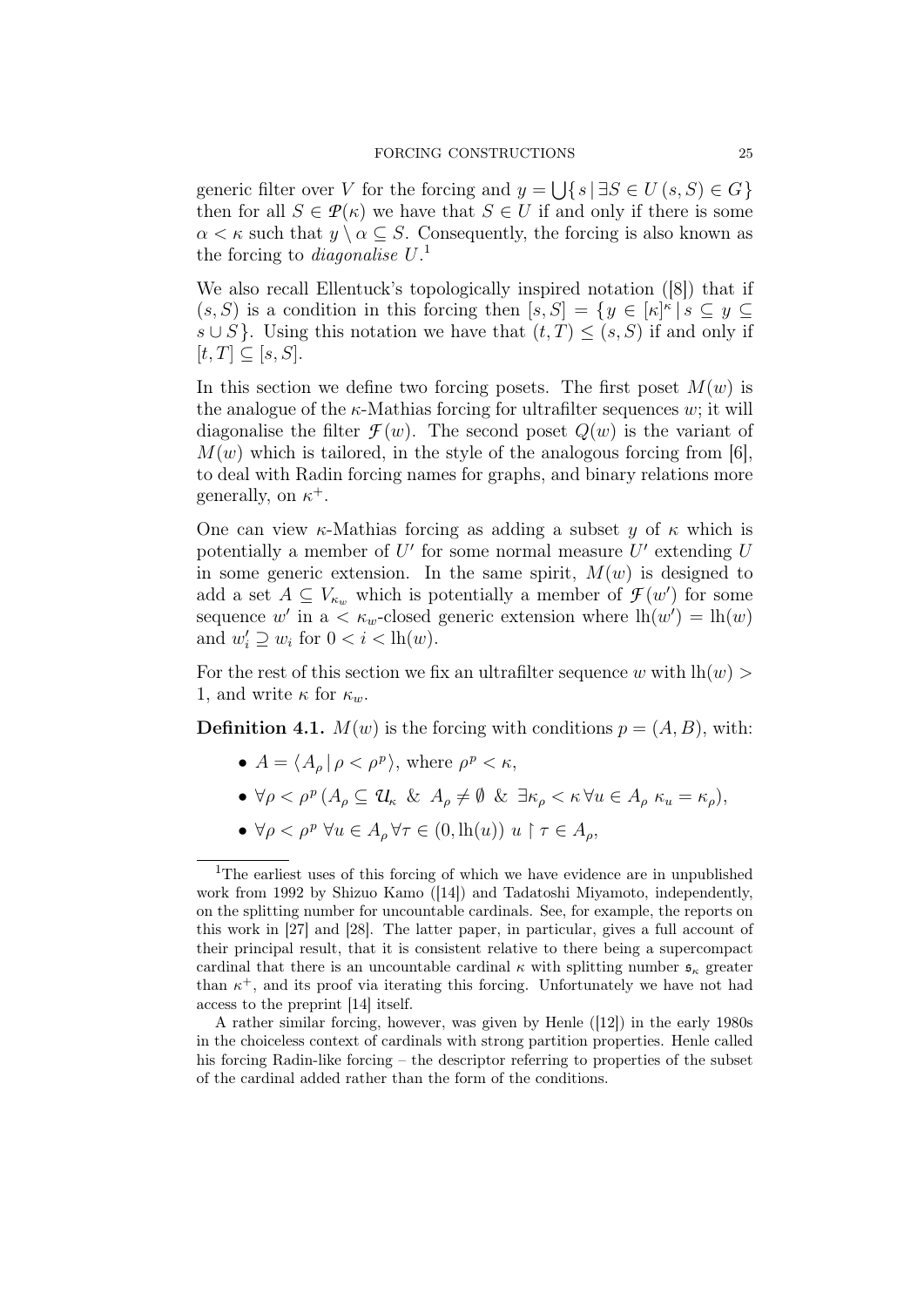generic filter over $V$ for the forcing and $y = \bigcup\{ s \mid \exists S \in U\, (s, S) \in G\}$ then for all $S \in \mathcal{P}(\kappa)$ we have that $S \in U$ if and only if there is some $\alpha < \kappa$ such that $y \setminus \alpha \subseteq S$. Consequently, the forcing is also known as the forcing to *diagonalise* $U$.[1]

We also recall Ellentuck's topologically inspired notation ([8]) that if $(s, S)$ is a condition in this forcing then $[s, S] = \{ y \in [\kappa]^\kappa \mid s \subseteq y \subseteq s \cup S\}$. Using this notation we have that $(t, T) \leq (s, S)$ if and only if $[t, T] \subseteq [s, S]$.

In this section we define two forcing posets. The first poset $M(w)$ is the analogue of the $\kappa$-Mathias forcing for ultrafilter sequences $w$; it will diagonalise the filter $\mathcal{F}(w)$. The second poset $Q(w)$ is the variant of $M(w)$ which is tailored, in the style of the analogous forcing from [6], to deal with Radin forcing names for graphs, and binary relations more generally, on $\kappa^+$.

One can view $\kappa$-Mathias forcing as adding a subset $y$ of $\kappa$ which is potentially a member of $U'$ for some normal measure $U'$ extending $U$ in some generic extension. In the same spirit, $M(w)$ is designed to add a set $A \subseteq V_{\kappa_w}$ which is potentially a member of $\mathcal{F}(w')$ for some sequence $w'$ in a $< \kappa_w$-closed generic extension where $\mathrm{lh}(w') = \mathrm{lh}(w)$ and $w'_i \supseteq w_i$ for $0 < i < \mathrm{lh}(w)$.

For the rest of this section we fix an ultrafilter sequence $w$ with $\mathrm{lh}(w) > 1$, and write $\kappa$ for $\kappa_w$.

**Definition 4.1.** $M(w)$ is the forcing with conditions $p = (A, B)$, with:

- $A = \langle A_\rho \mid \rho < \rho^p\rangle$, where $\rho^p < \kappa$,
- $\forall \rho < \rho^p\, (A_\rho \subseteq \mathcal{U}_\kappa\ \&\ A_\rho \neq \emptyset\ \&\ \exists \kappa_\rho < \kappa\, \forall u \in A_\rho\ \kappa_u = \kappa_\rho)$,
- $\forall \rho < \rho^p\ \forall u \in A_\rho\, \forall \tau \in (0, \mathrm{lh}(u))\ u \restriction \tau \in A_\rho$,

[1]The earliest uses of this forcing of which we have evidence are in unpublished work from 1992 by Shizuo Kamo ([14]) and Tadatoshi Miyamoto, independently, on the splitting number for uncountable cardinals. See, for example, the reports on this work in [27] and [28]. The latter paper, in particular, gives a full account of their principal result, that it is consistent relative to there being a supercompact cardinal that there is an uncountable cardinal $\kappa$ with splitting number $\mathfrak{s}_\kappa$ greater than $\kappa^+$, and its proof via iterating this forcing. Unfortunately we have not had access to the preprint [14] itself.

A rather similar forcing, however, was given by Henle ([12]) in the early 1980s in the choiceless context of cardinals with strong partition properties. Henle called his forcing Radin-like forcing – the descriptor referring to properties of the subset of the cardinal added rather than the form of the conditions.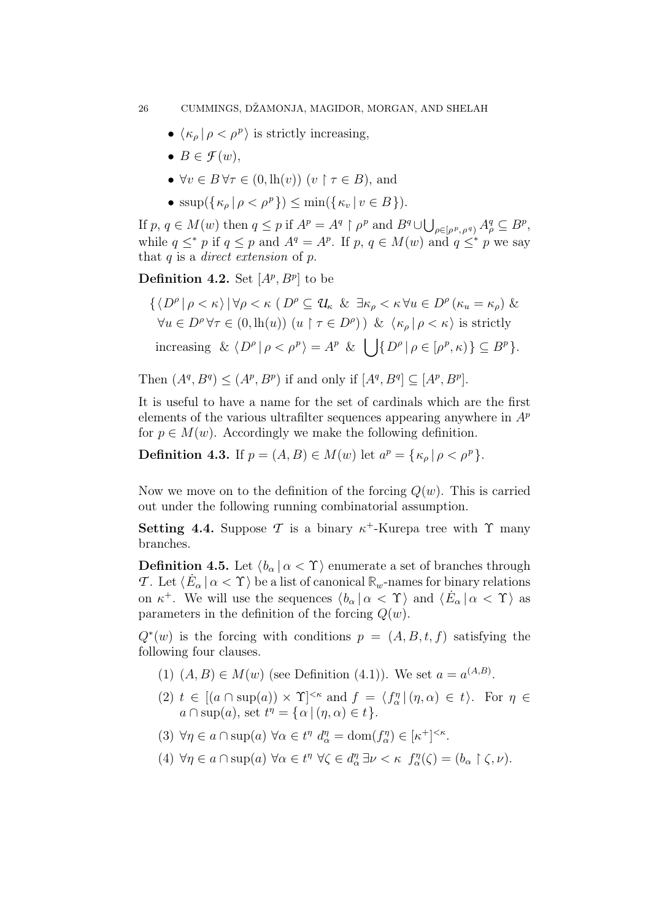- $\langle \kappa_\rho \,|\, \rho < \rho^p \rangle$ is strictly increasing,
- $B \in \mathcal{F}(w)$,
- $\forall v \in B \, \forall \tau \in (0, \mathrm{lh}(v)) \; (v \restriction \tau \in B)$, and
- $\mathrm{ssup}(\{ \kappa_\rho \,|\, \rho < \rho^p \}) \leq \min(\{ \kappa_v \,|\, v \in B \})$.

If $p, q \in M(w)$ then $q \leq p$ if $A^p = A^q \restriction \rho^p$ and $B^q \cup \bigcup_{\rho \in [\rho^p, \rho^q)} A^q_\rho \subseteq B^p$, while $q \leq^* p$ if $q \leq p$ and $A^q = A^p$. If $p, q \in M(w)$ and $q \leq^* p$ we say that $q$ is a *direct extension* of $p$.

**Definition 4.2.** Set $[A^p, B^p]$ to be

$$\{ \langle D^\rho \,|\, \rho < \kappa \rangle \,|\, \forall \rho < \kappa \; ( D^\rho \subseteq \mathcal{U}_\kappa \;\; \& \;\; \exists \kappa_\rho < \kappa \, \forall u \in D^\rho \, (\kappa_u = \kappa_\rho) \; \& \\ \forall u \in D^\rho \, \forall \tau \in (0, \mathrm{lh}(u)) \; (u \restriction \tau \in D^\rho) ) \;\; \& \;\; \langle \kappa_\rho \,|\, \rho < \kappa \rangle \text{ is strictly} \\ \text{increasing} \;\; \& \; \langle D^\rho \,|\, \rho < \rho^p \rangle = A^p \;\; \& \;\; \bigcup \{ D^\rho \,|\, \rho \in [\rho^p, \kappa) \} \subseteq B^p \}.$$

Then $(A^q, B^q) \leq (A^p, B^p)$ if and only if $[A^q, B^q] \subseteq [A^p, B^p]$.

It is useful to have a name for the set of cardinals which are the first elements of the various ultrafilter sequences appearing anywhere in $A^p$ for $p \in M(w)$. Accordingly we make the following definition.

**Definition 4.3.** If $p = (A, B) \in M(w)$ let $a^p = \{ \kappa_\rho \,|\, \rho < \rho^p \}$.

Now we move on to the definition of the forcing $Q(w)$. This is carried out under the following running combinatorial assumption.

**Setting 4.4.** Suppose $\mathcal{T}$ is a binary $\kappa^+$-Kurepa tree with $\Upsilon$ many branches.

**Definition 4.5.** Let $\langle b_\alpha \,|\, \alpha < \Upsilon \rangle$ enumerate a set of branches through $\mathcal{T}$. Let $\langle \dot{E}_\alpha \,|\, \alpha < \Upsilon \rangle$ be a list of canonical $\mathbb{R}_w$-names for binary relations on $\kappa^+$. We will use the sequences $\langle b_\alpha \,|\, \alpha < \Upsilon \rangle$ and $\langle \dot{E}_\alpha \,|\, \alpha < \Upsilon \rangle$ as parameters in the definition of the forcing $Q(w)$.

$Q^*(w)$ is the forcing with conditions $p = (A, B, t, f)$ satisfying the following four clauses.

1. $(A, B) \in M(w)$ (see Definition (4.1)). We set $a = a^{(A,B)}$.
2. $t \in [(a \cap \sup(a)) \times \Upsilon]^{<\kappa}$ and $f = \langle f^\eta_\alpha \,|\, (\eta, \alpha) \in t \rangle$. For $\eta \in a \cap \sup(a)$, set $t^\eta = \{ \alpha \,|\, (\eta, \alpha) \in t \}$.
3. $\forall \eta \in a \cap \sup(a) \; \forall \alpha \in t^\eta \; d^\eta_\alpha = \mathrm{dom}(f^\eta_\alpha) \in [\kappa^+]^{<\kappa}$.
4. $\forall \eta \in a \cap \sup(a) \; \forall \alpha \in t^\eta \; \forall \zeta \in d^\eta_\alpha \; \exists \nu < \kappa \;\; f^\eta_\alpha(\zeta) = (b_\alpha \restriction \zeta, \nu)$.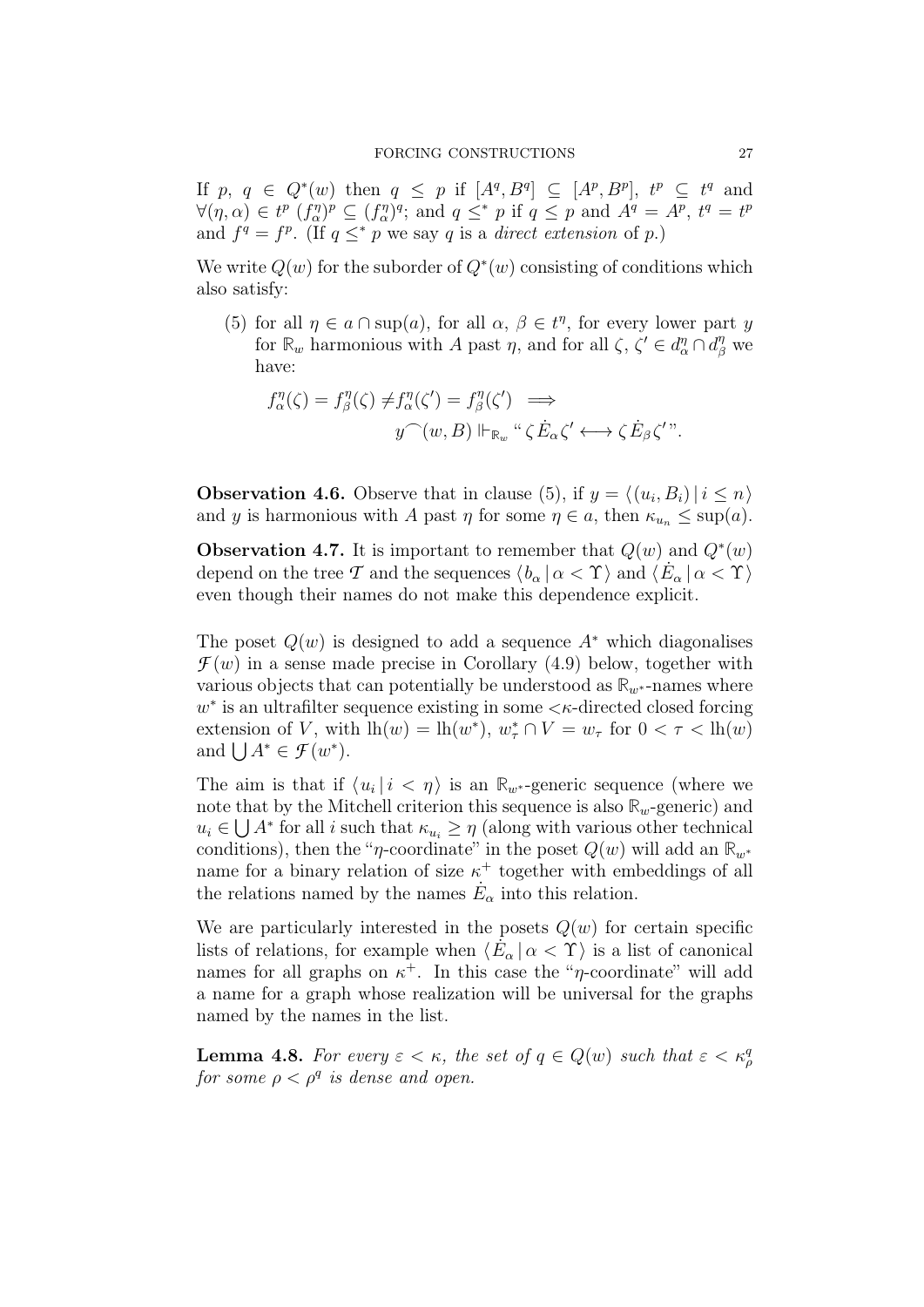If $p,\ q \in Q^*(w)$ then $q \leq p$ if $[A^q, B^q] \subseteq [A^p, B^p]$, $t^p \subseteq t^q$ and $\forall(\eta, \alpha) \in t^p\ (f^\eta_\alpha)^p \subseteq (f^\eta_\alpha)^q$; and $q \leq^* p$ if $q \leq p$ and $A^q = A^p$, $t^q = t^p$ and $f^q = f^p$. (If $q \leq^* p$ we say $q$ is a *direct extension* of $p$.)

We write $Q(w)$ for the suborder of $Q^*(w)$ consisting of conditions which also satisfy:

(5) for all $\eta \in a \cap \sup(a)$, for all $\alpha,\ \beta \in t^\eta$, for every lower part $y$ for $\mathbb{R}_w$ harmonious with $A$ past $\eta$, and for all $\zeta,\ \zeta' \in d^\eta_\alpha \cap d^\eta_\beta$ we have:

$$f^\eta_\alpha(\zeta) = f^\eta_\beta(\zeta) \neq f^\eta_\alpha(\zeta') = f^\eta_\beta(\zeta') \implies$$
$$y^\frown(w, B) \Vdash_{\mathbb{R}_w} \text{“}\, \zeta\, \dot{E}_\alpha \zeta' \longleftrightarrow \zeta\, \dot{E}_\beta \zeta' \text{”}.$$

**Observation 4.6.** Observe that in clause (5), if $y = \langle (u_i, B_i) \,|\, i \leq n\rangle$ and $y$ is harmonious with $A$ past $\eta$ for some $\eta \in a$, then $\kappa_{u_n} \leq \sup(a)$.

**Observation 4.7.** It is important to remember that $Q(w)$ and $Q^*(w)$ depend on the tree $\mathcal{T}$ and the sequences $\langle b_\alpha \,|\, \alpha < \Upsilon\rangle$ and $\langle \dot{E}_\alpha \,|\, \alpha < \Upsilon\rangle$ even though their names do not make this dependence explicit.

The poset $Q(w)$ is designed to add a sequence $A^*$ which diagonalises $\mathcal{F}(w)$ in a sense made precise in Corollary (4.9) below, together with various objects that can potentially be understood as $\mathbb{R}_{w^*}$-names where $w^*$ is an ultrafilter sequence existing in some $<\!\kappa$-directed closed forcing extension of $V$, with $\mathrm{lh}(w) = \mathrm{lh}(w^*)$, $w^*_\tau \cap V = w_\tau$ for $0 < \tau < \mathrm{lh}(w)$ and $\bigcup A^* \in \mathcal{F}(w^*)$.

The aim is that if $\langle u_i \,|\, i < \eta\rangle$ is an $\mathbb{R}_{w^*}$-generic sequence (where we note that by the Mitchell criterion this sequence is also $\mathbb{R}_w$-generic) and $u_i \in \bigcup A^*$ for all $i$ such that $\kappa_{u_i} \geq \eta$ (along with various other technical conditions), then the "$\eta$-coordinate" in the poset $Q(w)$ will add an $\mathbb{R}_{w^*}$ name for a binary relation of size $\kappa^+$ together with embeddings of all the relations named by the names $\dot{E}_\alpha$ into this relation.

We are particularly interested in the posets $Q(w)$ for certain specific lists of relations, for example when $\langle \dot{E}_\alpha \,|\, \alpha < \Upsilon\rangle$ is a list of canonical names for all graphs on $\kappa^+$. In this case the "$\eta$-coordinate" will add a name for a graph whose realization will be universal for the graphs named by the names in the list.

**Lemma 4.8.** *For every $\varepsilon < \kappa$, the set of $q \in Q(w)$ such that $\varepsilon < \kappa^q_\rho$ for some $\rho < \rho^q$ is dense and open.*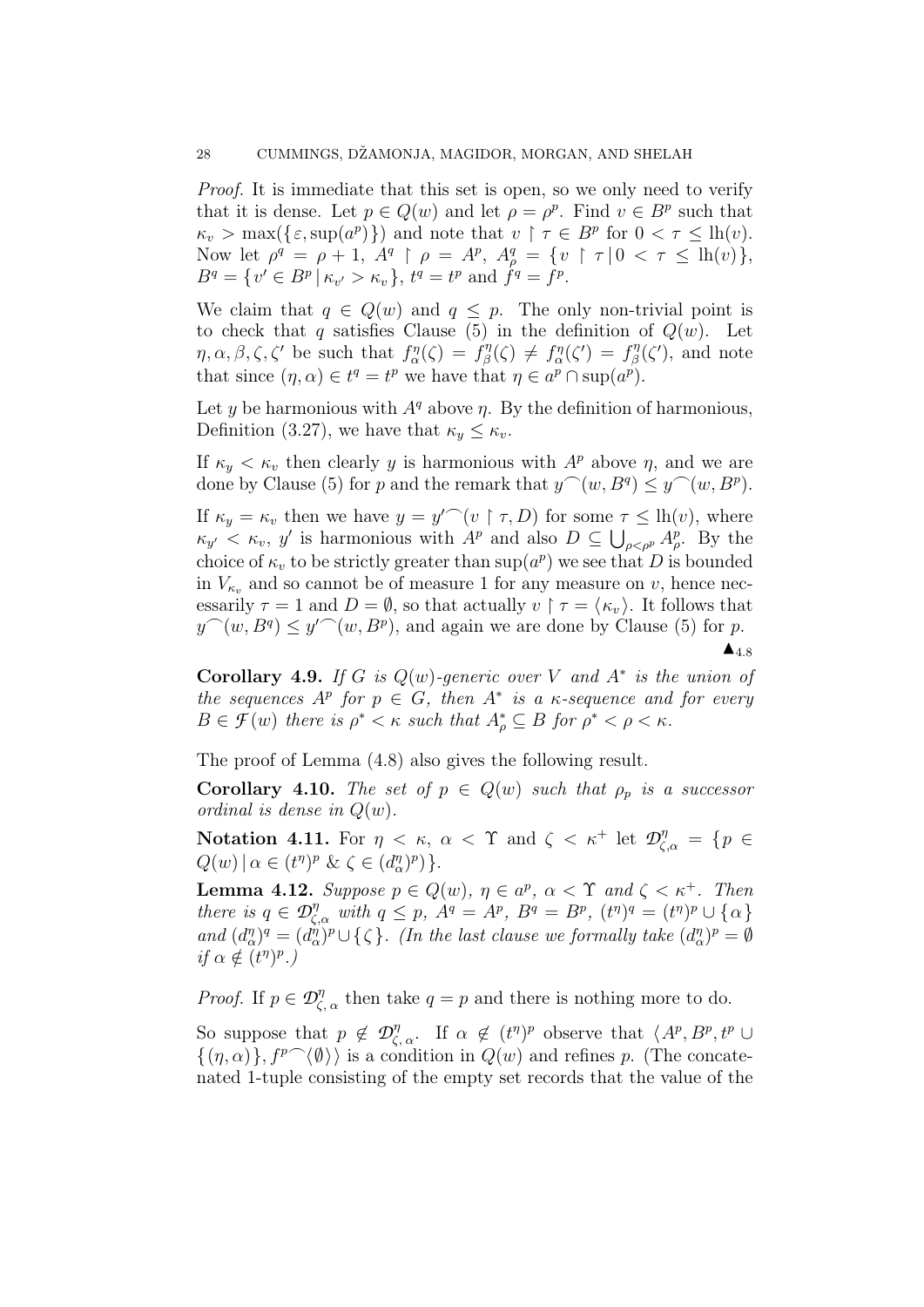*Proof.* It is immediate that this set is open, so we only need to verify that it is dense. Let $p \in Q(w)$ and let $\rho = \rho^p$. Find $v \in B^p$ such that $\kappa_v > \max(\{\varepsilon, \sup(a^p)\})$ and note that $v \restriction \tau \in B^p$ for $0 < \tau \leq \text{lh}(v)$. Now let $\rho^q = \rho + 1$, $A^q \restriction \rho = A^p$, $A^q_\rho = \{ v \restriction \tau \mid 0 < \tau \leq \text{lh}(v) \}$, $B^q = \{ v' \in B^p \mid \kappa_{v'} > \kappa_v \}$, $t^q = t^p$ and $f^q = f^p$.

We claim that $q \in Q(w)$ and $q \leq p$. The only non-trivial point is to check that $q$ satisfies Clause (5) in the definition of $Q(w)$. Let $\eta, \alpha, \beta, \zeta, \zeta'$ be such that $f^\eta_\alpha(\zeta) = f^\eta_\beta(\zeta) \neq f^\eta_\alpha(\zeta') = f^\eta_\beta(\zeta')$, and note that since $(\eta, \alpha) \in t^q = t^p$ we have that $\eta \in a^p \cap \sup(a^p)$.

Let $y$ be harmonious with $A^q$ above $\eta$. By the definition of harmonious, Definition (3.27), we have that $\kappa_y \leq \kappa_v$.

If $\kappa_y < \kappa_v$ then clearly $y$ is harmonious with $A^p$ above $\eta$, and we are done by Clause (5) for $p$ and the remark that $y^\frown(w, B^q) \leq y^\frown(w, B^p)$.

If $\kappa_y = \kappa_v$ then we have $y = y'^\frown(v \restriction \tau, D)$ for some $\tau \leq \text{lh}(v)$, where $\kappa_{y'} < \kappa_v$, $y'$ is harmonious with $A^p$ and also $D \subseteq \bigcup_{\rho < \rho^p} A^p_\rho$. By the choice of $\kappa_v$ to be strictly greater than $\sup(a^p)$ we see that $D$ is bounded in $V_{\kappa_v}$ and so cannot be of measure 1 for any measure on $v$, hence necessarily $\tau = 1$ and $D = \emptyset$, so that actually $v \restriction \tau = \langle \kappa_v \rangle$. It follows that $y^\frown(w, B^q) \leq y'^\frown(w, B^p)$, and again we are done by Clause (5) for $p$.

$\blacktriangle_{4.8}$

**Corollary 4.9.** *If $G$ is $Q(w)$-generic over $V$ and $A^*$ is the union of the sequences $A^p$ for $p \in G$, then $A^*$ is a $\kappa$-sequence and for every $B \in \mathcal{F}(w)$ there is $\rho^* < \kappa$ such that $A^*_\rho \subseteq B$ for $\rho^* < \rho < \kappa$.*

The proof of Lemma (4.8) also gives the following result.

**Corollary 4.10.** *The set of $p \in Q(w)$ such that $\rho_p$ is a successor ordinal is dense in $Q(w)$.*

**Notation 4.11.** For $\eta < \kappa$, $\alpha < \Upsilon$ and $\zeta < \kappa^+$ let $\mathcal{D}^\eta_{\zeta,\alpha} = \{ p \in Q(w) \mid \alpha \in (t^\eta)^p \;\&\; \zeta \in (d^\eta_\alpha)^p \}$.

**Lemma 4.12.** *Suppose $p \in Q(w)$, $\eta \in a^p$, $\alpha < \Upsilon$ and $\zeta < \kappa^+$. Then there is $q \in \mathcal{D}^\eta_{\zeta,\alpha}$ with $q \leq p$, $A^q = A^p$, $B^q = B^p$, $(t^\eta)^q = (t^\eta)^p \cup \{\alpha\}$ and $(d^\eta_\alpha)^q = (d^\eta_\alpha)^p \cup \{\zeta\}$. (In the last clause we formally take $(d^\eta_\alpha)^p = \emptyset$ if $\alpha \notin (t^\eta)^p$.)*

*Proof.* If $p \in \mathcal{D}^\eta_{\zeta,\alpha}$ then take $q = p$ and there is nothing more to do.

So suppose that $p \notin \mathcal{D}^\eta_{\zeta,\alpha}$. If $\alpha \notin (t^\eta)^p$ observe that $\langle A^p, B^p, t^p \cup \{(\eta, \alpha)\}, f^{p\frown}\langle \emptyset \rangle \rangle$ is a condition in $Q(w)$ and refines $p$. (The concatenated 1-tuple consisting of the empty set records that the value of the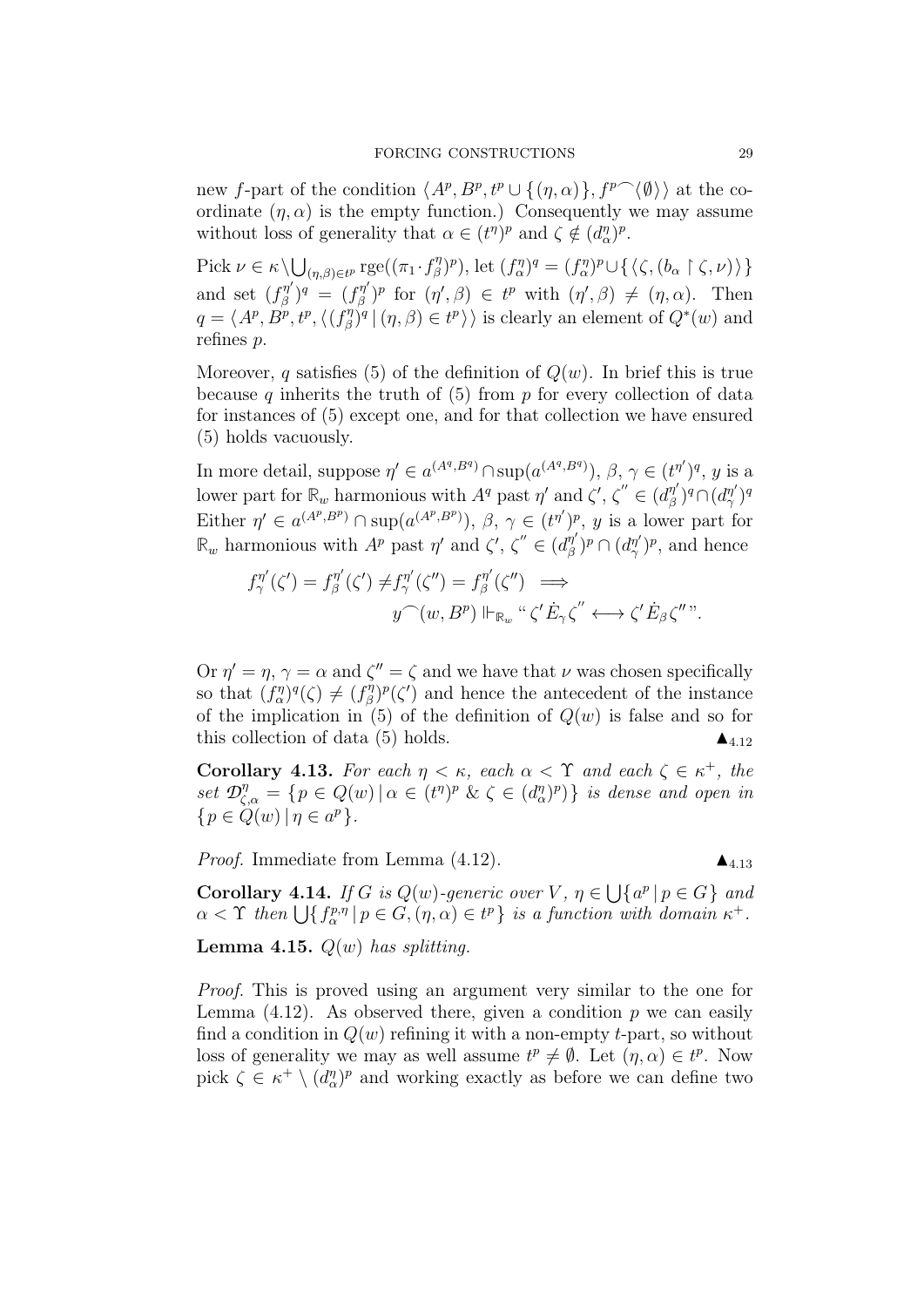new $f$-part of the condition $\langle A^p, B^p, t^p \cup \{(\eta, \alpha)\}, f^p \frown \langle \emptyset \rangle \rangle$ at the co-ordinate $(\eta, \alpha)$ is the empty function.) Consequently we may assume without loss of generality that $\alpha \in (t^\eta)^p$ and $\zeta \notin (d^\eta_\alpha)^p$.

Pick $\nu \in \kappa \setminus \bigcup_{(\eta,\beta) \in t^p} \mathrm{rge}((\pi_1 \cdot f^\eta_\beta)^p)$, let $(f^\eta_\alpha)^q = (f^\eta_\alpha)^p \cup \{\langle \zeta, (b_\alpha \restriction \zeta, \nu)\rangle\}$ and set $(f^{\eta'}_\beta)^q = (f^{\eta'}_\beta)^p$ for $(\eta', \beta) \in t^p$ with $(\eta', \beta) \neq (\eta, \alpha)$. Then $q = \langle A^p, B^p, t^p, \langle (f^\eta_\beta)^q \mid (\eta, \beta) \in t^p \rangle \rangle$ is clearly an element of $Q^*(w)$ and refines $p$.

Moreover, $q$ satisfies (5) of the definition of $Q(w)$. In brief this is true because $q$ inherits the truth of (5) from $p$ for every collection of data for instances of (5) except one, and for that collection we have ensured (5) holds vacuously.

In more detail, suppose $\eta' \in a^{(A^q,B^q)} \cap \sup(a^{(A^q,B^q)})$, $\beta$, $\gamma \in (t^{\eta'})^q$, $y$ is a lower part for $\mathbb{R}_w$ harmonious with $A^q$ past $\eta'$ and $\zeta'$, $\zeta'' \in (d^{\eta'}_\beta)^q \cap (d^{\eta'}_\gamma)^q$ Either $\eta' \in a^{(A^p,B^p)} \cap \sup(a^{(A^p,B^p)})$, $\beta$, $\gamma \in (t^{\eta'})^p$, $y$ is a lower part for $\mathbb{R}_w$ harmonious with $A^p$ past $\eta'$ and $\zeta'$, $\zeta'' \in (d^{\eta'}_\beta)^p \cap (d^{\eta'}_\gamma)^p$, and hence

$$f^{\eta'}_\gamma(\zeta') = f^{\eta'}_\beta(\zeta') \neq f^{\eta'}_\gamma(\zeta'') = f^{\eta'}_\beta(\zeta'') \implies \\ y \frown (w, B^p) \Vdash_{\mathbb{R}_w} \text{“} \zeta' \dot{E}_\gamma \zeta'' \longleftrightarrow \zeta' \dot{E}_\beta \zeta'' \text{”}.$$

Or $\eta' = \eta$, $\gamma = \alpha$ and $\zeta'' = \zeta$ and we have that $\nu$ was chosen specifically so that $(f^\eta_\alpha)^q(\zeta) \neq (f^\eta_\beta)^p(\zeta')$ and hence the antecedent of the instance of the implication in (5) of the definition of $Q(w)$ is false and so for this collection of data (5) holds. $\blacktriangle_{4.12}$

**Corollary 4.13.** *For each $\eta < \kappa$, each $\alpha < \Upsilon$ and each $\zeta \in \kappa^+$, the set $\mathcal{D}^\eta_{\zeta,\alpha} = \{p \in Q(w) \mid \alpha \in (t^\eta)^p \ \& \ \zeta \in (d^\eta_\alpha)^p)\}$ is dense and open in $\{p \in Q(w) \mid \eta \in a^p\}$.*

*Proof.* Immediate from Lemma (4.12). $\blacktriangle_{4.13}$

**Corollary 4.14.** *If $G$ is $Q(w)$-generic over $V$, $\eta \in \bigcup\{a^p \mid p \in G\}$ and $\alpha < \Upsilon$ then $\bigcup\{f^{p,\eta}_\alpha \mid p \in G, (\eta, \alpha) \in t^p\}$ is a function with domain $\kappa^+$.*

**Lemma 4.15.** *$Q(w)$ has splitting.*

*Proof.* This is proved using an argument very similar to the one for Lemma (4.12). As observed there, given a condition $p$ we can easily find a condition in $Q(w)$ refining it with a non-empty $t$-part, so without loss of generality we may as well assume $t^p \neq \emptyset$. Let $(\eta, \alpha) \in t^p$. Now pick $\zeta \in \kappa^+ \setminus (d^\eta_\alpha)^p$ and working exactly as before we can define two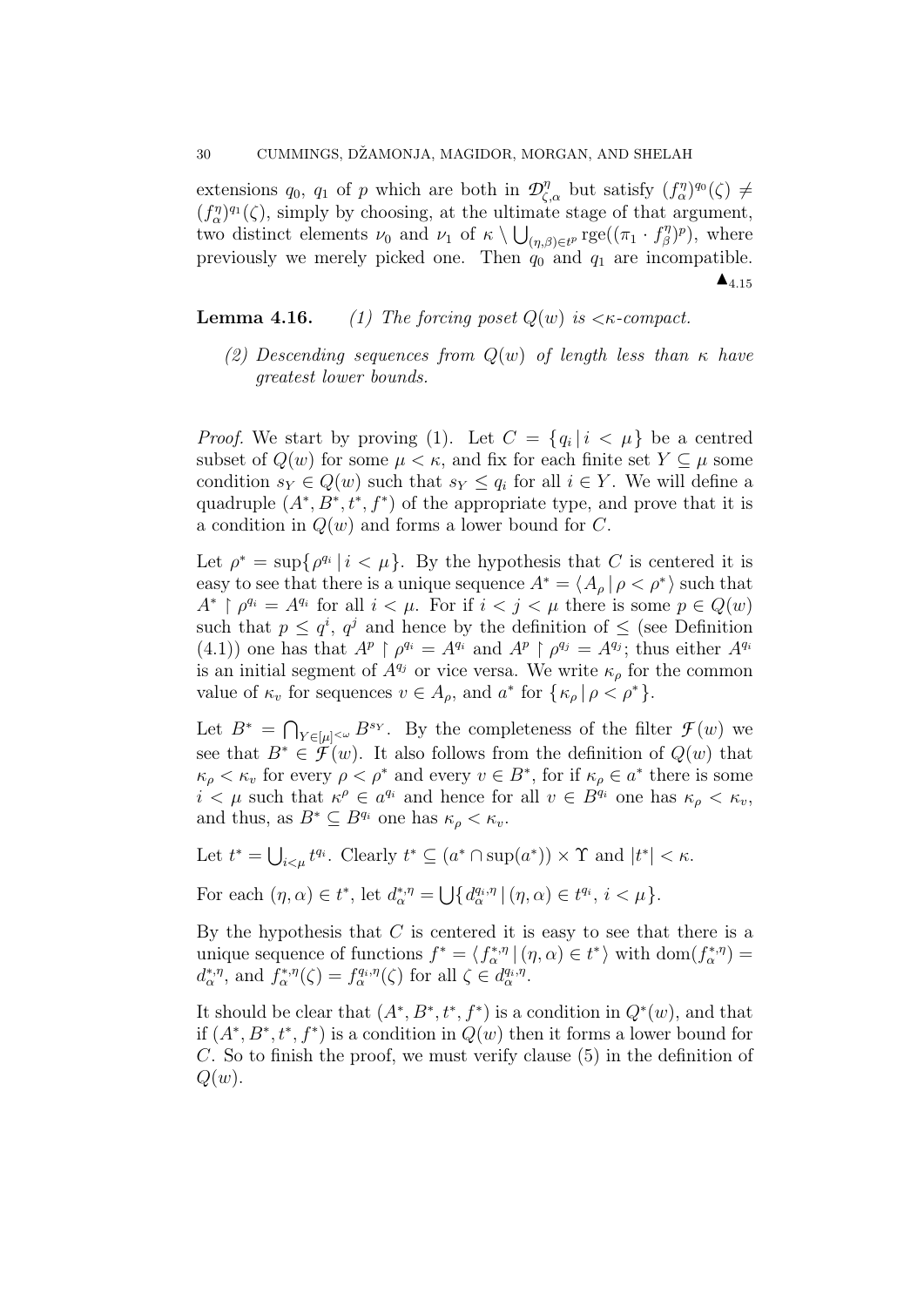extensions $q_0$, $q_1$ of $p$ which are both in $\mathcal{D}^{\eta}_{\zeta,\alpha}$ but satisfy $(f^{\eta}_{\alpha})^{q_0}(\zeta) \neq (f^{\eta}_{\alpha})^{q_1}(\zeta)$, simply by choosing, at the ultimate stage of that argument, two distinct elements $\nu_0$ and $\nu_1$ of $\kappa \setminus \bigcup_{(\eta,\beta)\in t^p} \mathrm{rge}((\pi_1 \cdot f^{\eta}_{\beta})^p)$, where previously we merely picked one. Then $q_0$ and $q_1$ are incompatible. $\blacktriangle_{4.15}$

**Lemma 4.16.** *(1) The forcing poset $Q(w)$ is $<\kappa$-compact.*

*(2) Descending sequences from $Q(w)$ of length less than $\kappa$ have greatest lower bounds.*

*Proof.* We start by proving (1). Let $C = \{q_i \mid i < \mu\}$ be a centred subset of $Q(w)$ for some $\mu < \kappa$, and fix for each finite set $Y \subseteq \mu$ some condition $s_Y \in Q(w)$ such that $s_Y \leq q_i$ for all $i \in Y$. We will define a quadruple $(A^*, B^*, t^*, f^*)$ of the appropriate type, and prove that it is a condition in $Q(w)$ and forms a lower bound for $C$.

Let $\rho^* = \sup\{\rho^{q_i} \mid i < \mu\}$. By the hypothesis that $C$ is centered it is easy to see that there is a unique sequence $A^* = \langle A_\rho \mid \rho < \rho^* \rangle$ such that $A^* \restriction \rho^{q_i} = A^{q_i}$ for all $i < \mu$. For if $i < j < \mu$ there is some $p \in Q(w)$ such that $p \leq q^i$, $q^j$ and hence by the definition of $\leq$ (see Definition (4.1)) one has that $A^p \restriction \rho^{q_i} = A^{q_i}$ and $A^p \restriction \rho^{q_j} = A^{q_j}$; thus either $A^{q_i}$ is an initial segment of $A^{q_j}$ or vice versa. We write $\kappa_\rho$ for the common value of $\kappa_v$ for sequences $v \in A_\rho$, and $a^*$ for $\{\kappa_\rho \mid \rho < \rho^*\}$.

Let $B^* = \bigcap_{Y \in [\mu]^{<\omega}} B^{s_Y}$. By the completeness of the filter $\mathcal{F}(w)$ we see that $B^* \in \mathcal{F}(w)$. It also follows from the definition of $Q(w)$ that $\kappa_\rho < \kappa_v$ for every $\rho < \rho^*$ and every $v \in B^*$, for if $\kappa_\rho \in a^*$ there is some $i < \mu$ such that $\kappa^\rho \in a^{q_i}$ and hence for all $v \in B^{q_i}$ one has $\kappa_\rho < \kappa_v$, and thus, as $B^* \subseteq B^{q_i}$ one has $\kappa_\rho < \kappa_v$.

Let $t^* = \bigcup_{i<\mu} t^{q_i}$. Clearly $t^* \subseteq (a^* \cap \sup(a^*)) \times \Upsilon$ and $|t^*| < \kappa$.

For each $(\eta, \alpha) \in t^*$, let $d^{*,\eta}_\alpha = \bigcup\{ d^{q_i,\eta}_\alpha \mid (\eta, \alpha) \in t^{q_i},\ i < \mu\}$.

By the hypothesis that $C$ is centered it is easy to see that there is a unique sequence of functions $f^* = \langle f^{*,\eta}_\alpha \mid (\eta, \alpha) \in t^* \rangle$ with $\mathrm{dom}(f^{*,\eta}_\alpha) = d^{*,\eta}_\alpha$, and $f^{*,\eta}_\alpha(\zeta) = f^{q_i,\eta}_\alpha(\zeta)$ for all $\zeta \in d^{q_i,\eta}_\alpha$.

It should be clear that $(A^*, B^*, t^*, f^*)$ is a condition in $Q^*(w)$, and that if $(A^*, B^*, t^*, f^*)$ is a condition in $Q(w)$ then it forms a lower bound for $C$. So to finish the proof, we must verify clause (5) in the definition of $Q(w)$.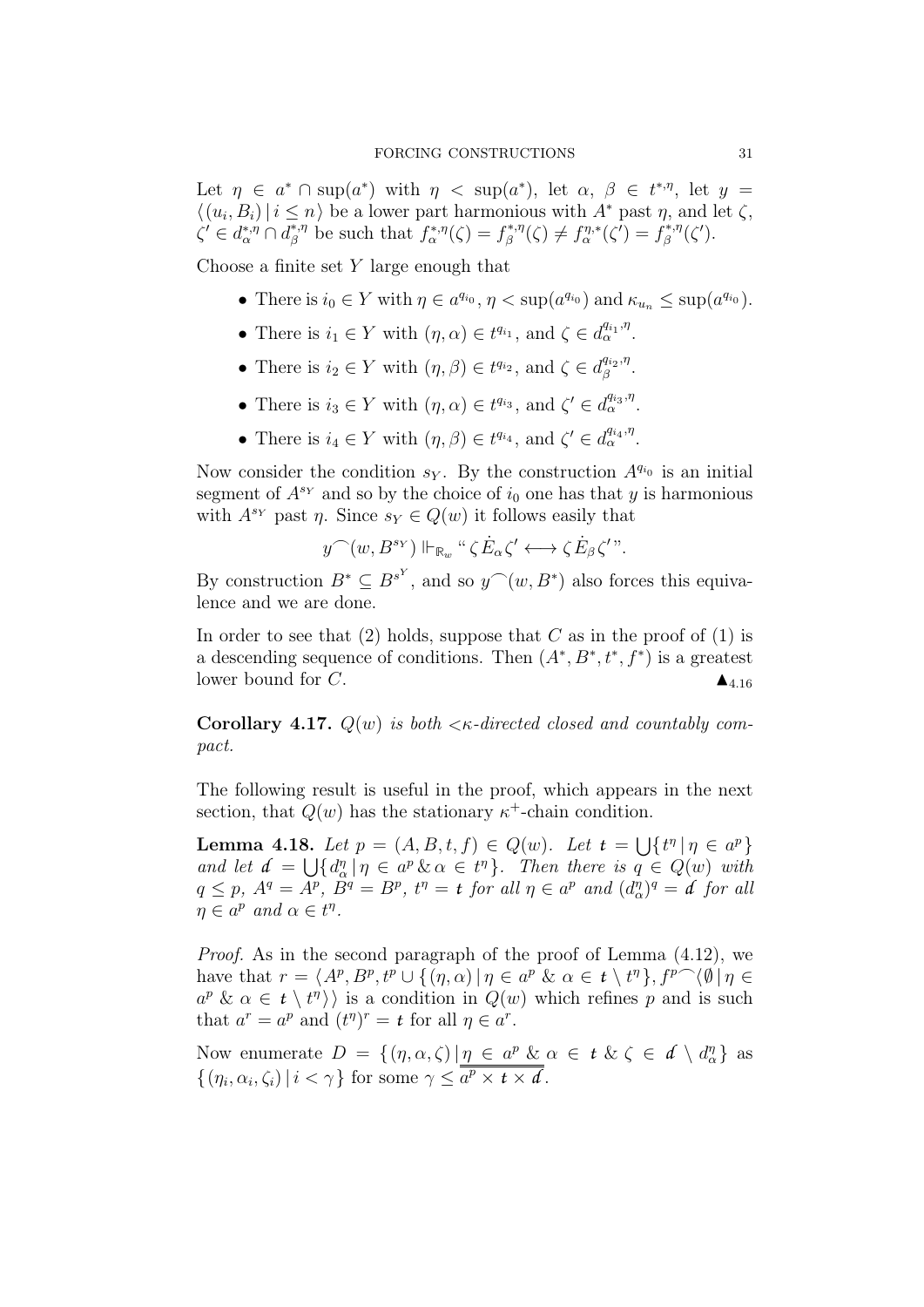Let $\eta \in a^* \cap \sup(a^*)$ with $\eta < \sup(a^*)$, let $\alpha, \beta \in t^{*,\eta}$, let $y = \langle (u_i, B_i) \mid i \leq n \rangle$ be a lower part harmonious with $A^*$ past $\eta$, and let $\zeta, \zeta' \in d^{*,\eta}_\alpha \cap d^{*,\eta}_\beta$ be such that $f^{*,\eta}_\alpha(\zeta) = f^{*,\eta}_\beta(\zeta) \neq f^{\eta,*}_\alpha(\zeta') = f^{*,\eta}_\beta(\zeta')$.

Choose a finite set $Y$ large enough that

- There is $i_0 \in Y$ with $\eta \in a^{q_{i_0}}$, $\eta < \sup(a^{q_{i_0}})$ and $\kappa_{u_n} \leq \sup(a^{q_{i_0}})$.
- There is $i_1 \in Y$ with $(\eta, \alpha) \in t^{q_{i_1}}$, and $\zeta \in d^{q_{i_1},\eta}_\alpha$.
- There is $i_2 \in Y$ with $(\eta, \beta) \in t^{q_{i_2}}$, and $\zeta \in d^{q_{i_2},\eta}_\beta$.
- There is $i_3 \in Y$ with $(\eta, \alpha) \in t^{q_{i_3}}$, and $\zeta' \in d^{q_{i_3},\eta}_\alpha$.
- There is $i_4 \in Y$ with $(\eta, \beta) \in t^{q_{i_4}}$, and $\zeta' \in d^{q_{i_4},\eta}_\alpha$.

Now consider the condition $s_Y$. By the construction $A^{q_{i_0}}$ is an initial segment of $A^{s_Y}$ and so by the choice of $i_0$ one has that $y$ is harmonious with $A^{s_Y}$ past $\eta$. Since $s_Y \in Q(w)$ it follows easily that

$$y^\frown(w, B^{s_Y}) \Vdash_{\mathbb{R}_w} \text{“}\, \zeta \dot{E}_\alpha \zeta' \longleftrightarrow \zeta \dot{E}_\beta \zeta' \,\text{”}.$$

By construction $B^* \subseteq B^{s^Y}$, and so $y^\frown(w, B^*)$ also forces this equivalence and we are done.

In order to see that (2) holds, suppose that $C$ as in the proof of (1) is a descending sequence of conditions. Then $(A^*, B^*, t^*, f^*)$ is a greatest lower bound for $C$. $\blacktriangle_{4.16}$

**Corollary 4.17.** *$Q(w)$ is both $<\kappa$-directed closed and countably compact.*

The following result is useful in the proof, which appears in the next section, that $Q(w)$ has the stationary $\kappa^+$-chain condition.

**Lemma 4.18.** *Let $p = (A, B, t, f) \in Q(w)$. Let $\mathbf{t} = \bigcup\{ t^\eta \mid \eta \in a^p \}$ and let $\mathbf{d} = \bigcup\{ d^\eta_\alpha \mid \eta \in a^p \,\&\, \alpha \in t^\eta \}$. Then there is $q \in Q(w)$ with $q \leq p$, $A^q = A^p$, $B^q = B^p$, $t^\eta = \mathbf{t}$ for all $\eta \in a^p$ and $(d^\eta_\alpha)^q = \mathbf{d}$ for all $\eta \in a^p$ and $\alpha \in t^\eta$.*

*Proof.* As in the second paragraph of the proof of Lemma (4.12), we have that $r = \langle A^p, B^p, t^p \cup \{ (\eta, \alpha) \mid \eta \in a^p \;\&\; \alpha \in \mathbf{t} \setminus t^\eta \}, f^{p\frown}\langle \emptyset \mid \eta \in a^p \;\&\; \alpha \in \mathbf{t} \setminus t^\eta \rangle \rangle$ is a condition in $Q(w)$ which refines $p$ and is such that $a^r = a^p$ and $(t^\eta)^r = \mathbf{t}$ for all $\eta \in a^r$.

Now enumerate $D = \{ (\eta, \alpha, \zeta) \mid \eta \in a^p \;\&\; \alpha \in \mathbf{t} \;\&\; \zeta \in \mathbf{d} \setminus d^\eta_\alpha \}$ as $\{ (\eta_i, \alpha_i, \zeta_i) \mid i < \gamma \}$ for some $\gamma \leq \overline{\overline{a^p \times \mathbf{t} \times \mathbf{d}}}$.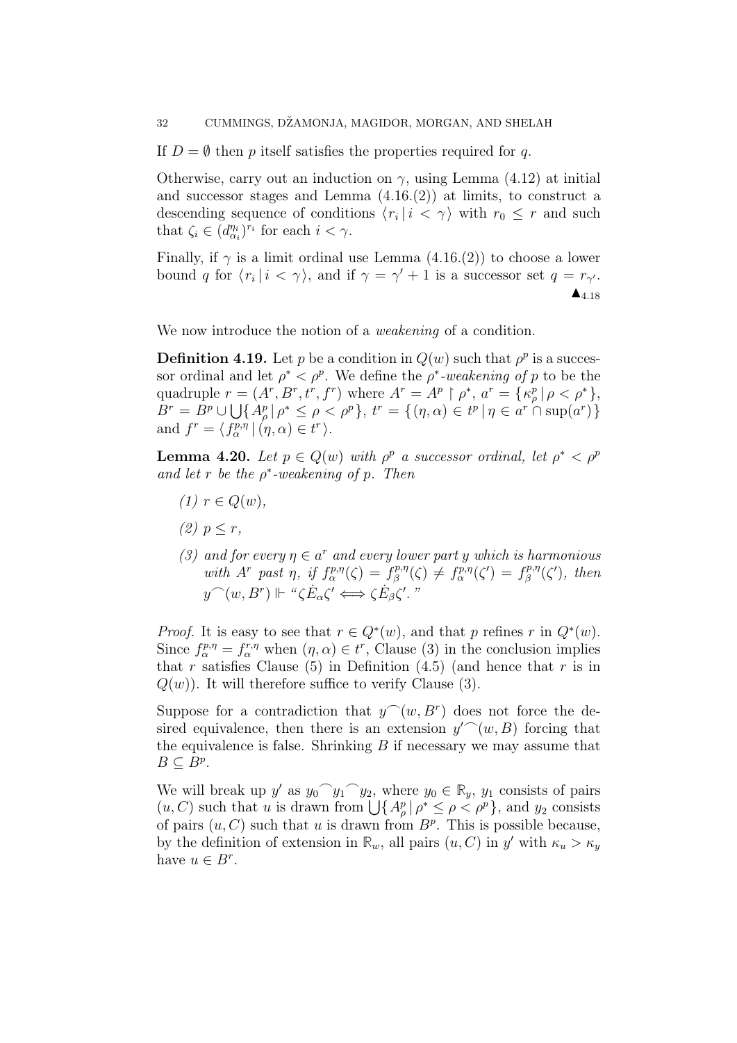If $D = \emptyset$ then $p$ itself satisfies the properties required for $q$.

Otherwise, carry out an induction on $\gamma$, using Lemma (4.12) at initial and successor stages and Lemma (4.16.(2)) at limits, to construct a descending sequence of conditions $\langle r_i \,|\, i < \gamma\rangle$ with $r_0 \leq r$ and such that $\zeta_i \in (d^{\eta_i}_{\alpha_i})^{r_i}$ for each $i < \gamma$.

Finally, if $\gamma$ is a limit ordinal use Lemma (4.16.(2)) to choose a lower bound $q$ for $\langle r_i \,|\, i < \gamma\rangle$, and if $\gamma = \gamma' + 1$ is a successor set $q = r_{\gamma'}$. $\blacktriangle_{4.18}$

We now introduce the notion of a *weakening* of a condition.

**Definition 4.19.** Let $p$ be a condition in $Q(w)$ such that $\rho^p$ is a successor ordinal and let $\rho^* < \rho^p$. We define the *$\rho^*$-weakening of $p$* to be the quadruple $r = (A^r, B^r, t^r, f^r)$ where $A^r = A^p \restriction \rho^*$, $a^r = \{\kappa^p_\rho \,|\, \rho < \rho^*\}$, $B^r = B^p \cup \bigcup\{A^p_\rho \,|\, \rho^* \leq \rho < \rho^p\}$, $t^r = \{(\eta, \alpha) \in t^p \,|\, \eta \in a^r \cap \sup(a^r)\}$ and $f^r = \langle f^{p,\eta}_\alpha \,|\, (\eta, \alpha) \in t^r\rangle$.

**Lemma 4.20.** *Let $p \in Q(w)$ with $\rho^p$ a successor ordinal, let $\rho^* < \rho^p$ and let $r$ be the $\rho^*$-weakening of $p$. Then*

*(1) $r \in Q(w)$,*

*(2) $p \leq r$,*

*(3) and for every $\eta \in a^r$ and every lower part $y$ which is harmonious with $A^r$ past $\eta$, if $f^{p,\eta}_\alpha(\zeta) = f^{p,\eta}_\beta(\zeta) \neq f^{p,\eta}_\alpha(\zeta') = f^{p,\eta}_\beta(\zeta')$, then $y^\frown(w, B^r) \Vdash$ "$\zeta \dot{E}_\alpha \zeta' \iff \zeta \dot{E}_\beta \zeta'$."*

*Proof.* It is easy to see that $r \in Q^*(w)$, and that $p$ refines $r$ in $Q^*(w)$. Since $f^{p,\eta}_\alpha = f^{r,\eta}_\alpha$ when $(\eta, \alpha) \in t^r$, Clause (3) in the conclusion implies that $r$ satisfies Clause (5) in Definition (4.5) (and hence that $r$ is in $Q(w)$). It will therefore suffice to verify Clause (3).

Suppose for a contradiction that $y^\frown(w, B^r)$ does not force the desired equivalence, then there is an extension $y'^\frown(w, B)$ forcing that the equivalence is false. Shrinking $B$ if necessary we may assume that $B \subseteq B^p$.

We will break up $y'$ as $y_0{}^\frown y_1{}^\frown y_2$, where $y_0 \in \mathbb{R}_y$, $y_1$ consists of pairs $(u, C)$ such that $u$ is drawn from $\bigcup\{A^p_\rho \,|\, \rho^* \leq \rho < \rho^p\}$, and $y_2$ consists of pairs $(u, C)$ such that $u$ is drawn from $B^p$. This is possible because, by the definition of extension in $\mathbb{R}_w$, all pairs $(u, C)$ in $y'$ with $\kappa_u > \kappa_y$ have $u \in B^r$.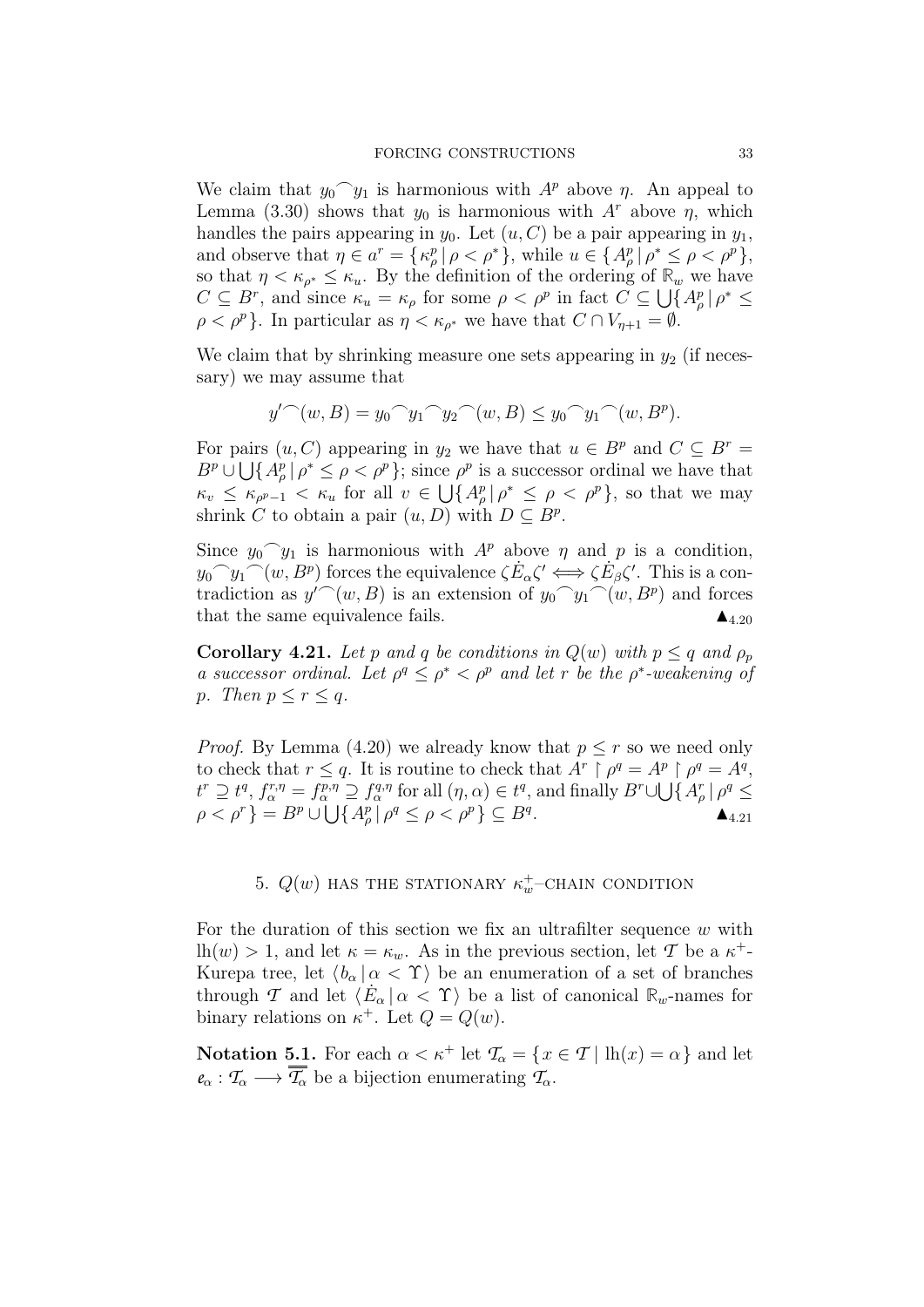We claim that $y_0{}^\frown y_1$ is harmonious with $A^p$ above $\eta$. An appeal to Lemma (3.30) shows that $y_0$ is harmonious with $A^r$ above $\eta$, which handles the pairs appearing in $y_0$. Let $(u, C)$ be a pair appearing in $y_1$, and observe that $\eta \in a^r = \{ \kappa^p_\rho \mid \rho < \rho^* \}$, while $u \in \{ A^p_\rho \mid \rho^* \leq \rho < \rho^p \}$, so that $\eta < \kappa_{\rho^*} \leq \kappa_u$. By the definition of the ordering of $\mathbb{R}_w$ we have $C \subseteq B^r$, and since $\kappa_u = \kappa_\rho$ for some $\rho < \rho^p$ in fact $C \subseteq \bigcup \{ A^p_\rho \mid \rho^* \leq \rho < \rho^p \}$. In particular as $\eta < \kappa_{\rho^*}$ we have that $C \cap V_{\eta+1} = \emptyset$.

We claim that by shrinking measure one sets appearing in $y_2$ (if necessary) we may assume that

$$y'{}^\frown(w, B) = y_0{}^\frown y_1{}^\frown y_2{}^\frown(w, B) \leq y_0{}^\frown y_1{}^\frown(w, B^p).$$

For pairs $(u, C)$ appearing in $y_2$ we have that $u \in B^p$ and $C \subseteq B^r = B^p \cup \bigcup \{ A^p_\rho \mid \rho^* \leq \rho < \rho^p \}$; since $\rho^p$ is a successor ordinal we have that $\kappa_v \leq \kappa_{\rho^p - 1} < \kappa_u$ for all $v \in \bigcup \{ A^p_\rho \mid \rho^* \leq \rho < \rho^p \}$, so that we may shrink $C$ to obtain a pair $(u, D)$ with $D \subseteq B^p$.

Since $y_0{}^\frown y_1$ is harmonious with $A^p$ above $\eta$ and $p$ is a condition, $y_0{}^\frown y_1{}^\frown(w, B^p)$ forces the equivalence $\zeta \dot{E}_\alpha \zeta' \iff \zeta \dot{E}_\beta \zeta'$. This is a contradiction as $y'{}^\frown(w, B)$ is an extension of $y_0{}^\frown y_1{}^\frown(w, B^p)$ and forces that the same equivalence fails. $\blacktriangle_{4.20}$

**Corollary 4.21.** *Let $p$ and $q$ be conditions in $Q(w)$ with $p \leq q$ and $\rho_p$ a successor ordinal. Let $\rho^q \leq \rho^* < \rho^p$ and let $r$ be the $\rho^*$-weakening of $p$. Then $p \leq r \leq q$.*

*Proof.* By Lemma (4.20) we already know that $p \leq r$ so we need only to check that $r \leq q$. It is routine to check that $A^r \restriction \rho^q = A^p \restriction \rho^q = A^q$, $t^r \supseteq t^q$, $f^{r,\eta}_\alpha = f^{p,\eta}_\alpha \supseteq f^{q,\eta}_\alpha$ for all $(\eta, \alpha) \in t^q$, and finally $B^r \cup \bigcup \{ A^r_\rho \mid \rho^q \leq \rho < \rho^r \} = B^p \cup \bigcup \{ A^p_\rho \mid \rho^q \leq \rho < \rho^p \} \subseteq B^q$. $\blacktriangle_{4.21}$

## 5. $Q(w)$ has the stationary $\kappa_w^+$–chain condition

For the duration of this section we fix an ultrafilter sequence $w$ with $\mathrm{lh}(w) > 1$, and let $\kappa = \kappa_w$. As in the previous section, let $\mathcal{T}$ be a $\kappa^+$-Kurepa tree, let $\langle b_\alpha \mid \alpha < \Upsilon \rangle$ be an enumeration of a set of branches through $\mathcal{T}$ and let $\langle \dot{E}_\alpha \mid \alpha < \Upsilon \rangle$ be a list of canonical $\mathbb{R}_w$-names for binary relations on $\kappa^+$. Let $Q = Q(w)$.

**Notation 5.1.** For each $\alpha < \kappa^+$ let $\mathcal{T}_\alpha = \{ x \in \mathcal{T} \mid \mathrm{lh}(x) = \alpha \}$ and let $e_\alpha : \mathcal{T}_\alpha \longrightarrow \overline{\overline{\mathcal{T}_\alpha}}$ be a bijection enumerating $\mathcal{T}_\alpha$.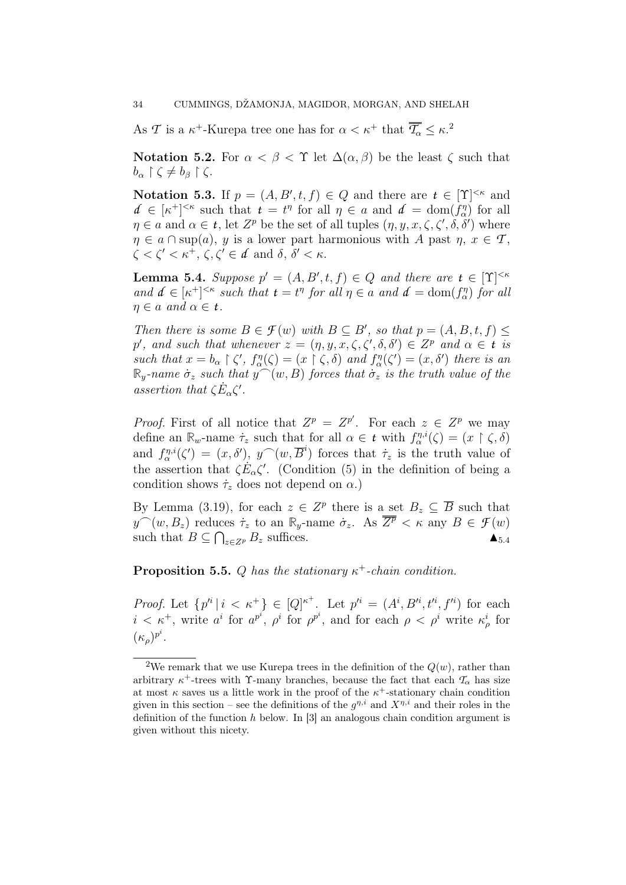As $\mathcal{T}$ is a $\kappa^+$-Kurepa tree one has for $\alpha < \kappa^+$ that $\overline{\overline{\mathcal{T}_\alpha}} \leq \kappa$.[2]

**Notation 5.2.** For $\alpha < \beta < \Upsilon$ let $\Delta(\alpha, \beta)$ be the least $\zeta$ such that $b_\alpha \restriction \zeta \neq b_\beta \restriction \zeta$.

**Notation 5.3.** If $p = (A, B', t, f) \in Q$ and there are $\boldsymbol{t} \in [\Upsilon]^{<\kappa}$ and $\boldsymbol{d} \in [\kappa^+]^{<\kappa}$ such that $\boldsymbol{t} = t^\eta$ for all $\eta \in a$ and $\boldsymbol{d} = \operatorname{dom}(f^\eta_\alpha)$ for all $\eta \in a$ and $\alpha \in \boldsymbol{t}$, let $Z^p$ be the set of all tuples $(\eta, y, x, \zeta, \zeta', \delta, \delta')$ where $\eta \in a \cap \sup(a)$, $y$ is a lower part harmonious with $A$ past $\eta$, $x \in \mathcal{T}$, $\zeta < \zeta' < \kappa^+$, $\zeta, \zeta' \in \boldsymbol{d}$ and $\delta, \delta' < \kappa$.

**Lemma 5.4.** *Suppose $p' = (A, B', t, f) \in Q$ and there are $\boldsymbol{t} \in [\Upsilon]^{<\kappa}$ and $\boldsymbol{d} \in [\kappa^+]^{<\kappa}$ such that $\boldsymbol{t} = t^\eta$ for all $\eta \in a$ and $\boldsymbol{d} = \operatorname{dom}(f^\eta_\alpha)$ for all $\eta \in a$ and $\alpha \in \boldsymbol{t}$.*

*Then there is some $B \in \mathcal{F}(w)$ with $B \subseteq B'$, so that $p = (A, B, t, f) \leq p'$, and such that whenever $z = (\eta, y, x, \zeta, \zeta', \delta, \delta') \in Z^p$ and $\alpha \in \boldsymbol{t}$ is such that $x = b_\alpha \restriction \zeta'$, $f^\eta_\alpha(\zeta) = (x \restriction \zeta, \delta)$ and $f^\eta_\alpha(\zeta') = (x, \delta')$ there is an $\mathbb{R}_y$-name $\dot{\sigma}_z$ such that $y^\frown(w, B)$ forces that $\dot{\sigma}_z$ is the truth value of the assertion that $\zeta \dot{E}_\alpha \zeta'$.*

*Proof.* First of all notice that $Z^p = Z^{p'}$. For each $z \in Z^p$ we may define an $\mathbb{R}_w$-name $\dot{\tau}_z$ such that for all $\alpha \in \boldsymbol{t}$ with $f^{\eta,i}_\alpha(\zeta) = (x \restriction \zeta, \delta)$ and $f^{\eta,i}_\alpha(\zeta') = (x, \delta')$, $y^\frown(w, \overline{B}^i)$ forces that $\dot{\tau}_z$ is the truth value of the assertion that $\zeta \dot{E}_\alpha \zeta'$. (Condition (5) in the definition of being a condition shows $\dot{\tau}_z$ does not depend on $\alpha$.)

By Lemma (3.19), for each $z \in Z^p$ there is a set $B_z \subseteq \overline{B}$ such that $y^\frown(w, B_z)$ reduces $\dot{\tau}_z$ to an $\mathbb{R}_y$-name $\dot{\sigma}_z$. As $\overline{\overline{Z^p}} < \kappa$ any $B \in \mathcal{F}(w)$ such that $B \subseteq \bigcap_{z \in Z^p} B_z$ suffices. $\blacktriangle_{5.4}$

**Proposition 5.5.** *$Q$ has the stationary $\kappa^+$-chain condition.*

*Proof.* Let $\{p'^i \mid i < \kappa^+\} \in [Q]^{\kappa^+}$. Let $p'^i = (A^i, B'^i, t'^i, f'^i)$ for each $i < \kappa^+$, write $a^i$ for $a^{p^i}$, $\rho^i$ for $\rho^{p^i}$, and for each $\rho < \rho^i$ write $\kappa^i_\rho$ for $(\kappa_\rho)^{p^i}$.

---

[2] We remark that we use Kurepa trees in the definition of the $Q(w)$, rather than arbitrary $\kappa^+$-trees with $\Upsilon$-many branches, because the fact that each $\mathcal{T}_\alpha$ has size at most $\kappa$ saves us a little work in the proof of the $\kappa^+$-stationary chain condition given in this section – see the definitions of the $g^{\eta,i}$ and $X^{\eta,i}$ and their roles in the definition of the function $h$ below. In [3] an analogous chain condition argument is given without this nicety.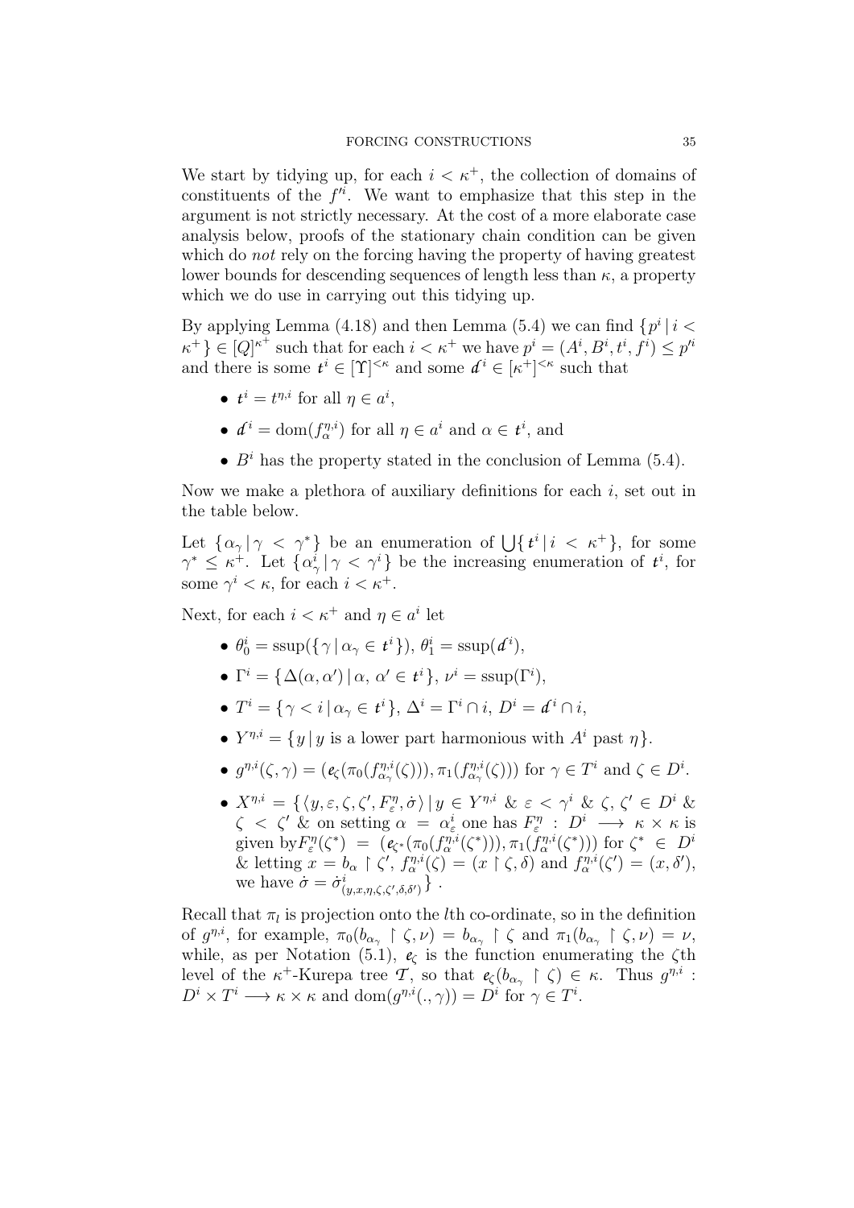We start by tidying up, for each $i < \kappa^+$, the collection of domains of constituents of the $f'^i$. We want to emphasize that this step in the argument is not strictly necessary. At the cost of a more elaborate case analysis below, proofs of the stationary chain condition can be given which do *not* rely on the forcing having the property of having greatest lower bounds for descending sequences of length less than $\kappa$, a property which we do use in carrying out this tidying up.

By applying Lemma (4.18) and then Lemma (5.4) we can find $\{p^i \mid i < \kappa^+\} \in [Q]^{\kappa^+}$ such that for each $i < \kappa^+$ we have $p^i = (A^i, B^i, t^i, f^i) \leq p'^i$ and there is some $\mathfrak{t}^i \in [\Upsilon]^{<\kappa}$ and some $\mathfrak{d}^i \in [\kappa^+]^{<\kappa}$ such that

- $\mathfrak{t}^i = t^{\eta,i}$ for all $\eta \in a^i$,
- $\mathfrak{d}^i = \mathrm{dom}(f^{\eta,i}_\alpha)$ for all $\eta \in a^i$ and $\alpha \in \mathfrak{t}^i$, and
- $B^i$ has the property stated in the conclusion of Lemma (5.4).

Now we make a plethora of auxiliary definitions for each $i$, set out in the table below.

Let $\{\alpha_\gamma \mid \gamma < \gamma^*\}$ be an enumeration of $\bigcup\{\mathfrak{t}^i \mid i < \kappa^+\}$, for some $\gamma^* \leq \kappa^+$. Let $\{\alpha^i_\gamma \mid \gamma < \gamma^i\}$ be the increasing enumeration of $\mathfrak{t}^i$, for some $\gamma^i < \kappa$, for each $i < \kappa^+$.

Next, for each $i < \kappa^+$ and $\eta \in a^i$ let

- $\theta^i_0 = \mathrm{ssup}(\{\gamma \mid \alpha_\gamma \in \mathfrak{t}^i\})$, $\theta^i_1 = \mathrm{ssup}(\mathfrak{d}^i)$,
- $\Gamma^i = \{\Delta(\alpha, \alpha') \mid \alpha, \alpha' \in \mathfrak{t}^i\}$, $\nu^i = \mathrm{ssup}(\Gamma^i)$,
- $T^i = \{\gamma < i \mid \alpha_\gamma \in \mathfrak{t}^i\}$, $\Delta^i = \Gamma^i \cap i$, $D^i = \mathfrak{d}^i \cap i$,
- $Y^{\eta,i} = \{y \mid y \text{ is a lower part harmonious with } A^i \text{ past } \eta\}$.
- $g^{\eta,i}(\zeta, \gamma) = (\mathfrak{e}_\zeta(\pi_0(f^{\eta,i}_{\alpha_\gamma}(\zeta))), \pi_1(f^{\eta,i}_{\alpha_\gamma}(\zeta)))$ for $\gamma \in T^i$ and $\zeta \in D^i$.
- $X^{\eta,i} = \{\langle y, \varepsilon, \zeta, \zeta', F^\eta_\varepsilon, \dot\sigma\rangle \mid y \in Y^{\eta,i}$ & $\varepsilon < \gamma^i$ & $\zeta, \zeta' \in D^i$ & $\zeta < \zeta'$ & on setting $\alpha = \alpha^i_\varepsilon$ one has $F^\eta_\varepsilon : D^i \longrightarrow \kappa \times \kappa$ is given by$F^\eta_\varepsilon(\zeta^*) = (\mathfrak{e}_{\zeta^*}(\pi_0(f^{\eta,i}_\alpha(\zeta^*))), \pi_1(f^{\eta,i}_\alpha(\zeta^*)))$ for $\zeta^* \in D^i$ & letting $x = b_\alpha \restriction \zeta'$, $f^{\eta,i}_\alpha(\zeta) = (x \restriction \zeta, \delta)$ and $f^{\eta,i}_\alpha(\zeta') = (x, \delta')$, we have $\dot\sigma = \dot\sigma^i_{(y,x,\eta,\zeta,\zeta',\delta,\delta')}\}$.

Recall that $\pi_l$ is projection onto the $l$th co-ordinate, so in the definition of $g^{\eta,i}$, for example, $\pi_0(b_{\alpha_\gamma} \restriction \zeta, \nu) = b_{\alpha_\gamma} \restriction \zeta$ and $\pi_1(b_{\alpha_\gamma} \restriction \zeta, \nu) = \nu$, while, as per Notation (5.1), $\mathfrak{e}_\zeta$ is the function enumerating the $\zeta$th level of the $\kappa^+$-Kurepa tree $\mathcal{T}$, so that $\mathfrak{e}_\zeta(b_{\alpha_\gamma} \restriction \zeta) \in \kappa$. Thus $g^{\eta,i} : D^i \times T^i \longrightarrow \kappa \times \kappa$ and $\mathrm{dom}(g^{\eta,i}(., \gamma)) = D^i$ for $\gamma \in T^i$.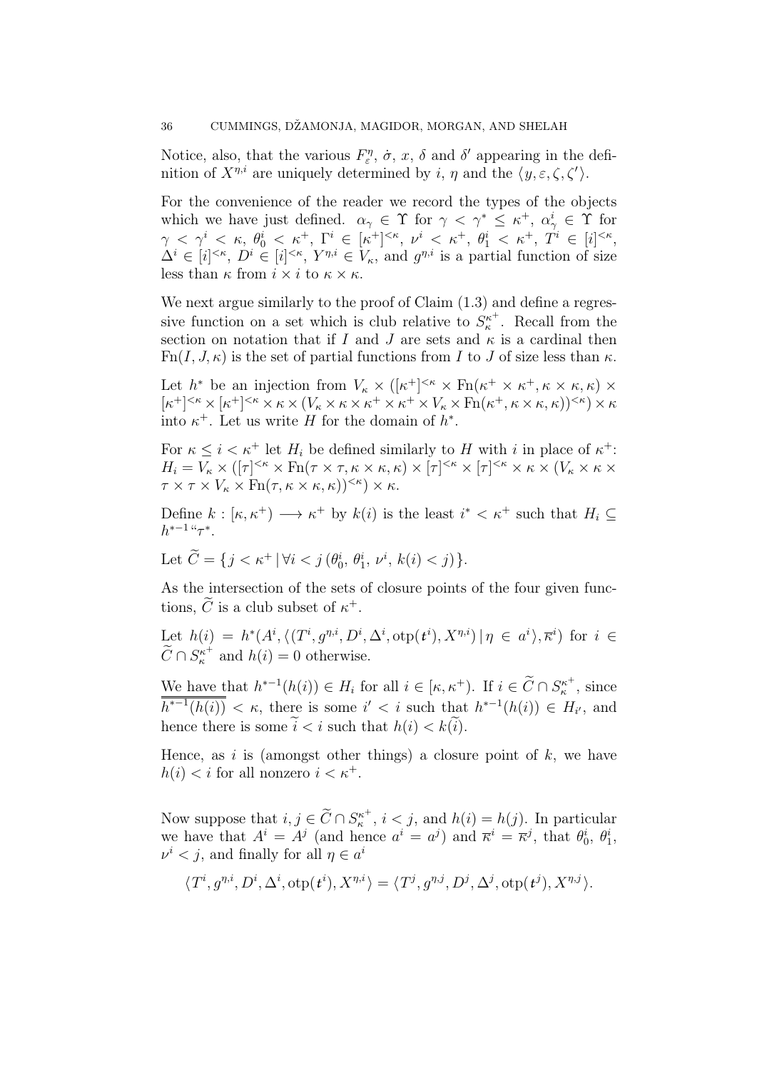Notice, also, that the various $F^\eta_\varepsilon$, $\dot\sigma$, $x$, $\delta$ and $\delta'$ appearing in the definition of $X^{\eta,i}$ are uniquely determined by $i$, $\eta$ and the $\langle y, \varepsilon, \zeta, \zeta' \rangle$.

For the convenience of the reader we record the types of the objects which we have just defined. $\alpha_\gamma \in \Upsilon$ for $\gamma < \gamma^* \leq \kappa^+$, $\alpha^i_\gamma \in \Upsilon$ for $\gamma < \gamma^i < \kappa$, $\theta^i_0 < \kappa^+$, $\Gamma^i \in [\kappa^+]^{<\kappa}$, $\nu^i < \kappa^+$, $\theta^i_1 < \kappa^+$, $T^i \in [i]^{<\kappa}$, $\Delta^i \in [i]^{<\kappa}$, $D^i \in [i]^{<\kappa}$, $Y^{\eta,i} \in V_\kappa$, and $g^{\eta,i}$ is a partial function of size less than $\kappa$ from $i \times i$ to $\kappa \times \kappa$.

We next argue similarly to the proof of Claim (1.3) and define a regressive function on a set which is club relative to $S^{\kappa^+}_\kappa$. Recall from the section on notation that if $I$ and $J$ are sets and $\kappa$ is a cardinal then $\mathrm{Fn}(I, J, \kappa)$ is the set of partial functions from $I$ to $J$ of size less than $\kappa$.

Let $h^*$ be an injection from $V_\kappa \times ([\kappa^+]^{<\kappa} \times \mathrm{Fn}(\kappa^+ \times \kappa^+, \kappa \times \kappa, \kappa) \times [\kappa^+]^{<\kappa} \times [\kappa^+]^{<\kappa} \times \kappa \times (V_\kappa \times \kappa \times \kappa^+ \times \kappa^+ \times V_\kappa \times \mathrm{Fn}(\kappa^+, \kappa \times \kappa, \kappa))^{<\kappa}) \times \kappa$ into $\kappa^+$. Let us write $H$ for the domain of $h^*$.

For $\kappa \leq i < \kappa^+$ let $H_i$ be defined similarly to $H$ with $i$ in place of $\kappa^+$: $H_i = V_\kappa \times ([\tau]^{<\kappa} \times \mathrm{Fn}(\tau \times \tau, \kappa \times \kappa, \kappa) \times [\tau]^{<\kappa} \times [\tau]^{<\kappa} \times \kappa \times (V_\kappa \times \kappa \times \tau \times \tau \times V_\kappa \times \mathrm{Fn}(\tau, \kappa \times \kappa, \kappa))^{<\kappa}) \times \kappa$.

Define $k : [\kappa, \kappa^+) \longrightarrow \kappa^+$ by $k(i)$ is the least $i^* < \kappa^+$ such that $H_i \subseteq h^{*-1}``\tau^*$.

Let $\widetilde{C} = \{ j < \kappa^+ \mid \forall i < j\, (\theta^i_0,\, \theta^i_1,\, \nu^i,\, k(i) < j) \}$.

As the intersection of the sets of closure points of the four given functions, $\widetilde{C}$ is a club subset of $\kappa^+$.

Let $h(i) = h^*(A^i, \langle (T^i, g^{\eta,i}, D^i, \Delta^i, \mathrm{otp}(\boldsymbol{t}^i), X^{\eta,i}) \mid \eta \in a^i \rangle, \overline{\kappa}^i)$ for $i \in \widetilde{C} \cap S^{\kappa^+}_\kappa$ and $h(i) = 0$ otherwise.

We have that $h^{*-1}(h(i)) \in H_i$ for all $i \in [\kappa, \kappa^+)$. If $i \in \widetilde{C} \cap S^{\kappa^+}_\kappa$, since $\overline{\overline{h^{*-1}(h(i))}} < \kappa$, there is some $i' < i$ such that $h^{*-1}(h(i)) \in H_{i'}$, and hence there is some $\widetilde{i} < i$ such that $h(i) < k(\widetilde{i})$.

Hence, as $i$ is (amongst other things) a closure point of $k$, we have $h(i) < i$ for all nonzero $i < \kappa^+$.

Now suppose that $i, j \in \widetilde{C} \cap S^{\kappa^+}_\kappa$, $i < j$, and $h(i) = h(j)$. In particular we have that $A^i = A^j$ (and hence $a^i = a^j$) and $\overline{\kappa}^i = \overline{\kappa}^j$, that $\theta^i_0$, $\theta^i_1$, $\nu^i < j$, and finally for all $\eta \in a^i$

$$\langle T^i, g^{\eta,i}, D^i, \Delta^i, \mathrm{otp}(\boldsymbol{t}^i), X^{\eta,i} \rangle = \langle T^j, g^{\eta,j}, D^j, \Delta^j, \mathrm{otp}(\boldsymbol{t}^j), X^{\eta,j} \rangle.$$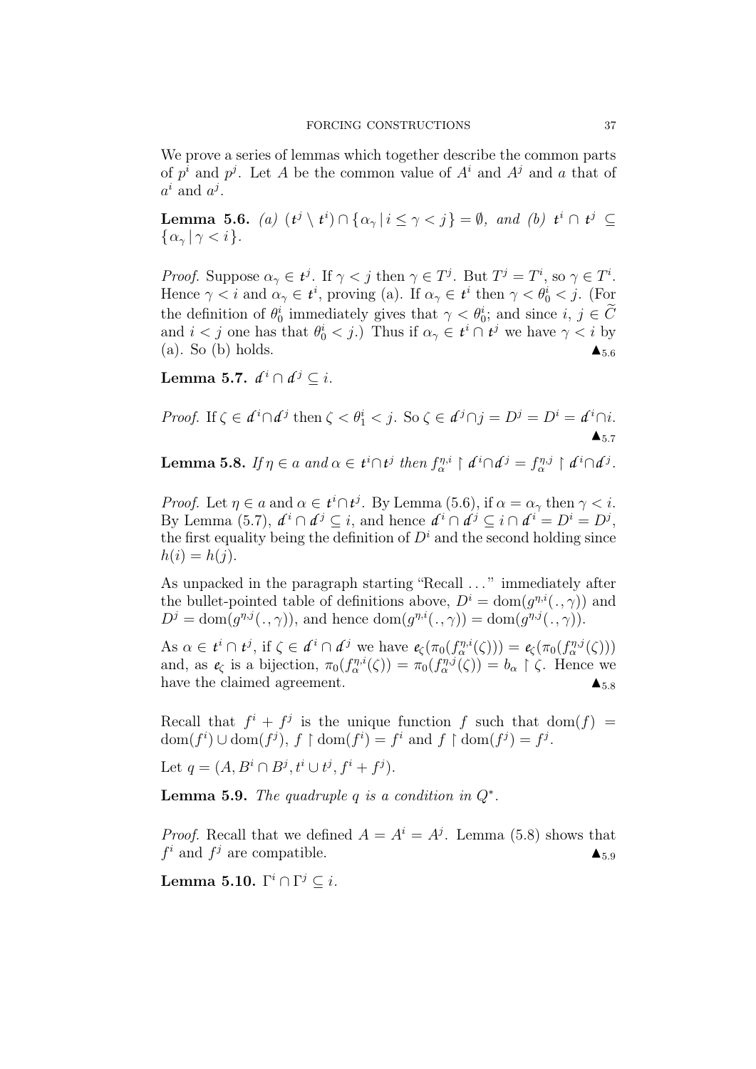We prove a series of lemmas which together describe the common parts of $p^i$ and $p^j$. Let $A$ be the common value of $A^i$ and $A^j$ and $a$ that of $a^i$ and $a^j$.

**Lemma 5.6.** *(a)* $(\mathfrak{t}^j \setminus \mathfrak{t}^i) \cap \{\alpha_\gamma \mid i \leq \gamma < j\} = \emptyset$*, and (b)* $\mathfrak{t}^i \cap \mathfrak{t}^j \subseteq \{\alpha_\gamma \mid \gamma < i\}$.

*Proof.* Suppose $\alpha_\gamma \in \mathfrak{t}^j$. If $\gamma < j$ then $\gamma \in T^j$. But $T^j = T^i$, so $\gamma \in T^i$. Hence $\gamma < i$ and $\alpha_\gamma \in \mathfrak{t}^i$, proving (a). If $\alpha_\gamma \in \mathfrak{t}^i$ then $\gamma < \theta_0^i < j$. (For the definition of $\theta_0^i$ immediately gives that $\gamma < \theta_0^i$; and since $i, j \in \widetilde{C}$ and $i < j$ one has that $\theta_0^i < j$.) Thus if $\alpha_\gamma \in \mathfrak{t}^i \cap \mathfrak{t}^j$ we have $\gamma < i$ by (a). So (b) holds. $\blacktriangle_{5.6}$

**Lemma 5.7.** $\mathfrak{d}^i \cap \mathfrak{d}^j \subseteq i$.

*Proof.* If $\zeta \in \mathfrak{d}^i \cap \mathfrak{d}^j$ then $\zeta < \theta_1^i < j$. So $\zeta \in \mathfrak{d}^j \cap j = D^j = D^i = \mathfrak{d}^i \cap i$. $\blacktriangle_{5.7}$

**Lemma 5.8.** *If* $\eta \in a$ *and* $\alpha \in \mathfrak{t}^i \cap \mathfrak{t}^j$ *then* $f_\alpha^{\eta,i} \restriction \mathfrak{d}^i \cap \mathfrak{d}^j = f_\alpha^{\eta,j} \restriction \mathfrak{d}^i \cap \mathfrak{d}^j$.

*Proof.* Let $\eta \in a$ and $\alpha \in \mathfrak{t}^i \cap \mathfrak{t}^j$. By Lemma (5.6), if $\alpha = \alpha_\gamma$ then $\gamma < i$. By Lemma (5.7), $\mathfrak{d}^i \cap \mathfrak{d}^j \subseteq i$, and hence $\mathfrak{d}^i \cap \mathfrak{d}^j \subseteq i \cap \mathfrak{d}^i = D^i = D^j$, the first equality being the definition of $D^i$ and the second holding since $h(i) = h(j)$.

As unpacked in the paragraph starting "Recall ..." immediately after the bullet-pointed table of definitions above, $D^i = \operatorname{dom}(g^{\eta,i}(.,\gamma))$ and $D^j = \operatorname{dom}(g^{\eta,j}(.,\gamma))$, and hence $\operatorname{dom}(g^{\eta,i}(.,\gamma)) = \operatorname{dom}(g^{\eta,j}(.,\gamma))$.

As $\alpha \in \mathfrak{t}^i \cap \mathfrak{t}^j$, if $\zeta \in \mathfrak{d}^i \cap \mathfrak{d}^j$ we have $\mathfrak{e}_\zeta(\pi_0(f_\alpha^{\eta,i}(\zeta))) = \mathfrak{e}_\zeta(\pi_0(f_\alpha^{\eta,j}(\zeta)))$ and, as $\mathfrak{e}_\zeta$ is a bijection, $\pi_0(f_\alpha^{\eta,i}(\zeta)) = \pi_0(f_\alpha^{\eta,j}(\zeta)) = b_\alpha \restriction \zeta$. Hence we have the claimed agreement. $\blacktriangle_{5.8}$

Recall that $f^i + f^j$ is the unique function $f$ such that $\operatorname{dom}(f) = \operatorname{dom}(f^i) \cup \operatorname{dom}(f^j)$, $f \restriction \operatorname{dom}(f^i) = f^i$ and $f \restriction \operatorname{dom}(f^j) = f^j$.

Let $q = (A, B^i \cap B^j, \mathfrak{t}^i \cup \mathfrak{t}^j, f^i + f^j)$.

**Lemma 5.9.** *The quadruple* $q$ *is a condition in* $Q^*$.

*Proof.* Recall that we defined $A = A^i = A^j$. Lemma (5.8) shows that $f^i$ and $f^j$ are compatible. $\blacktriangle_{5.9}$

**Lemma 5.10.** $\Gamma^i \cap \Gamma^j \subseteq i$.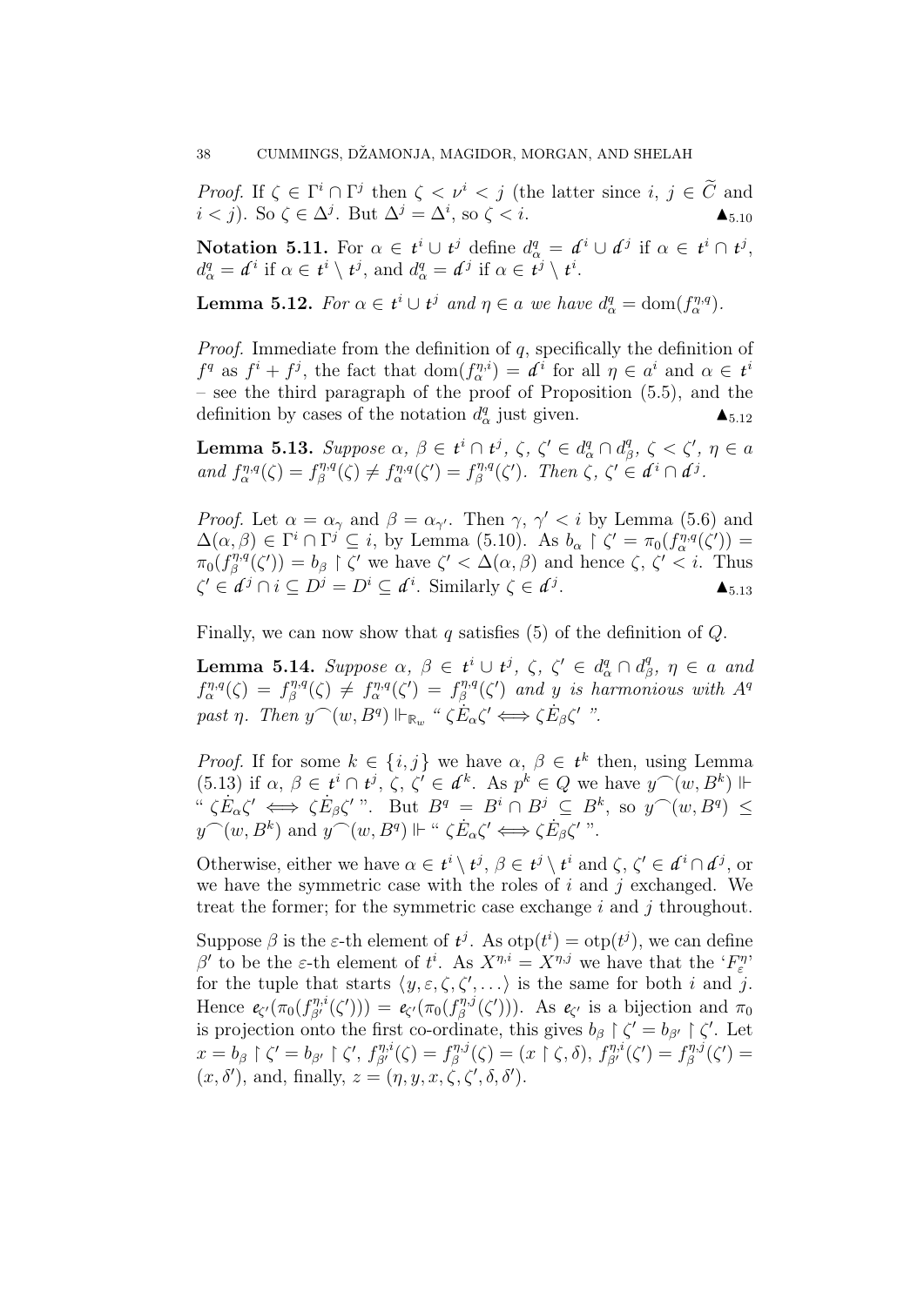*Proof.* If $\zeta \in \Gamma^i \cap \Gamma^j$ then $\zeta < \nu^i < j$ (the latter since $i$, $j \in \widetilde{C}$ and $i < j$). So $\zeta \in \Delta^j$. But $\Delta^j = \Delta^i$, so $\zeta < i$. $\blacktriangle_{5.10}$

**Notation 5.11.** For $\alpha \in \mathbf{t}^i \cup \mathbf{t}^j$ define $d^q_\alpha = \mathbf{d}^i \cup \mathbf{d}^j$ if $\alpha \in \mathbf{t}^i \cap \mathbf{t}^j$, $d^q_\alpha = \mathbf{d}^i$ if $\alpha \in \mathbf{t}^i \setminus \mathbf{t}^j$, and $d^q_\alpha = \mathbf{d}^j$ if $\alpha \in \mathbf{t}^j \setminus \mathbf{t}^i$.

**Lemma 5.12.** *For $\alpha \in \mathbf{t}^i \cup \mathbf{t}^j$ and $\eta \in a$ we have $d^q_\alpha = \mathrm{dom}(f^{\eta,q}_\alpha)$.*

*Proof.* Immediate from the definition of $q$, specifically the definition of $f^q$ as $f^i + f^j$, the fact that $\mathrm{dom}(f^{\eta,i}_\alpha) = \mathbf{d}^i$ for all $\eta \in a^i$ and $\alpha \in \mathbf{t}^i$ – see the third paragraph of the proof of Proposition (5.5), and the definition by cases of the notation $d^q_\alpha$ just given. $\blacktriangle_{5.12}$

**Lemma 5.13.** *Suppose $\alpha$, $\beta \in \mathbf{t}^i \cap \mathbf{t}^j$, $\zeta$, $\zeta' \in d^q_\alpha \cap d^q_\beta$, $\zeta < \zeta'$, $\eta \in a$ and $f^{\eta,q}_\alpha(\zeta) = f^{\eta,q}_\beta(\zeta) \neq f^{\eta,q}_\alpha(\zeta') = f^{\eta,q}_\beta(\zeta')$. Then $\zeta$, $\zeta' \in \mathbf{d}^i \cap \mathbf{d}^j$.*

*Proof.* Let $\alpha = \alpha_\gamma$ and $\beta = \alpha_{\gamma'}$. Then $\gamma$, $\gamma' < i$ by Lemma (5.6) and $\Delta(\alpha, \beta) \in \Gamma^i \cap \Gamma^j \subseteq i$, by Lemma (5.10). As $b_\alpha \restriction \zeta' = \pi_0(f^{\eta,q}_\alpha(\zeta')) = \pi_0(f^{\eta,q}_\beta(\zeta')) = b_\beta \restriction \zeta'$ we have $\zeta' < \Delta(\alpha, \beta)$ and hence $\zeta$, $\zeta' < i$. Thus $\zeta' \in \mathbf{d}^j \cap i \subseteq D^j = D^i \subseteq \mathbf{d}^i$. Similarly $\zeta \in \mathbf{d}^j$. $\blacktriangle_{5.13}$

Finally, we can now show that $q$ satisfies (5) of the definition of $Q$.

**Lemma 5.14.** *Suppose $\alpha$, $\beta \in \mathbf{t}^i \cup \mathbf{t}^j$, $\zeta$, $\zeta' \in d^q_\alpha \cap d^q_\beta$, $\eta \in a$ and $f^{\eta,q}_\alpha(\zeta) = f^{\eta,q}_\beta(\zeta) \neq f^{\eta,q}_\alpha(\zeta') = f^{\eta,q}_\beta(\zeta')$ and $y$ is harmonious with $A^q$ past $\eta$. Then $y^\frown(w, B^q) \Vdash_{\mathbb{R}_w}$ " $\zeta \dot{E}_\alpha \zeta' \iff \zeta \dot{E}_\beta \zeta'$ ".*

*Proof.* If for some $k \in \{i, j\}$ we have $\alpha$, $\beta \in \mathbf{t}^k$ then, using Lemma (5.13) if $\alpha$, $\beta \in \mathbf{t}^i \cap \mathbf{t}^j$, $\zeta$, $\zeta' \in \mathbf{d}^k$. As $p^k \in Q$ we have $y^\frown(w, B^k) \Vdash$ " $\zeta \dot{E}_\alpha \zeta' \iff \zeta \dot{E}_\beta \zeta'$ ". But $B^q = B^i \cap B^j \subseteq B^k$, so $y^\frown(w, B^q) \leq y^\frown(w, B^k)$ and $y^\frown(w, B^q) \Vdash$ " $\zeta \dot{E}_\alpha \zeta' \iff \zeta \dot{E}_\beta \zeta'$ ".

Otherwise, either we have $\alpha \in \mathbf{t}^i \setminus \mathbf{t}^j$, $\beta \in \mathbf{t}^j \setminus \mathbf{t}^i$ and $\zeta$, $\zeta' \in \mathbf{d}^i \cap \mathbf{d}^j$, or we have the symmetric case with the roles of $i$ and $j$ exchanged. We treat the former; for the symmetric case exchange $i$ and $j$ throughout.

Suppose $\beta$ is the $\varepsilon$-th element of $\mathbf{t}^j$. As $\mathrm{otp}(t^i) = \mathrm{otp}(t^j)$, we can define $\beta'$ to be the $\varepsilon$-th element of $t^i$. As $X^{\eta,i} = X^{\eta,j}$ we have that the '$F^\eta_\varepsilon$' for the tuple that starts $\langle y, \varepsilon, \zeta, \zeta', \ldots \rangle$ is the same for both $i$ and $j$. Hence $\mathbf{e}_{\zeta'}(\pi_0(f^{\eta,i}_{\beta'}(\zeta'))) = \mathbf{e}_{\zeta'}(\pi_0(f^{\eta,j}_\beta(\zeta')))$. As $\mathbf{e}_{\zeta'}$ is a bijection and $\pi_0$ is projection onto the first co-ordinate, this gives $b_\beta \restriction \zeta' = b_{\beta'} \restriction \zeta'$. Let $x = b_\beta \restriction \zeta' = b_{\beta'} \restriction \zeta'$, $f^{\eta,i}_{\beta'}(\zeta) = f^{\eta,j}_\beta(\zeta) = (x \restriction \zeta, \delta)$, $f^{\eta,i}_{\beta'}(\zeta') = f^{\eta,j}_\beta(\zeta') = (x, \delta')$, and, finally, $z = (\eta, y, x, \zeta, \zeta', \delta, \delta')$.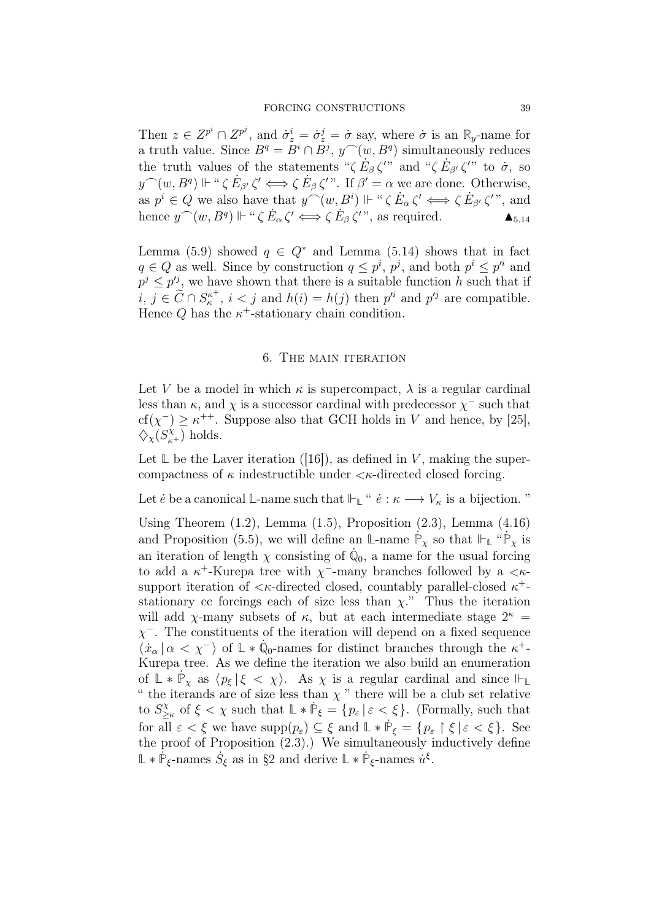Then $z \in Z^{p^i} \cap Z^{p^j}$, and $\dot\sigma^i_z = \dot\sigma^j_z = \dot\sigma$ say, where $\dot\sigma$ is an $\mathbb{R}_y$-name for a truth value. Since $B^q = B^i \cap B^j$, $y^\frown(w, B^q)$ simultaneously reduces the truth values of the statements "$\zeta\, \dot E_\beta\, \zeta'$" and "$\zeta\, \dot E_{\beta'}\, \zeta'$" to $\dot\sigma$, so $y^\frown(w, B^q) \Vdash$ "$\zeta\, \dot E_{\beta'}\, \zeta' \iff \zeta\, \dot E_\beta\, \zeta'$". If $\beta' = \alpha$ we are done. Otherwise, as $p^i \in Q$ we also have that $y^\frown(w, B^i) \Vdash$ "$\zeta\, \dot E_\alpha\, \zeta' \iff \zeta\, \dot E_{\beta'}\, \zeta'$", and hence $y^\frown(w, B^q) \Vdash$ "$\zeta\, \dot E_\alpha\, \zeta' \iff \zeta\, \dot E_\beta\, \zeta'$", as required. $\blacktriangle_{5.14}$

Lemma (5.9) showed $q \in Q^*$ and Lemma (5.14) shows that in fact $q \in Q$ as well. Since by construction $q \le p^i, p^j$, and both $p^i \le p'^i$ and $p^j \le p'^j$, we have shown that there is a suitable function $h$ such that if $i, j \in \widetilde{C} \cap S^{\kappa^+}_{\kappa}$, $i < j$ and $h(i) = h(j)$ then $p'^i$ and $p'^j$ are compatible. Hence $Q$ has the $\kappa^+$-stationary chain condition.

## 6. The main iteration

Let $V$ be a model in which $\kappa$ is supercompact, $\lambda$ is a regular cardinal less than $\kappa$, and $\chi$ is a successor cardinal with predecessor $\chi^-$ such that $\mathrm{cf}(\chi^-) \ge \kappa^{++}$. Suppose also that GCH holds in $V$ and hence, by [25], $\diamondsuit_\chi(S^\chi_{\kappa^+})$ holds.

Let $\mathbb{L}$ be the Laver iteration ([16]), as defined in $V$, making the supercompactness of $\kappa$ indestructible under $<\!\kappa$-directed closed forcing.

Let $\dot e$ be a canonical $\mathbb{L}$-name such that $\Vdash_{\mathbb{L}}$ "$\dot e : \kappa \longrightarrow V_\kappa$ is a bijection."

Using Theorem (1.2), Lemma (1.5), Proposition (2.3), Lemma (4.16) and Proposition (5.5), we will define an $\mathbb{L}$-name $\dot{\mathbb{P}}_\chi$ so that $\Vdash_{\mathbb{L}}$ "$\dot{\mathbb{P}}_\chi$ is an iteration of length $\chi$ consisting of $\dot{\mathbb{Q}}_0$, a name for the usual forcing to add a $\kappa^+$-Kurepa tree with $\chi^-$-many branches followed by a $<\!\kappa$-support iteration of $<\!\kappa$-directed closed, countably parallel-closed $\kappa^+$-stationary cc forcings each of size less than $\chi$." Thus the iteration will add $\chi$-many subsets of $\kappa$, but at each intermediate stage $2^\kappa = \chi^-$. The constituents of the iteration will depend on a fixed sequence $\langle \dot x_\alpha \,|\, \alpha < \chi^- \rangle$ of $\mathbb{L} * \dot{\mathbb{Q}}_0$-names for distinct branches through the $\kappa^+$-Kurepa tree. As we define the iteration we also build an enumeration of $\mathbb{L} * \dot{\mathbb{P}}_\chi$ as $\langle p_\xi \,|\, \xi < \chi \rangle$. As $\chi$ is a regular cardinal and since $\Vdash_{\mathbb{L}}$ "the iterands are of size less than $\chi$" there will be a club set relative to $S^\chi_{\ge\kappa}$ of $\xi < \chi$ such that $\mathbb{L} * \dot{\mathbb{P}}_\xi = \{p_\varepsilon \,|\, \varepsilon < \xi\}$. (Formally, such that for all $\varepsilon < \xi$ we have $\mathrm{supp}(p_\varepsilon) \subseteq \xi$ and $\mathbb{L} * \dot{\mathbb{P}}_\xi = \{p_\varepsilon \restriction \xi \,|\, \varepsilon < \xi\}$. See the proof of Proposition (2.3).) We simultaneously inductively define $\mathbb{L} * \dot{\mathbb{P}}_\xi$-names $\dot S_\xi$ as in §2 and derive $\mathbb{L} * \dot{\mathbb{P}}_\xi$-names $\dot u^\xi$.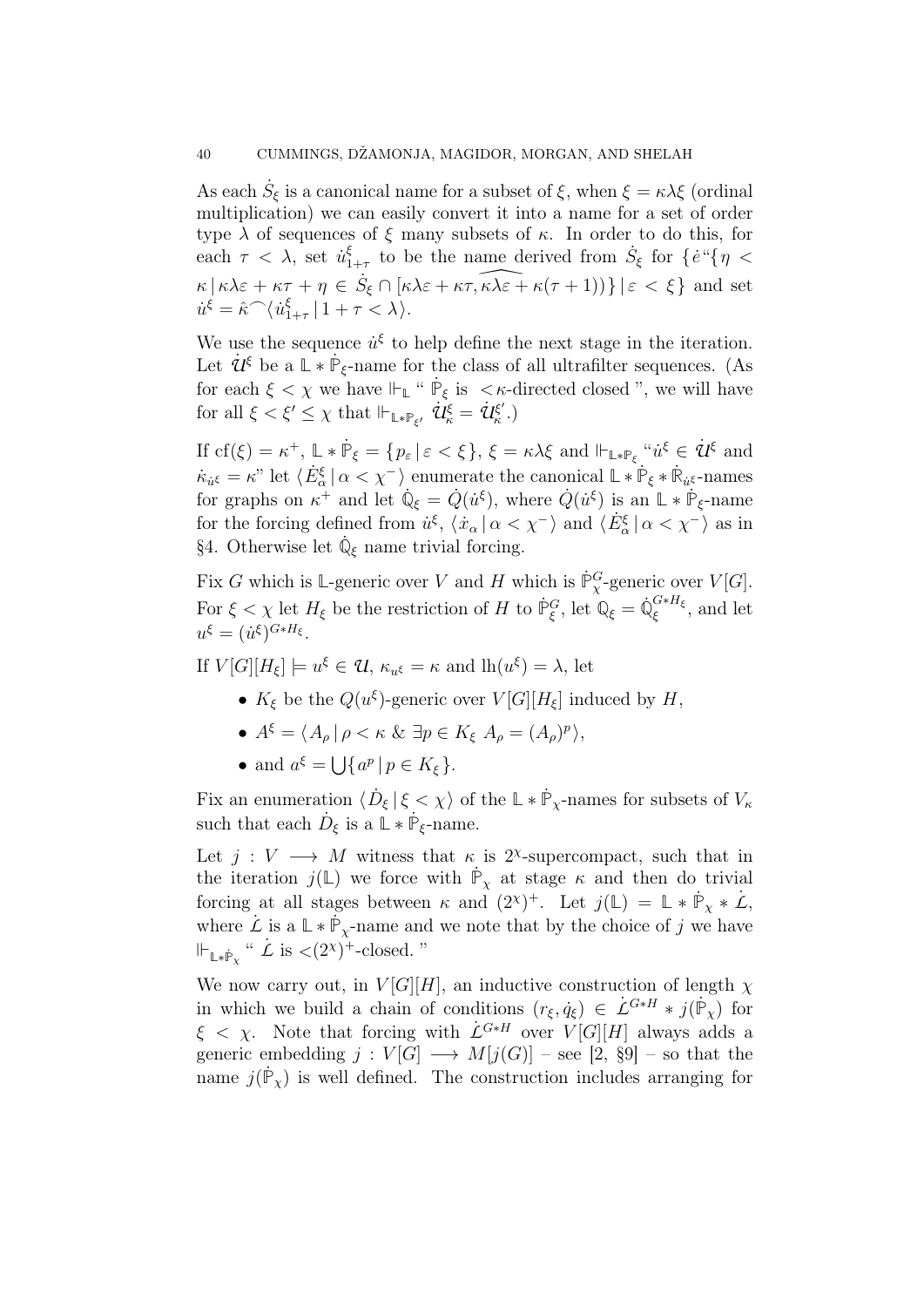As each $\dot{S}_\xi$ is a canonical name for a subset of $\xi$, when $\xi = \kappa\lambda\xi$ (ordinal multiplication) we can easily convert it into a name for a set of order type $\lambda$ of sequences of $\xi$ many subsets of $\kappa$. In order to do this, for each $\tau < \lambda$, set $\dot{u}^\xi_{1+\tau}$ to be the name derived from $\dot{S}_\xi$ for $\{\dot{e}\text{``}\{\eta < \kappa \mid \kappa\lambda\varepsilon + \kappa\tau + \eta \in \dot{S}_\xi \cap [\kappa\lambda\varepsilon + \kappa\tau, \widehat{\kappa\lambda\varepsilon + \kappa(\tau+1)})\} \mid \varepsilon < \xi\}$ and set $\dot{u}^\xi = \hat{\kappa}^\frown\langle \dot{u}^\xi_{1+\tau} \mid 1 + \tau < \lambda\rangle$.

We use the sequence $\dot{u}^\xi$ to help define the next stage in the iteration. Let $\dot{\mathcal{U}}^\xi$ be a $\mathbb{L} * \dot{\mathbb{P}}_\xi$-name for the class of all ultrafilter sequences. (As for each $\xi < \chi$ we have $\Vdash_{\mathbb{L}}$ "$\dot{\mathbb{P}}_\xi$ is $<\kappa$-directed closed", we will have for all $\xi < \xi' \leq \chi$ that $\Vdash_{\mathbb{L}*\mathbb{P}_{\xi'}} \dot{\mathcal{U}}^\xi_\kappa = \dot{\mathcal{U}}^{\xi'}_\kappa$.)

If $\mathrm{cf}(\xi) = \kappa^+$, $\mathbb{L} * \dot{\mathbb{P}}_\xi = \{p_\varepsilon \mid \varepsilon < \xi\}$, $\xi = \kappa\lambda\xi$ and $\Vdash_{\mathbb{L}*\mathbb{P}_\xi}$ "$\dot{u}^\xi \in \dot{\mathcal{U}}^\xi$ and $\dot{\kappa}_{\dot{u}^\xi} = \kappa$" let $\langle \dot{E}^\xi_\alpha \mid \alpha < \chi^- \rangle$ enumerate the canonical $\mathbb{L} * \dot{\mathbb{P}}_\xi * \dot{\mathbb{R}}_{\dot{u}^\xi}$-names for graphs on $\kappa^+$ and let $\dot{\mathbb{Q}}_\xi = \dot{Q}(\dot{u}^\xi)$, where $\dot{Q}(\dot{u}^\xi)$ is an $\mathbb{L} * \dot{\mathbb{P}}_\xi$-name for the forcing defined from $\dot{u}^\xi$, $\langle \dot{x}_\alpha \mid \alpha < \chi^- \rangle$ and $\langle \dot{E}^\xi_\alpha \mid \alpha < \chi^- \rangle$ as in §4. Otherwise let $\dot{\mathbb{Q}}_\xi$ name trivial forcing.

Fix $G$ which is $\mathbb{L}$-generic over $V$ and $H$ which is $\dot{\mathbb{P}}^G_\chi$-generic over $V[G]$. For $\xi < \chi$ let $H_\xi$ be the restriction of $H$ to $\dot{\mathbb{P}}^G_\xi$, let $\mathbb{Q}_\xi = \dot{\mathbb{Q}}_\xi^{G*H_\xi}$, and let $u^\xi = (\dot{u}^\xi)^{G*H_\xi}$.

If $V[G][H_\xi] \models u^\xi \in \mathcal{U}$, $\kappa_{u^\xi} = \kappa$ and $\mathrm{lh}(u^\xi) = \lambda$, let

- $K_\xi$ be the $Q(u^\xi)$-generic over $V[G][H_\xi]$ induced by $H$,
- $A^\xi = \langle A_\rho \mid \rho < \kappa \ \&\ \exists p \in K_\xi \ A_\rho = (A_\rho)^p \rangle$,
- and $a^\xi = \bigcup \{ a^p \mid p \in K_\xi \}$.

Fix an enumeration $\langle \dot{D}_\xi \mid \xi < \chi \rangle$ of the $\mathbb{L} * \dot{\mathbb{P}}_\chi$-names for subsets of $V_\kappa$ such that each $\dot{D}_\xi$ is a $\mathbb{L} * \dot{\mathbb{P}}_\xi$-name.

Let $j : V \longrightarrow M$ witness that $\kappa$ is $2^\chi$-supercompact, such that in the iteration $j(\mathbb{L})$ we force with $\dot{\mathbb{P}}_\chi$ at stage $\kappa$ and then do trivial forcing at all stages between $\kappa$ and $(2^\chi)^+$. Let $j(\mathbb{L}) = \mathbb{L} * \dot{\mathbb{P}}_\chi * \dot{\mathcal{L}}$, where $\dot{\mathcal{L}}$ is a $\mathbb{L} * \dot{\mathbb{P}}_\chi$-name and we note that by the choice of $j$ we have $\Vdash_{\mathbb{L}*\dot{\mathbb{P}}_\chi}$ "$\dot{\mathcal{L}}$ is $<(2^\chi)^+$-closed."

We now carry out, in $V[G][H]$, an inductive construction of length $\chi$ in which we build a chain of conditions $(r_\xi, \dot{q}_\xi) \in \dot{\mathcal{L}}^{G*H} * j(\dot{\mathbb{P}}_\chi)$ for $\xi < \chi$. Note that forcing with $\dot{\mathcal{L}}^{G*H}$ over $V[G][H]$ always adds a generic embedding $j : V[G] \longrightarrow M[j(G)]$ – see [2, §9] – so that the name $j(\dot{\mathbb{P}}_\chi)$ is well defined. The construction includes arranging for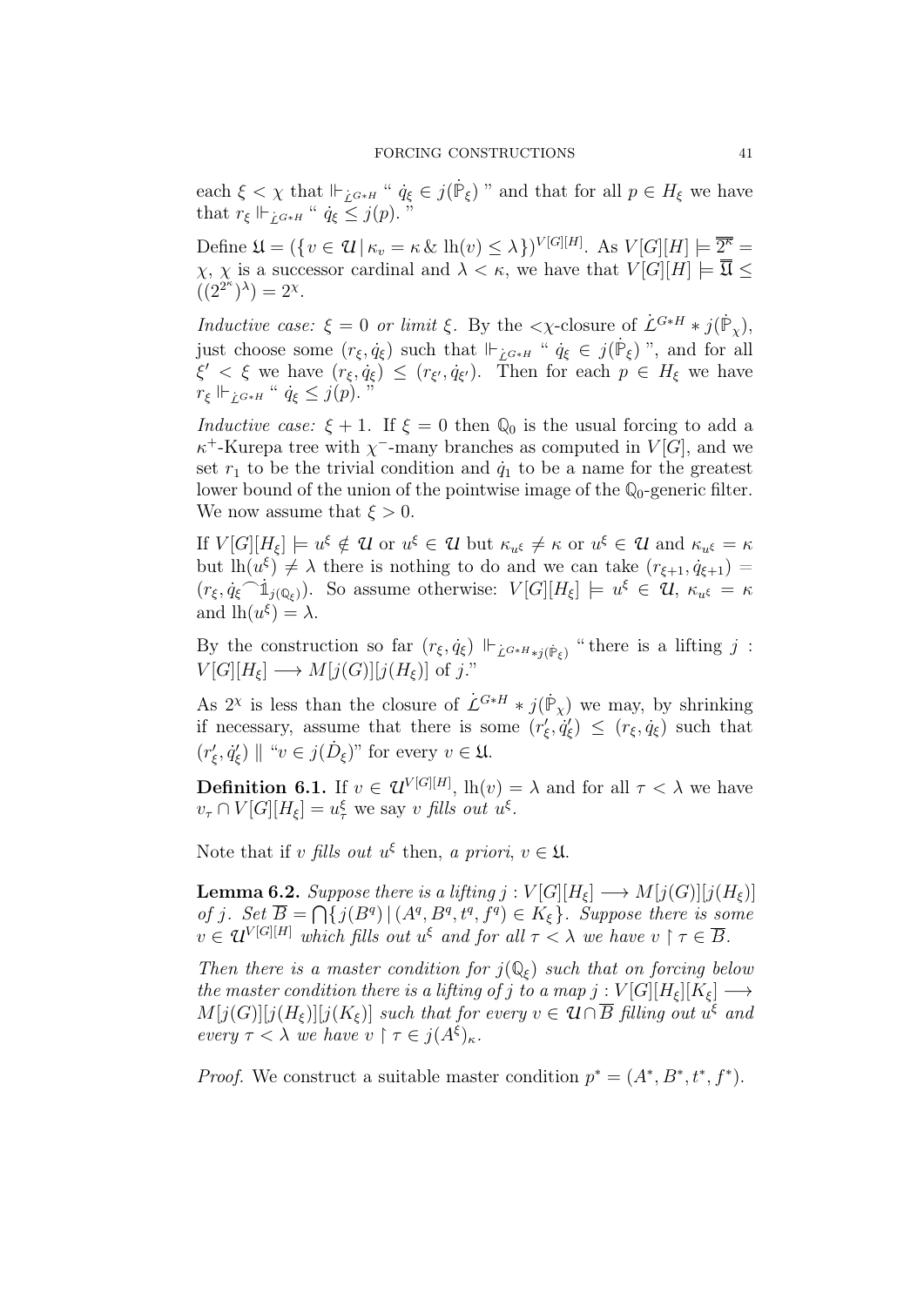each $\xi < \chi$ that $\Vdash_{\dot{L}^{G*H}}$ " $\dot{q}_\xi \in j(\dot{\mathbb{P}}_\xi)$ " and that for all $p \in H_\xi$ we have that $r_\xi \Vdash_{\dot{L}^{G*H}}$ " $\dot{q}_\xi \leq j(p)$. "

Define $\mathfrak{U} = (\{ v \in \mathcal{U} \mid \kappa_v = \kappa \,\&\, \mathrm{lh}(v) \leq \lambda \})^{V[G][H]}$. As $V[G][H] \models \overline{\overline{2^\kappa}} = \chi$, $\chi$ is a successor cardinal and $\lambda < \kappa$, we have that $V[G][H] \models \overline{\overline{\mathfrak{U}}} \leq ((2^{2^\kappa})^\lambda) = 2^\chi$.

*Inductive case: $\xi = 0$ or limit $\xi$.* By the $<\chi$-closure of $\dot{L}^{G*H} * j(\dot{\mathbb{P}}_\chi)$, just choose some $(r_\xi, \dot{q}_\xi)$ such that $\Vdash_{\dot{L}^{G*H}}$ " $\dot{q}_\xi \in j(\dot{\mathbb{P}}_\xi)$ ", and for all $\xi' < \xi$ we have $(r_\xi, \dot{q}_\xi) \leq (r_{\xi'}, \dot{q}_{\xi'})$. Then for each $p \in H_\xi$ we have $r_\xi \Vdash_{\dot{L}^{G*H}}$ " $\dot{q}_\xi \leq j(p)$. "

*Inductive case: $\xi + 1$.* If $\xi = 0$ then $\mathbb{Q}_0$ is the usual forcing to add a $\kappa^+$-Kurepa tree with $\chi^-$-many branches as computed in $V[G]$, and we set $r_1$ to be the trivial condition and $\dot{q}_1$ to be a name for the greatest lower bound of the union of the pointwise image of the $\mathbb{Q}_0$-generic filter. We now assume that $\xi > 0$.

If $V[G][H_\xi] \models u^\xi \notin \mathcal{U}$ or $u^\xi \in \mathcal{U}$ but $\kappa_{u^\xi} \neq \kappa$ or $u^\xi \in \mathcal{U}$ and $\kappa_{u^\xi} = \kappa$ but $\mathrm{lh}(u^\xi) \neq \lambda$ there is nothing to do and we can take $(r_{\xi+1}, \dot{q}_{\xi+1}) = (r_\xi, \dot{q}_\xi {}^\frown \dot{\mathbb{1}}_{j(\mathbb{Q}_\xi)})$. So assume otherwise: $V[G][H_\xi] \models u^\xi \in \mathcal{U}$, $\kappa_{u^\xi} = \kappa$ and $\mathrm{lh}(u^\xi) = \lambda$.

By the construction so far $(r_\xi, \dot{q}_\xi) \Vdash_{\dot{L}^{G*H} * j(\dot{\mathbb{P}}_\xi)}$ "there is a lifting $j : V[G][H_\xi] \longrightarrow M[j(G)][j(H_\xi)]$ of $j$."

As $2^\chi$ is less than the closure of $\dot{L}^{G*H} * j(\dot{\mathbb{P}}_\chi)$ we may, by shrinking if necessary, assume that there is some $(r'_\xi, \dot{q}'_\xi) \leq (r_\xi, \dot{q}_\xi)$ such that $(r'_\xi, \dot{q}'_\xi) \parallel$ "$v \in j(\dot{D}_\xi)$" for every $v \in \mathfrak{U}$.

**Definition 6.1.** If $v \in \mathcal{U}^{V[G][H]}$, $\mathrm{lh}(v) = \lambda$ and for all $\tau < \lambda$ we have $v_\tau \cap V[G][H_\xi] = u^\xi_\tau$ we say $v$ *fills out* $u^\xi$.

Note that if $v$ *fills out* $u^\xi$ then, *a priori*, $v \in \mathfrak{U}$.

**Lemma 6.2.** *Suppose there is a lifting $j : V[G][H_\xi] \longrightarrow M[j(G)][j(H_\xi)]$ of $j$. Set $\overline{B} = \bigcap \{ j(B^q) \mid (A^q, B^q, t^q, f^q) \in K_\xi \}$. Suppose there is some $v \in \mathcal{U}^{V[G][H]}$ which fills out $u^\xi$ and for all $\tau < \lambda$ we have $v \restriction \tau \in \overline{B}$.*

*Then there is a master condition for $j(\mathbb{Q}_\xi)$ such that on forcing below the master condition there is a lifting of $j$ to a map $j : V[G][H_\xi][K_\xi] \longrightarrow M[j(G)][j(H_\xi)][j(K_\xi)]$ such that for every $v \in \mathcal{U} \cap \overline{B}$ filling out $u^\xi$ and every $\tau < \lambda$ we have $v \restriction \tau \in j(A^\xi)_\kappa$.*

*Proof.* We construct a suitable master condition $p^* = (A^*, B^*, t^*, f^*)$.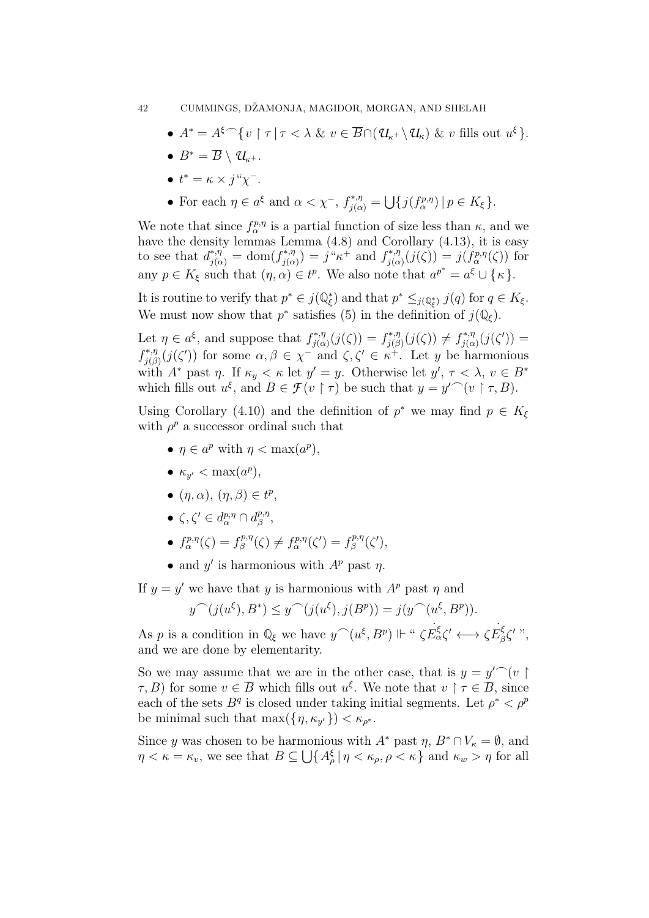- $A^* = A^\xi \frown \{ v \restriction \tau \mid \tau < \lambda \ \&\ v \in \overline{B} \cap (\mathcal{U}_{\kappa^+} \setminus \mathcal{U}_\kappa) \ \&\ v \text{ fills out } u^\xi \}$.
- $B^* = \overline{B} \setminus \mathcal{U}_{\kappa^+}$.
- $t^* = \kappa \times j``\chi^-$.
- For each $\eta \in a^\xi$ and $\alpha < \chi^-$, $f^{*,\eta}_{j(\alpha)} = \bigcup \{ j(f^{p,\eta}_\alpha) \mid p \in K_\xi \}$.

We note that since $f^{p,\eta}_\alpha$ is a partial function of size less than $\kappa$, and we have the density lemmas Lemma (4.8) and Corollary (4.13), it is easy to see that $d^{*,\eta}_{j(\alpha)} = \mathrm{dom}(f^{*,\eta}_{j(\alpha)}) = j``\kappa^+$ and $f^{*,\eta}_{j(\alpha)}(j(\zeta)) = j(f^{p,\eta}_\alpha(\zeta))$ for any $p \in K_\xi$ such that $(\eta, \alpha) \in t^p$. We also note that $a^{p^*} = a^\xi \cup \{\kappa\}$.

It is routine to verify that $p^* \in j(\mathbb{Q}^*_\xi)$ and that $p^* \leq_{j(\mathbb{Q}^*_\xi)} j(q)$ for $q \in K_\xi$. We must now show that $p^*$ satisfies (5) in the definition of $j(\mathbb{Q}_\xi)$.

Let $\eta \in a^\xi$, and suppose that $f^{*,\eta}_{j(\alpha)}(j(\zeta)) = f^{*,\eta}_{j(\beta)}(j(\zeta)) \neq f^{*,\eta}_{j(\alpha)}(j(\zeta')) = f^{*,\eta}_{j(\beta)}(j(\zeta'))$ for some $\alpha, \beta \in \chi^-$ and $\zeta, \zeta' \in \kappa^+$. Let $y$ be harmonious with $A^*$ past $\eta$. If $\kappa_y < \kappa$ let $y' = y$. Otherwise let $y'$, $\tau < \lambda$, $v \in B^*$ which fills out $u^\xi$, and $B \in \mathcal{F}(v \restriction \tau)$ be such that $y = y' \frown (v \restriction \tau, B)$.

Using Corollary (4.10) and the definition of $p^*$ we may find $p \in K_\xi$ with $\rho^p$ a successor ordinal such that

- $\eta \in a^p$ with $\eta < \max(a^p)$,
- $\kappa_{y'} < \max(a^p)$,
- $(\eta, \alpha), (\eta, \beta) \in t^p$,
- $\zeta, \zeta' \in d^{p,\eta}_\alpha \cap d^{p,\eta}_\beta$,
- $f^{p,\eta}_\alpha(\zeta) = f^{p,\eta}_\beta(\zeta) \neq f^{p,\eta}_\alpha(\zeta') = f^{p,\eta}_\beta(\zeta')$,
- and $y'$ is harmonious with $A^p$ past $\eta$.

If $y = y'$ we have that $y$ is harmonious with $A^p$ past $\eta$ and

$$y \frown (j(u^\xi), B^*) \leq y \frown (j(u^\xi), j(B^p)) = j(y \frown (u^\xi, B^p)).$$

As $p$ is a condition in $\mathbb{Q}_\xi$ we have $y \frown (u^\xi, B^p) \Vdash `` \, \zeta \dot{E}^\xi_\alpha \zeta' \longleftrightarrow \zeta \dot{E}^\xi_\beta \zeta' \, "$, and we are done by elementarity.

So we may assume that we are in the other case, that is $y = y' \frown (v \restriction \tau, B)$ for some $v \in \overline{B}$ which fills out $u^\xi$. We note that $v \restriction \tau \in \overline{B}$, since each of the sets $B^q$ is closed under taking initial segments. Let $\rho^* < \rho^p$ be minimal such that $\max(\{\eta, \kappa_{y'}\}) < \kappa_{\rho^*}$.

Since $y$ was chosen to be harmonious with $A^*$ past $\eta$, $B^* \cap V_\kappa = \emptyset$, and $\eta < \kappa = \kappa_v$, we see that $B \subseteq \bigcup \{ A^\xi_\rho \mid \eta < \kappa_\rho, \rho < \kappa \}$ and $\kappa_w > \eta$ for all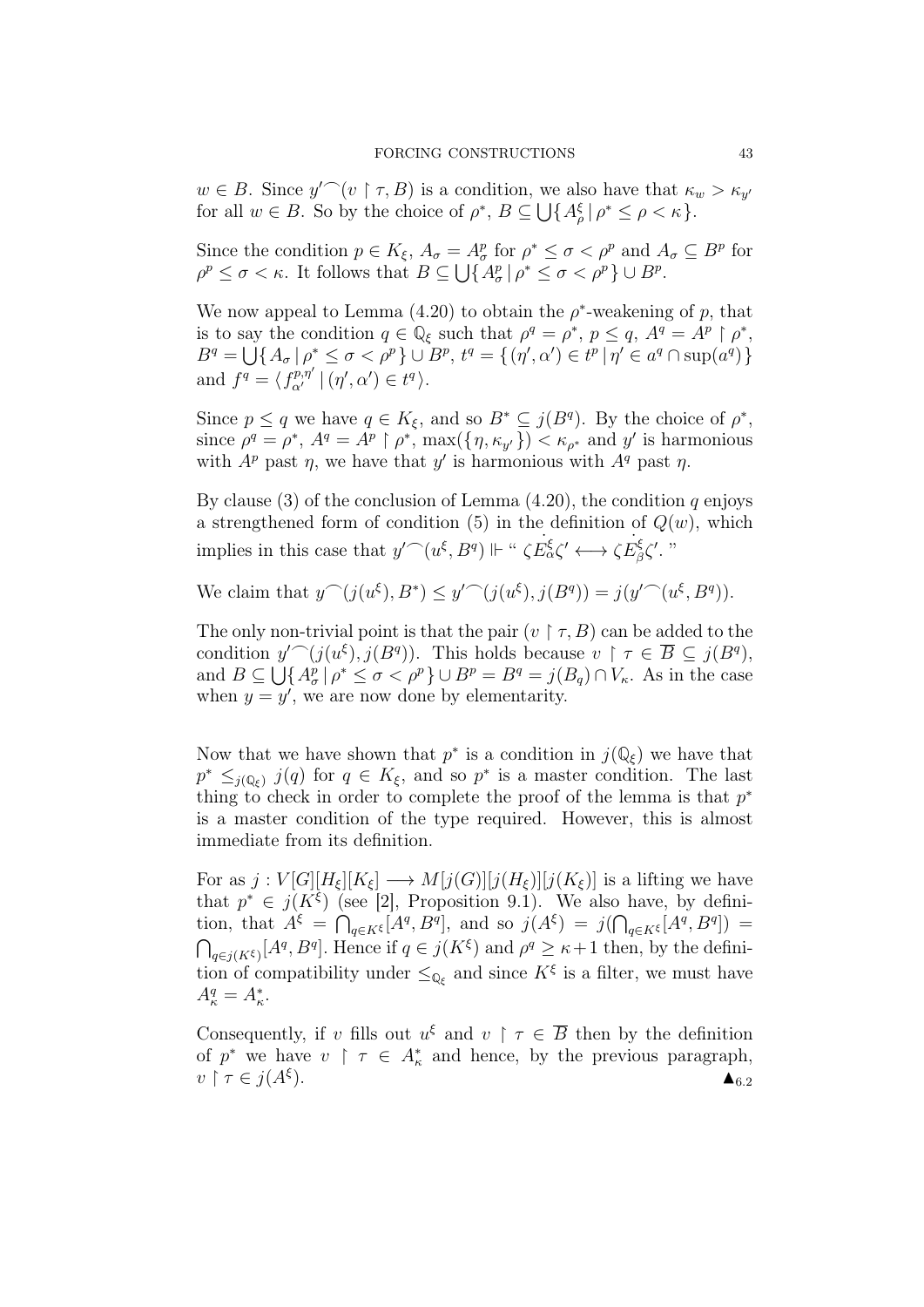$w \in B$. Since $y'^\frown(v \restriction \tau, B)$ is a condition, we also have that $\kappa_w > \kappa_{y'}$ for all $w \in B$. So by the choice of $\rho^*$, $B \subseteq \bigcup\{A^\xi_\rho \mid \rho^* \leq \rho < \kappa\}$.

Since the condition $p \in K_\xi$, $A_\sigma = A^p_\sigma$ for $\rho^* \leq \sigma < \rho^p$ and $A_\sigma \subseteq B^p$ for $\rho^p \leq \sigma < \kappa$. It follows that $B \subseteq \bigcup\{A^p_\sigma \mid \rho^* \leq \sigma < \rho^p\} \cup B^p$.

We now appeal to Lemma (4.20) to obtain the $\rho^*$-weakening of $p$, that is to say the condition $q \in \mathbb{Q}_\xi$ such that $\rho^q = \rho^*$, $p \leq q$, $A^q = A^p \restriction \rho^*$, $B^q = \bigcup\{A_\sigma \mid \rho^* \leq \sigma < \rho^p\} \cup B^p$, $t^q = \{(\eta', \alpha') \in t^p \mid \eta' \in a^q \cap \sup(a^q)\}$ and $f^q = \langle f^{p,\eta'}_{\alpha'} \mid (\eta', \alpha') \in t^q\rangle$.

Since $p \leq q$ we have $q \in K_\xi$, and so $B^* \subseteq j(B^q)$. By the choice of $\rho^*$, since $\rho^q = \rho^*$, $A^q = A^p \restriction \rho^*$, $\max(\{\eta, \kappa_{y'}\}) < \kappa_{\rho^*}$ and $y'$ is harmonious with $A^p$ past $\eta$, we have that $y'$ is harmonious with $A^q$ past $\eta$.

By clause (3) of the conclusion of Lemma (4.20), the condition $q$ enjoys a strengthened form of condition (5) in the definition of $Q(w)$, which implies in this case that $y'^\frown(u^\xi, B^q) \Vdash$ " $\zeta \dot{E}^\xi_\alpha \zeta' \longleftrightarrow \zeta \dot{E}^\xi_\beta \zeta'$. "

We claim that $y^\frown(j(u^\xi), B^*) \leq y'^\frown(j(u^\xi), j(B^q)) = j(y'^\frown(u^\xi, B^q))$.

The only non-trivial point is that the pair $(v \restriction \tau, B)$ can be added to the condition $y'^\frown(j(u^\xi), j(B^q))$. This holds because $v \restriction \tau \in \overline{B} \subseteq j(B^q)$, and $B \subseteq \bigcup\{A^p_\sigma \mid \rho^* \leq \sigma < \rho^p\} \cup B^p = B^q = j(B_q) \cap V_\kappa$. As in the case when $y = y'$, we are now done by elementarity.

Now that we have shown that $p^*$ is a condition in $j(\mathbb{Q}_\xi)$ we have that $p^* \leq_{j(\mathbb{Q}_\xi)} j(q)$ for $q \in K_\xi$, and so $p^*$ is a master condition. The last thing to check in order to complete the proof of the lemma is that $p^*$ is a master condition of the type required. However, this is almost immediate from its definition.

For as $j : V[G][H_\xi][K_\xi] \longrightarrow M[j(G)][j(H_\xi)][j(K_\xi)]$ is a lifting we have that $p^* \in j(K^\xi)$ (see [2], Proposition 9.1). We also have, by definition, that $A^\xi = \bigcap_{q \in K^\xi}[A^q, B^q]$, and so $j(A^\xi) = j(\bigcap_{q \in K^\xi}[A^q, B^q]) = \bigcap_{q \in j(K^\xi)}[A^q, B^q]$. Hence if $q \in j(K^\xi)$ and $\rho^q \geq \kappa + 1$ then, by the definition of compatibility under $\leq_{\mathbb{Q}_\xi}$ and since $K^\xi$ is a filter, we must have $A^q_\kappa = A^*_\kappa$.

Consequently, if $v$ fills out $u^\xi$ and $v \restriction \tau \in \overline{B}$ then by the definition of $p^*$ we have $v \restriction \tau \in A^*_\kappa$ and hence, by the previous paragraph, $v \restriction \tau \in j(A^\xi)$. $\blacktriangle_{6.2}$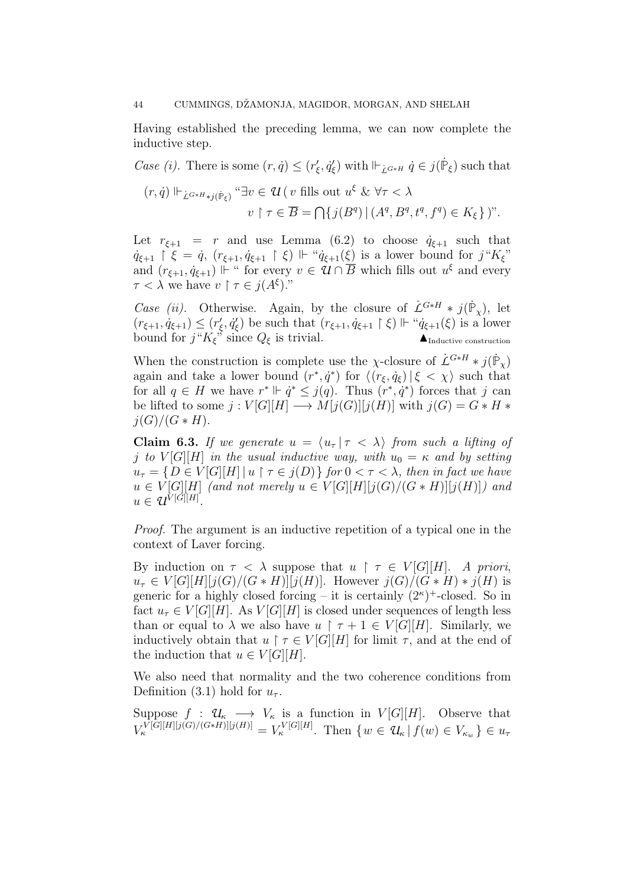Having established the preceding lemma, we can now complete the inductive step.

*Case (i).* There is some $(r, \dot{q}) \leq (r'_\xi, \dot{q}'_\xi)$ with $\Vdash_{\dot{L}^{G*H}} \dot{q} \in j(\dot{\mathbb{P}}_\xi)$ such that

$$(r, \dot{q}) \Vdash_{\dot{L}^{G*H} * j(\dot{\mathbb{P}}_\xi)} \text{“}\exists v \in \mathcal{U}\,(\, v \text{ fills out } u^\xi \;\&\; \forall \tau < \lambda$$
$$v \restriction \tau \in \overline{B} = \bigcap \{\, j(B^q) \mid (A^q, B^q, t^q, f^q) \in K_\xi \,\}\,)\text{”}.$$

Let $r_{\xi+1} = r$ and use Lemma (6.2) to choose $\dot{q}_{\xi+1}$ such that $\dot{q}_{\xi+1} \restriction \xi = \dot{q}$, $(r_{\xi+1}, \dot{q}_{\xi+1} \restriction \xi) \Vdash$ “$\dot{q}_{\xi+1}(\xi)$ is a lower bound for $j$“$K_\xi$” and $(r_{\xi+1}, \dot{q}_{\xi+1}) \Vdash$ “ for every $v \in \mathcal{U} \cap \overline{B}$ which fills out $u^\xi$ and every $\tau < \lambda$ we have $v \restriction \tau \in j(A^\xi)$.”

*Case (ii).* Otherwise. Again, by the closure of $\dot{L}^{G*H} * j(\dot{\mathbb{P}}_\chi)$, let $(r_{\xi+1}, \dot{q}_{\xi+1}) \leq (r'_\xi, \dot{q}'_\xi)$ be such that $(r_{\xi+1}, \dot{q}_{\xi+1} \restriction \xi) \Vdash$ “$\dot{q}_{\xi+1}(\xi)$ is a lower bound for $j$“$K_\xi$” since $Q_\xi$ is trivial. $\blacktriangle_{\text{Inductive construction}}$

When the construction is complete use the $\chi$-closure of $\dot{L}^{G*H} * j(\dot{\mathbb{P}}_\chi)$ again and take a lower bound $(r^*, \dot{q}^*)$ for $\langle (r_\xi, \dot{q}_\xi) \mid \xi < \chi \rangle$ such that for all $q \in H$ we have $r^* \Vdash \dot{q}^* \leq j(q)$. Thus $(r^*, \dot{q}^*)$ forces that $j$ can be lifted to some $j : V[G][H] \longrightarrow M[j(G)][j(H)]$ with $j(G) = G * H * j(G)/(G * H)$.

**Claim 6.3.** *If we generate $u = \langle u_\tau \mid \tau < \lambda \rangle$ from such a lifting of $j$ to $V[G][H]$ in the usual inductive way, with $u_0 = \kappa$ and by setting $u_\tau = \{\, D \in V[G][H] \mid u \restriction \tau \in j(D) \,\}$ for $0 < \tau < \lambda$, then in fact we have $u \in V[G][H]$ (and not merely $u \in V[G][H][j(G)/(G * H)][j(H)]$) and $u \in \mathcal{U}^{V[G][H]}$.*

*Proof.* The argument is an inductive repetition of a typical one in the context of Laver forcing.

By induction on $\tau < \lambda$ suppose that $u \restriction \tau \in V[G][H]$. *A priori*, $u_\tau \in V[G][H][j(G)/(G * H)][j(H)]$. However $j(G)/(G * H) * j(H)$ is generic for a highly closed forcing – it is certainly $(2^\kappa)^+$-closed. So in fact $u_\tau \in V[G][H]$. As $V[G][H]$ is closed under sequences of length less than or equal to $\lambda$ we also have $u \restriction \tau + 1 \in V[G][H]$. Similarly, we inductively obtain that $u \restriction \tau \in V[G][H]$ for limit $\tau$, and at the end of the induction that $u \in V[G][H]$.

We also need that normality and the two coherence conditions from Definition (3.1) hold for $u_\tau$.

Suppose $f : \mathcal{U}_\kappa \longrightarrow V_\kappa$ is a function in $V[G][H]$. Observe that $V_\kappa^{V[G][H][j(G)/(G*H)][j(H)]} = V_\kappa^{V[G][H]}$. Then $\{\, w \in \mathcal{U}_\kappa \mid f(w) \in V_{\kappa_w} \,\} \in u_\tau$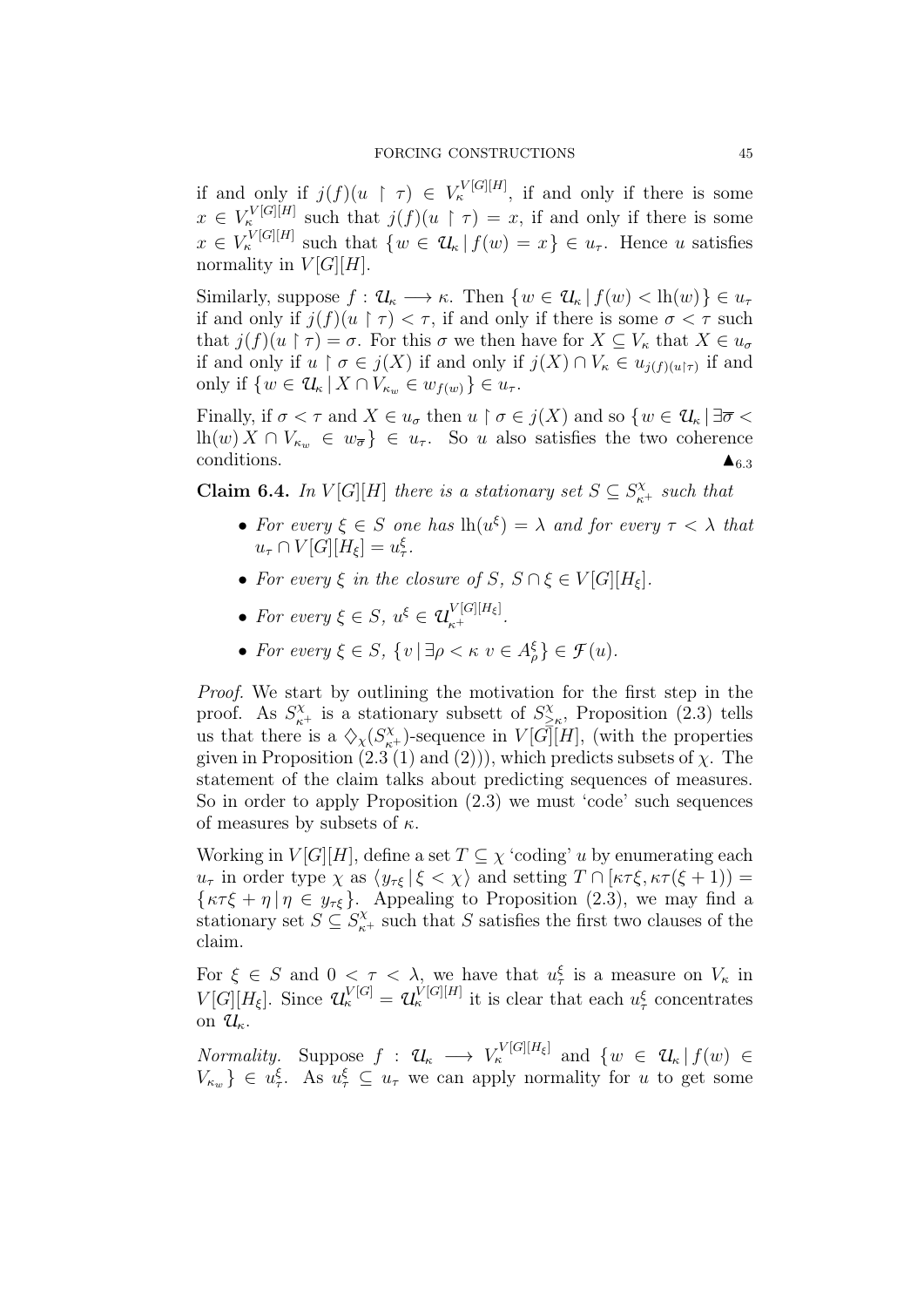if and only if $j(f)(u \restriction \tau) \in V_\kappa^{V[G][H]}$, if and only if there is some $x \in V_\kappa^{V[G][H]}$ such that $j(f)(u \restriction \tau) = x$, if and only if there is some $x \in V_\kappa^{V[G][H]}$ such that $\{ w \in \mathcal{U}_\kappa \,|\, f(w) = x \} \in u_\tau$. Hence $u$ satisfies normality in $V[G][H]$.

Similarly, suppose $f : \mathcal{U}_\kappa \longrightarrow \kappa$. Then $\{ w \in \mathcal{U}_\kappa \,|\, f(w) < \mathrm{lh}(w) \} \in u_\tau$ if and only if $j(f)(u \restriction \tau) < \tau$, if and only if there is some $\sigma < \tau$ such that $j(f)(u \restriction \tau) = \sigma$. For this $\sigma$ we then have for $X \subseteq V_\kappa$ that $X \in u_\sigma$ if and only if $u \restriction \sigma \in j(X)$ if and only if $j(X) \cap V_\kappa \in u_{j(f)(u \restriction \tau)}$ if and only if $\{ w \in \mathcal{U}_\kappa \,|\, X \cap V_{\kappa_w} \in w_{f(w)} \} \in u_\tau$.

Finally, if $\sigma < \tau$ and $X \in u_\sigma$ then $u \restriction \sigma \in j(X)$ and so $\{ w \in \mathcal{U}_\kappa \,|\, \exists \overline{\sigma} < \mathrm{lh}(w)\, X \cap V_{\kappa_w} \in w_{\overline{\sigma}} \} \in u_\tau$. So $u$ also satisfies the two coherence conditions. $\blacktriangle_{6.3}$

**Claim 6.4.** *In $V[G][H]$ there is a stationary set $S \subseteq S^\chi_{\kappa^+}$ such that*

- *For every $\xi \in S$ one has $\mathrm{lh}(u^\xi) = \lambda$ and for every $\tau < \lambda$ that $u_\tau \cap V[G][H_\xi] = u^\xi_\tau$.*
- *For every $\xi$ in the closure of $S$, $S \cap \xi \in V[G][H_\xi]$.*
- *For every $\xi \in S$, $u^\xi \in \mathcal{U}_{\kappa^+}^{V[G][H_\xi]}$.*
- *For every $\xi \in S$, $\{ v \,|\, \exists \rho < \kappa \; v \in A^\xi_\rho \} \in \mathcal{F}(u)$.*

*Proof.* We start by outlining the motivation for the first step in the proof. As $S^\chi_{\kappa^+}$ is a stationary subsett of $S^\chi_{\geq\kappa}$, Proposition (2.3) tells us that there is a $\diamondsuit_\chi(S^\chi_{\kappa^+})$-sequence in $V[G][H]$, (with the properties given in Proposition (2.3 (1) and (2))), which predicts subsets of $\chi$. The statement of the claim talks about predicting sequences of measures. So in order to apply Proposition (2.3) we must 'code' such sequences of measures by subsets of $\kappa$.

Working in $V[G][H]$, define a set $T \subseteq \chi$ 'coding' $u$ by enumerating each $u_\tau$ in order type $\chi$ as $\langle y_{\tau\xi} \,|\, \xi < \chi \rangle$ and setting $T \cap [\kappa\tau\xi, \kappa\tau(\xi+1)) = \{ \kappa\tau\xi + \eta \,|\, \eta \in y_{\tau\xi} \}$. Appealing to Proposition (2.3), we may find a stationary set $S \subseteq S^\chi_{\kappa^+}$ such that $S$ satisfies the first two clauses of the claim.

For $\xi \in S$ and $0 < \tau < \lambda$, we have that $u^\xi_\tau$ is a measure on $V_\kappa$ in $V[G][H_\xi]$. Since $\mathcal{U}_\kappa^{V[G]} = \mathcal{U}_\kappa^{V[G][H]}$ it is clear that each $u^\xi_\tau$ concentrates on $\mathcal{U}_\kappa$.

*Normality.* Suppose $f : \mathcal{U}_\kappa \longrightarrow V_\kappa^{V[G][H_\xi]}$ and $\{ w \in \mathcal{U}_\kappa \,|\, f(w) \in V_{\kappa_w} \} \in u^\xi_\tau$. As $u^\xi_\tau \subseteq u_\tau$ we can apply normality for $u$ to get some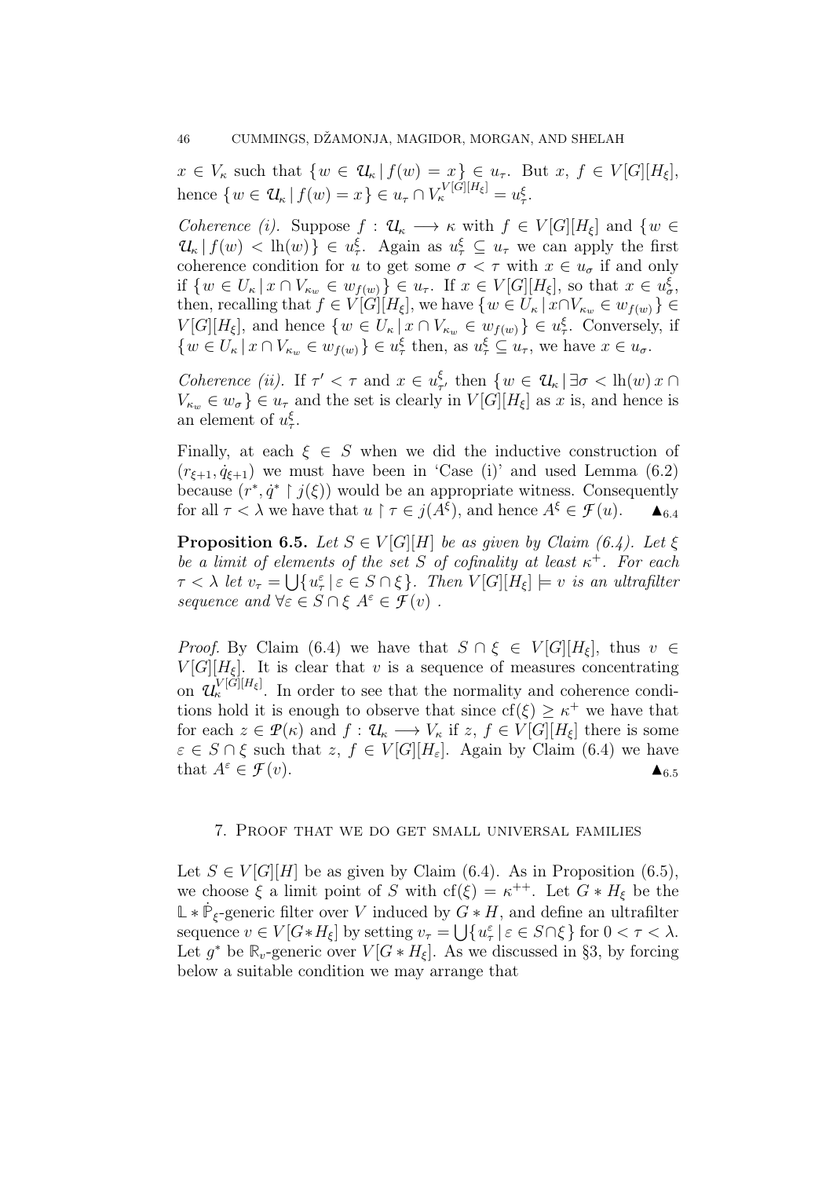$x \in V_\kappa$ such that $\{w \in \mathcal{U}_\kappa \mid f(w) = x\} \in u_\tau$. But $x,\, f \in V[G][H_\xi]$, hence $\{w \in \mathcal{U}_\kappa \mid f(w) = x\} \in u_\tau \cap V_\kappa^{V[G][H_\xi]} = u^\xi_\tau$.

*Coherence (i).* Suppose $f : \mathcal{U}_\kappa \longrightarrow \kappa$ with $f \in V[G][H_\xi]$ and $\{w \in \mathcal{U}_\kappa \mid f(w) < \mathrm{lh}(w)\} \in u^\xi_\tau$. Again as $u^\xi_\tau \subseteq u_\tau$ we can apply the first coherence condition for $u$ to get some $\sigma < \tau$ with $x \in u_\sigma$ if and only if $\{w \in U_\kappa \mid x \cap V_{\kappa_w} \in w_{f(w)}\} \in u_\tau$. If $x \in V[G][H_\xi]$, so that $x \in u^\xi_\sigma$, then, recalling that $f \in V[G][H_\xi]$, we have $\{w \in U_\kappa \mid x \cap V_{\kappa_w} \in w_{f(w)}\} \in V[G][H_\xi]$, and hence $\{w \in U_\kappa \mid x \cap V_{\kappa_w} \in w_{f(w)}\} \in u^\xi_\tau$. Conversely, if $\{w \in U_\kappa \mid x \cap V_{\kappa_w} \in w_{f(w)}\} \in u^\xi_\tau$ then, as $u^\xi_\tau \subseteq u_\tau$, we have $x \in u_\sigma$.

*Coherence (ii).* If $\tau' < \tau$ and $x \in u^\xi_{\tau'}$ then $\{w \in \mathcal{U}_\kappa \mid \exists \sigma < \mathrm{lh}(w)\, x \cap V_{\kappa_w} \in w_\sigma\} \in u_\tau$ and the set is clearly in $V[G][H_\xi]$ as $x$ is, and hence is an element of $u^\xi_\tau$.

Finally, at each $\xi \in S$ when we did the inductive construction of $(r_{\xi+1}, \dot{q}_{\xi+1})$ we must have been in 'Case (i)' and used Lemma (6.2) because $(r^*, \dot{q}^* \restriction j(\xi))$ would be an appropriate witness. Consequently for all $\tau < \lambda$ we have that $u \restriction \tau \in j(A^\xi)$, and hence $A^\xi \in \mathcal{F}(u)$. $\blacktriangle_{6.4}$

**Proposition 6.5.** *Let $S \in V[G][H]$ be as given by Claim (6.4). Let $\xi$ be a limit of elements of the set $S$ of cofinality at least $\kappa^+$. For each $\tau < \lambda$ let $v_\tau = \bigcup\{u^\varepsilon_\tau \mid \varepsilon \in S \cap \xi\}$. Then $V[G][H_\xi] \models v$ is an ultrafilter sequence and $\forall \varepsilon \in S \cap \xi\ A^\varepsilon \in \mathcal{F}(v)$ .*

*Proof.* By Claim (6.4) we have that $S \cap \xi \in V[G][H_\xi]$, thus $v \in V[G][H_\xi]$. It is clear that $v$ is a sequence of measures concentrating on $\mathcal{U}_\kappa^{V[G][H_\xi]}$. In order to see that the normality and coherence conditions hold it is enough to observe that since $\mathrm{cf}(\xi) \geq \kappa^+$ we have that for each $z \in \mathcal{P}(\kappa)$ and $f : \mathcal{U}_\kappa \longrightarrow V_\kappa$ if $z,\, f \in V[G][H_\xi]$ there is some $\varepsilon \in S \cap \xi$ such that $z,\, f \in V[G][H_\varepsilon]$. Again by Claim (6.4) we have that $A^\varepsilon \in \mathcal{F}(v)$. $\blacktriangle_{6.5}$

## 7. Proof that we do get small universal families

Let $S \in V[G][H]$ be as given by Claim (6.4). As in Proposition (6.5), we choose $\xi$ a limit point of $S$ with $\mathrm{cf}(\xi) = \kappa^{++}$. Let $G * H_\xi$ be the $\mathbb{L} * \dot{\mathbb{P}}_\xi$-generic filter over $V$ induced by $G * H$, and define an ultrafilter sequence $v \in V[G * H_\xi]$ by setting $v_\tau = \bigcup\{u^\varepsilon_\tau \mid \varepsilon \in S \cap \xi\}$ for $0 < \tau < \lambda$. Let $g^*$ be $\mathbb{R}_v$-generic over $V[G * H_\xi]$. As we discussed in §3, by forcing below a suitable condition we may arrange that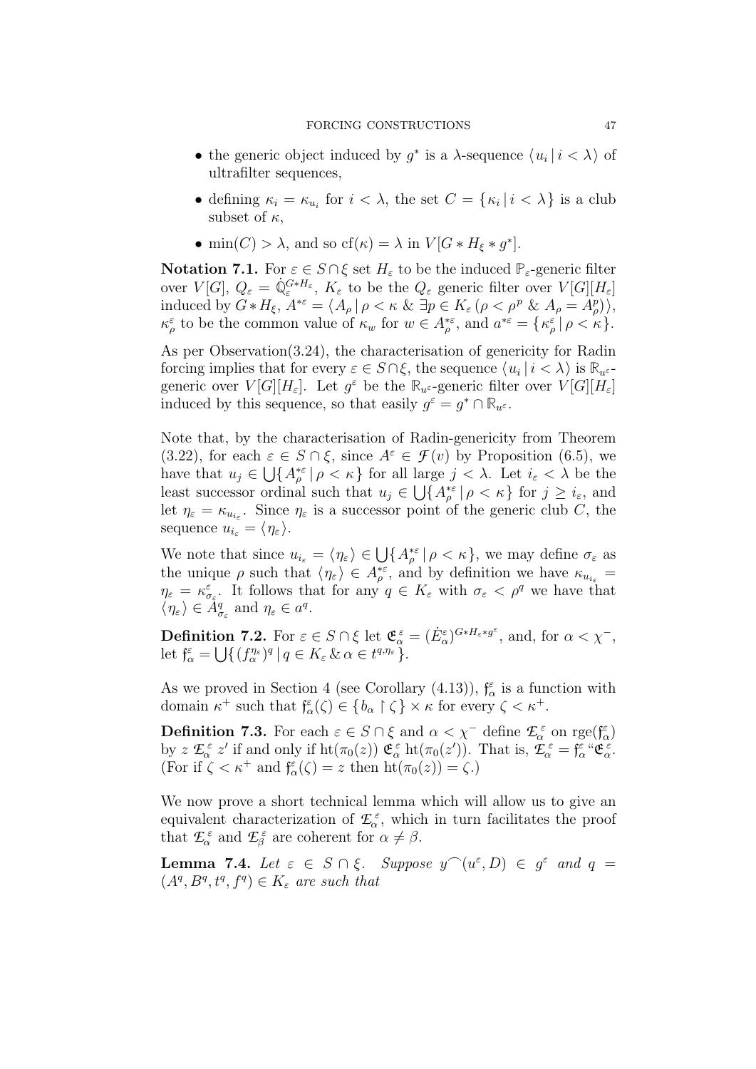- the generic object induced by $g^*$ is a $\lambda$-sequence $\langle u_i \,|\, i < \lambda\rangle$ of ultrafilter sequences,
- defining $\kappa_i = \kappa_{u_i}$ for $i < \lambda$, the set $C = \{\kappa_i \,|\, i < \lambda\}$ is a club subset of $\kappa$,
- $\min(C) > \lambda$, and so $\mathrm{cf}(\kappa) = \lambda$ in $V[G * H_\xi * g^*]$.

**Notation 7.1.** For $\varepsilon \in S \cap \xi$ set $H_\varepsilon$ to be the induced $\mathbb{P}_\varepsilon$-generic filter over $V[G]$, $Q_\varepsilon = \dot{\mathbb{Q}}_\varepsilon^{G*H_\varepsilon}$, $K_\varepsilon$ to be the $Q_\varepsilon$ generic filter over $V[G][H_\varepsilon]$ induced by $G * H_\xi$, $A^{*\varepsilon} = \langle A_\rho \,|\, \rho < \kappa \;\&\; \exists p \in K_\varepsilon\, (\rho < \rho^p \;\&\; A_\rho = A^p_\rho)\rangle$, $\kappa^\varepsilon_\rho$ to be the common value of $\kappa_w$ for $w \in A^{*\varepsilon}_\rho$, and $a^{*\varepsilon} = \{\kappa^\varepsilon_\rho \,|\, \rho < \kappa\}$.

As per Observation(3.24), the characterisation of genericity for Radin forcing implies that for every $\varepsilon \in S \cap \xi$, the sequence $\langle u_i \,|\, i < \lambda\rangle$ is $\mathbb{R}_{u^\varepsilon}$-generic over $V[G][H_\varepsilon]$. Let $g^\varepsilon$ be the $\mathbb{R}_{u^\varepsilon}$-generic filter over $V[G][H_\varepsilon]$ induced by this sequence, so that easily $g^\varepsilon = g^* \cap \mathbb{R}_{u^\varepsilon}$.

Note that, by the characterisation of Radin-genericity from Theorem (3.22), for each $\varepsilon \in S \cap \xi$, since $A^\varepsilon \in \mathcal{F}(v)$ by Proposition (6.5), we have that $u_j \in \bigcup\{A^{*\varepsilon}_\rho \,|\, \rho < \kappa\}$ for all large $j < \lambda$. Let $i_\varepsilon < \lambda$ be the least successor ordinal such that $u_j \in \bigcup\{A^{*\varepsilon}_\rho \,|\, \rho < \kappa\}$ for $j \geq i_\varepsilon$, and let $\eta_\varepsilon = \kappa_{u_{i_\varepsilon}}$. Since $\eta_\varepsilon$ is a successor point of the generic club $C$, the sequence $u_{i_\varepsilon} = \langle \eta_\varepsilon\rangle$.

We note that since $u_{i_\varepsilon} = \langle \eta_\varepsilon\rangle \in \bigcup\{A^{*\varepsilon}_\rho \,|\, \rho < \kappa\}$, we may define $\sigma_\varepsilon$ as the unique $\rho$ such that $\langle \eta_\varepsilon\rangle \in A^{*\varepsilon}_\rho$, and by definition we have $\kappa_{u_{i_\varepsilon}} = \eta_\varepsilon = \kappa^\varepsilon_{\sigma_\varepsilon}$. It follows that for any $q \in K_\varepsilon$ with $\sigma_\varepsilon < \rho^q$ we have that $\langle \eta_\varepsilon\rangle \in A^q_{\sigma_\varepsilon}$ and $\eta_\varepsilon \in a^q$.

**Definition 7.2.** For $\varepsilon \in S \cap \xi$ let $\mathfrak{E}^\varepsilon_\alpha = (\dot{E}^\varepsilon_\alpha)^{G*H_\varepsilon*g^\varepsilon}$, and, for $\alpha < \chi^-$, let $\mathfrak{f}^\varepsilon_\alpha = \bigcup\{(f^{\eta_\varepsilon}_\alpha)^q \,|\, q \in K_\varepsilon \,\&\, \alpha \in t^{q,\eta_\varepsilon}\}$.

As we proved in Section 4 (see Corollary (4.13)), $\mathfrak{f}^\varepsilon_\alpha$ is a function with domain $\kappa^+$ such that $\mathfrak{f}^\varepsilon_\alpha(\zeta) \in \{b_\alpha \restriction \zeta\} \times \kappa$ for every $\zeta < \kappa^+$.

**Definition 7.3.** For each $\varepsilon \in S \cap \xi$ and $\alpha < \chi^-$ define $\mathcal{E}^\varepsilon_\alpha$ on $\mathrm{rge}(\mathfrak{f}^\varepsilon_\alpha)$ by $z \;\mathcal{E}^\varepsilon_\alpha\; z'$ if and only if $\mathrm{ht}(\pi_0(z)) \;\mathfrak{E}^\varepsilon_\alpha\; \mathrm{ht}(\pi_0(z'))$. That is, $\mathcal{E}^\varepsilon_\alpha = \mathfrak{f}^\varepsilon_\alpha$ "$\mathfrak{E}^\varepsilon_\alpha$. (For if $\zeta < \kappa^+$ and $\mathfrak{f}^\varepsilon_\alpha(\zeta) = z$ then $\mathrm{ht}(\pi_0(z)) = \zeta$.)

We now prove a short technical lemma which will allow us to give an equivalent characterization of $\mathcal{E}^\varepsilon_\alpha$, which in turn facilitates the proof that $\mathcal{E}^\varepsilon_\alpha$ and $\mathcal{E}^\varepsilon_\beta$ are coherent for $\alpha \neq \beta$.

**Lemma 7.4.** *Let $\varepsilon \in S \cap \xi$. Suppose $y^\frown(u^\varepsilon, D) \in g^\varepsilon$ and $q = (A^q, B^q, t^q, f^q) \in K_\varepsilon$ are such that*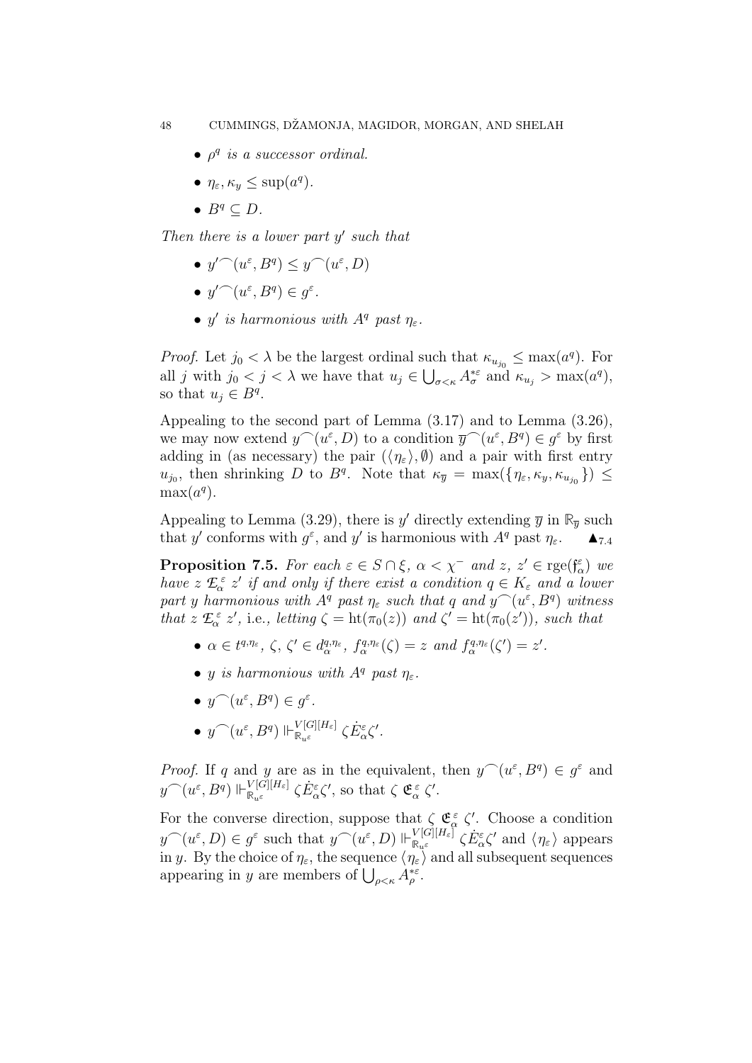- $\rho^q$ *is a successor ordinal.*
- $\eta_\varepsilon, \kappa_y \leq \sup(a^q)$.
- $B^q \subseteq D$.

*Then there is a lower part $y'$ such that*

- $y' {}^\frown (u^\varepsilon, B^q) \leq y^\frown (u^\varepsilon, D)$
- $y' {}^\frown (u^\varepsilon, B^q) \in g^\varepsilon$.
- $y'$ *is harmonious with $A^q$ past $\eta_\varepsilon$.*

*Proof.* Let $j_0 < \lambda$ be the largest ordinal such that $\kappa_{u_{j_0}} \leq \max(a^q)$. For all $j$ with $j_0 < j < \lambda$ we have that $u_j \in \bigcup_{\sigma < \kappa} A^{*\varepsilon}_\sigma$ and $\kappa_{u_j} > \max(a^q)$, so that $u_j \in B^q$.

Appealing to the second part of Lemma (3.17) and to Lemma (3.26), we may now extend $y^\frown (u^\varepsilon, D)$ to a condition $\overline{y}^\frown (u^\varepsilon, B^q) \in g^\varepsilon$ by first adding in (as necessary) the pair $(\langle \eta_\varepsilon \rangle, \emptyset)$ and a pair with first entry $u_{j_0}$, then shrinking $D$ to $B^q$. Note that $\kappa_{\overline{y}} = \max(\{\eta_\varepsilon, \kappa_y, \kappa_{u_{j_0}}\}) \leq \max(a^q)$.

Appealing to Lemma (3.29), there is $y'$ directly extending $\overline{y}$ in $\mathbb{R}_{\overline{y}}$ such that $y'$ conforms with $g^\varepsilon$, and $y'$ is harmonious with $A^q$ past $\eta_\varepsilon$. $\blacktriangle_{7.4}$

**Proposition 7.5.** *For each $\varepsilon \in S \cap \xi$, $\alpha < \chi^-$ and $z$, $z' \in \mathrm{rge}(\mathfrak{f}^\varepsilon_\alpha)$ we have $z \mathrel{\mathfrak{E}^\varepsilon_\alpha} z'$ if and only if there exist a condition $q \in K_\varepsilon$ and a lower part $y$ harmonious with $A^q$ past $\eta_\varepsilon$ such that $q$ and $y^\frown (u^\varepsilon, B^q)$ witness that $z \mathrel{\mathfrak{E}^\varepsilon_\alpha} z'$,* i.e., *letting $\zeta = \mathrm{ht}(\pi_0(z))$ and $\zeta' = \mathrm{ht}(\pi_0(z'))$, such that*

- $\alpha \in t^{q,\eta_\varepsilon}$, $\zeta$, $\zeta' \in d^{q,\eta_\varepsilon}_\alpha$, $f^{q,\eta_\varepsilon}_\alpha(\zeta) = z$ *and* $f^{q,\eta_\varepsilon}_\alpha(\zeta') = z'$.
- $y$ *is harmonious with $A^q$ past $\eta_\varepsilon$.*
- $y^\frown (u^\varepsilon, B^q) \in g^\varepsilon$.
- $y^\frown (u^\varepsilon, B^q) \Vdash^{V[G][H_\varepsilon]}_{\mathbb{R}_{u^\varepsilon}} \zeta \dot{E}^\varepsilon_\alpha \zeta'$.

*Proof.* If $q$ and $y$ are as in the equivalent, then $y^\frown (u^\varepsilon, B^q) \in g^\varepsilon$ and $y^\frown (u^\varepsilon, B^q) \Vdash^{V[G][H_\varepsilon]}_{\mathbb{R}_{u^\varepsilon}} \zeta \dot{E}^\varepsilon_\alpha \zeta'$, so that $\zeta \mathrel{\mathfrak{E}^\varepsilon_\alpha} \zeta'$.

For the converse direction, suppose that $\zeta \mathrel{\mathfrak{E}^\varepsilon_\alpha} \zeta'$. Choose a condition $y^\frown (u^\varepsilon, D) \in g^\varepsilon$ such that $y^\frown (u^\varepsilon, D) \Vdash^{V[G][H_\varepsilon]}_{\mathbb{R}_{u^\varepsilon}} \zeta \dot{E}^\varepsilon_\alpha \zeta'$ and $\langle \eta_\varepsilon \rangle$ appears in $y$. By the choice of $\eta_\varepsilon$, the sequence $\langle \eta_\varepsilon \rangle$ and all subsequent sequences appearing in $y$ are members of $\bigcup_{\rho < \kappa} A^{*\varepsilon}_\rho$.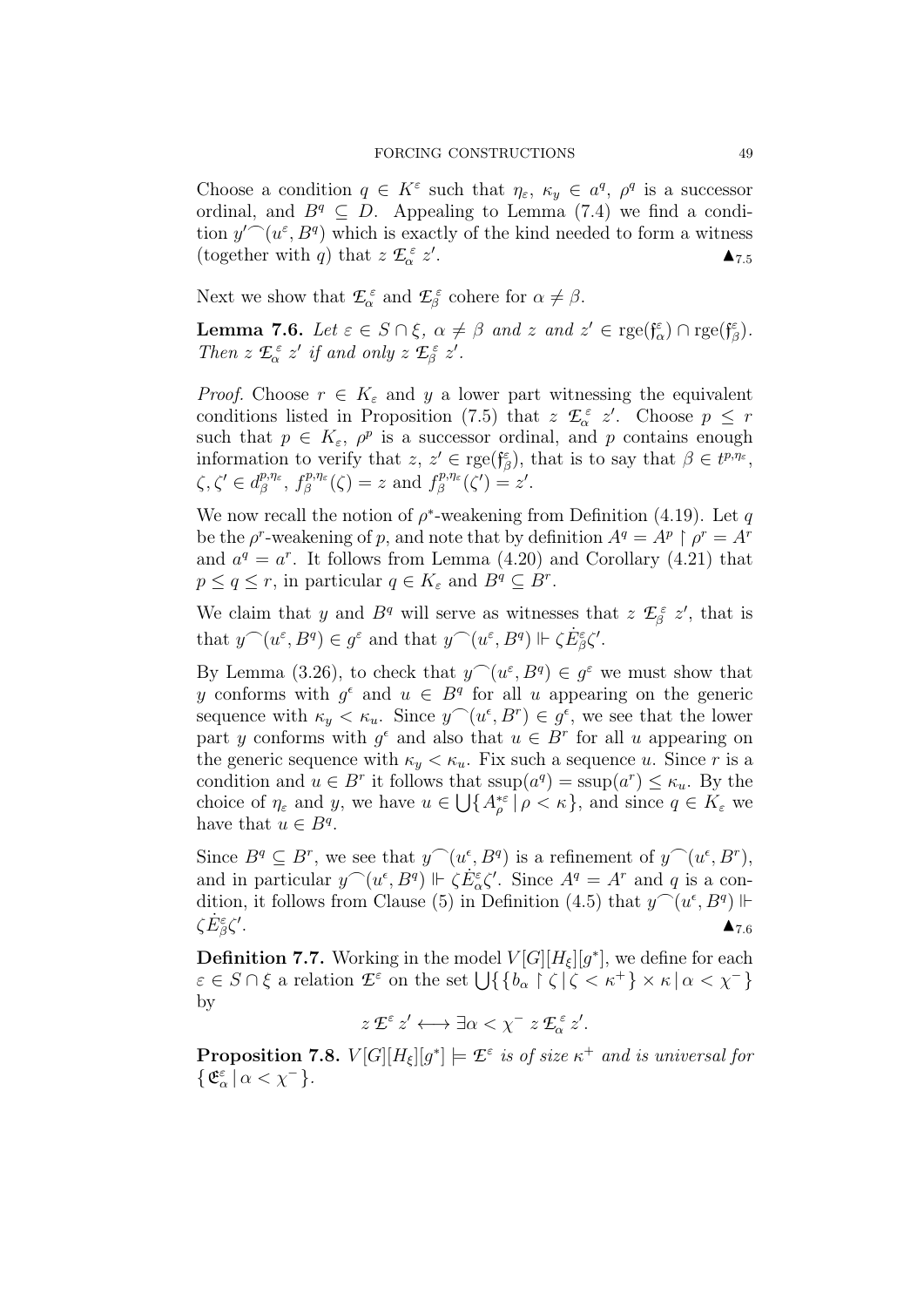Choose a condition $q \in K^\varepsilon$ such that $\eta_\varepsilon$, $\kappa_y \in a^q$, $\rho^q$ is a successor ordinal, and $B^q \subseteq D$. Appealing to Lemma (7.4) we find a condition $y'^\frown(u^\varepsilon, B^q)$ which is exactly of the kind needed to form a witness (together with $q$) that $z \ \mathfrak{E}^\varepsilon_\alpha \ z'$. $\blacktriangle_{7.5}$

Next we show that $\mathfrak{E}^\varepsilon_\alpha$ and $\mathfrak{E}^\varepsilon_\beta$ cohere for $\alpha \neq \beta$.

**Lemma 7.6.** *Let $\varepsilon \in S \cap \xi$, $\alpha \neq \beta$ and $z$ and $z' \in \mathrm{rge}(\mathfrak{f}^\varepsilon_\alpha) \cap \mathrm{rge}(\mathfrak{f}^\varepsilon_\beta)$. Then $z \ \mathfrak{E}^\varepsilon_\alpha \ z'$ if and only $z \ \mathfrak{E}^\varepsilon_\beta \ z'$.*

*Proof.* Choose $r \in K_\varepsilon$ and $y$ a lower part witnessing the equivalent conditions listed in Proposition (7.5) that $z \ \mathfrak{E}^\varepsilon_\alpha \ z'$. Choose $p \leq r$ such that $p \in K_\varepsilon$, $\rho^p$ is a successor ordinal, and $p$ contains enough information to verify that $z$, $z' \in \mathrm{rge}(\mathfrak{f}^\varepsilon_\beta)$, that is to say that $\beta \in t^{p,\eta_\varepsilon}$, $\zeta, \zeta' \in d^{p,\eta_\varepsilon}_\beta$, $f^{p,\eta_\varepsilon}_\beta(\zeta) = z$ and $f^{p,\eta_\varepsilon}_\beta(\zeta') = z'$.

We now recall the notion of $\rho^*$-weakening from Definition (4.19). Let $q$ be the $\rho^r$-weakening of $p$, and note that by definition $A^q = A^p \restriction \rho^r = A^r$ and $a^q = a^r$. It follows from Lemma (4.20) and Corollary (4.21) that $p \leq q \leq r$, in particular $q \in K_\varepsilon$ and $B^q \subseteq B^r$.

We claim that $y$ and $B^q$ will serve as witnesses that $z \ \mathfrak{E}^\varepsilon_\beta \ z'$, that is that $y^\frown(u^\varepsilon, B^q) \in g^\varepsilon$ and that $y^\frown(u^\varepsilon, B^q) \Vdash \zeta \dot{E}^\varepsilon_\beta \zeta'$.

By Lemma (3.26), to check that $y^\frown(u^\varepsilon, B^q) \in g^\varepsilon$ we must show that $y$ conforms with $g^\epsilon$ and $u \in B^q$ for all $u$ appearing on the generic sequence with $\kappa_y < \kappa_u$. Since $y^\frown(u^\epsilon, B^r) \in g^\epsilon$, we see that the lower part $y$ conforms with $g^\epsilon$ and also that $u \in B^r$ for all $u$ appearing on the generic sequence with $\kappa_y < \kappa_u$. Fix such a sequence $u$. Since $r$ is a condition and $u \in B^r$ it follows that $\mathrm{ssup}(a^q) = \mathrm{ssup}(a^r) \leq \kappa_u$. By the choice of $\eta_\varepsilon$ and $y$, we have $u \in \bigcup\{ A^{*\varepsilon}_\rho \mid \rho < \kappa\}$, and since $q \in K_\varepsilon$ we have that $u \in B^q$.

Since $B^q \subseteq B^r$, we see that $y^\frown(u^\epsilon, B^q)$ is a refinement of $y^\frown(u^\epsilon, B^r)$, and in particular $y^\frown(u^\epsilon, B^q) \Vdash \zeta \dot{E}^\varepsilon_\alpha \zeta'$. Since $A^q = A^r$ and $q$ is a condition, it follows from Clause (5) in Definition (4.5) that $y^\frown(u^\epsilon, B^q) \Vdash \zeta \dot{E}^\varepsilon_\beta \zeta'$. $\blacktriangle_{7.6}$

**Definition 7.7.** Working in the model $V[G][H_\xi][g^*]$, we define for each $\varepsilon \in S \cap \xi$ a relation $\mathfrak{E}^\varepsilon$ on the set $\bigcup\{ \{ b_\alpha \restriction \zeta \mid \zeta < \kappa^+\} \times \kappa \mid \alpha < \chi^-\}$ by

$$z \ \mathfrak{E}^\varepsilon \ z' \longleftrightarrow \exists \alpha < \chi^- \ z \ \mathfrak{E}^\varepsilon_\alpha \ z'.$$

**Proposition 7.8.** *$V[G][H_\xi][g^*] \models \mathfrak{E}^\varepsilon$ is of size $\kappa^+$ and is universal for $\{ \mathfrak{E}^\varepsilon_\alpha \mid \alpha < \chi^- \}$.*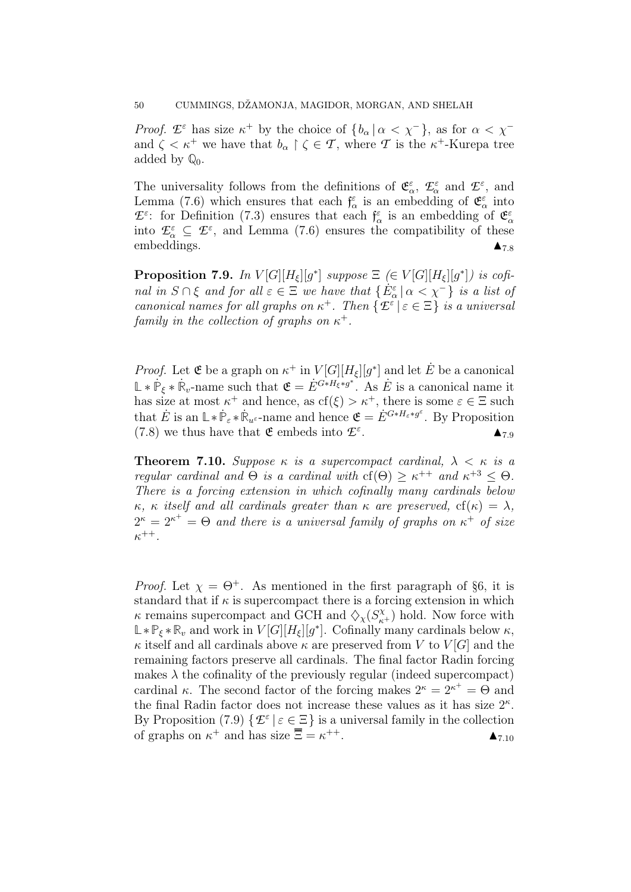*Proof.* $\mathcal{E}^\varepsilon$ has size $\kappa^+$ by the choice of $\{b_\alpha \,|\, \alpha < \chi^-\}$, as for $\alpha < \chi^-$ and $\zeta < \kappa^+$ we have that $b_\alpha \restriction \zeta \in \mathcal{T}$, where $\mathcal{T}$ is the $\kappa^+$-Kurepa tree added by $\mathbb{Q}_0$.

The universality follows from the definitions of $\mathfrak{E}^\varepsilon_\alpha$, $\mathcal{E}^\varepsilon_\alpha$ and $\mathcal{E}^\varepsilon$, and Lemma (7.6) which ensures that each $\mathfrak{f}^\varepsilon_\alpha$ is an embedding of $\mathfrak{E}^\varepsilon_\alpha$ into $\mathcal{E}^\varepsilon$: for Definition (7.3) ensures that each $\mathfrak{f}^\varepsilon_\alpha$ is an embedding of $\mathfrak{E}^\varepsilon_\alpha$ into $\mathcal{E}^\varepsilon_\alpha \subseteq \mathcal{E}^\varepsilon$, and Lemma (7.6) ensures the compatibility of these embeddings. $\blacktriangle_{7.8}$

**Proposition 7.9.** *In $V[G][H_\xi][g^*]$ suppose $\Xi$ ($\in V[G][H_\xi][g^*]$) is cofinal in $S \cap \xi$ and for all $\varepsilon \in \Xi$ we have that $\{\dot{E}^\varepsilon_\alpha \,|\, \alpha < \chi^-\}$ is a list of canonical names for all graphs on $\kappa^+$. Then $\{\mathcal{E}^\varepsilon \,|\, \varepsilon \in \Xi\}$ is a universal family in the collection of graphs on $\kappa^+$.*

*Proof.* Let $\mathfrak{E}$ be a graph on $\kappa^+$ in $V[G][H_\xi][g^*]$ and let $\dot{E}$ be a canonical $\mathbb{L} * \dot{\mathbb{P}}_\xi * \dot{\mathbb{R}}_v$-name such that $\mathfrak{E} = \dot{E}^{G * H_\xi * g^*}$. As $\dot{E}$ is a canonical name it has size at most $\kappa^+$ and hence, as $\operatorname{cf}(\xi) > \kappa^+$, there is some $\varepsilon \in \Xi$ such that $\dot{E}$ is an $\mathbb{L} * \dot{\mathbb{P}}_\varepsilon * \dot{\mathbb{R}}_{u^\varepsilon}$-name and hence $\mathfrak{E} = \dot{E}^{G * H_\varepsilon * g^\varepsilon}$. By Proposition (7.8) we thus have that $\mathfrak{E}$ embeds into $\mathcal{E}^\varepsilon$. $\blacktriangle_{7.9}$

**Theorem 7.10.** *Suppose $\kappa$ is a supercompact cardinal, $\lambda < \kappa$ is a regular cardinal and $\Theta$ is a cardinal with $\operatorname{cf}(\Theta) \geq \kappa^{++}$ and $\kappa^{+3} \leq \Theta$. There is a forcing extension in which cofinally many cardinals below $\kappa$, $\kappa$ itself and all cardinals greater than $\kappa$ are preserved, $\operatorname{cf}(\kappa) = \lambda$, $2^\kappa = 2^{\kappa^+} = \Theta$ and there is a universal family of graphs on $\kappa^+$ of size $\kappa^{++}$.*

*Proof.* Let $\chi = \Theta^+$. As mentioned in the first paragraph of §6, it is standard that if $\kappa$ is supercompact there is a forcing extension in which $\kappa$ remains supercompact and GCH and $\diamondsuit_\chi(S^\chi_{\kappa^+})$ hold. Now force with $\mathbb{L} * \mathbb{P}_\xi * \mathbb{R}_v$ and work in $V[G][H_\xi][g^*]$. Cofinally many cardinals below $\kappa$, $\kappa$ itself and all cardinals above $\kappa$ are preserved from $V$ to $V[G]$ and the remaining factors preserve all cardinals. The final factor Radin forcing makes $\lambda$ the cofinality of the previously regular (indeed supercompact) cardinal $\kappa$. The second factor of the forcing makes $2^\kappa = 2^{\kappa^+} = \Theta$ and the final Radin factor does not increase these values as it has size $2^\kappa$. By Proposition (7.9) $\{\mathcal{E}^\varepsilon \,|\, \varepsilon \in \Xi\}$ is a universal family in the collection of graphs on $\kappa^+$ and has size $\overline{\overline{\Xi}} = \kappa^{++}$. $\blacktriangle_{7.10}$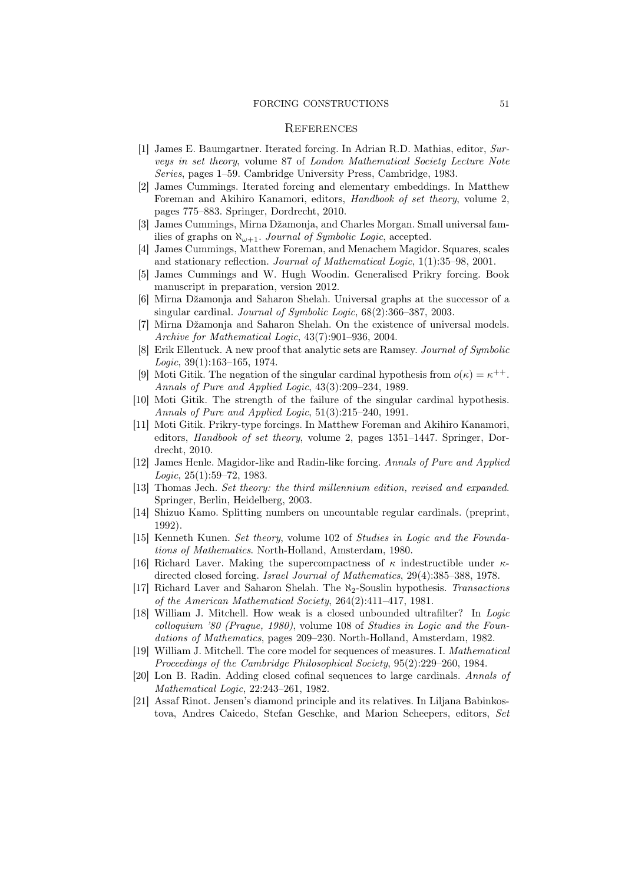## References

[1] James E. Baumgartner. Iterated forcing. In Adrian R.D. Mathias, editor, *Surveys in set theory*, volume 87 of *London Mathematical Society Lecture Note Series*, pages 1–59. Cambridge University Press, Cambridge, 1983.

[2] James Cummings. Iterated forcing and elementary embeddings. In Matthew Foreman and Akihiro Kanamori, editors, *Handbook of set theory*, volume 2, pages 775–883. Springer, Dordrecht, 2010.

[3] James Cummings, Mirna Džamonja, and Charles Morgan. Small universal families of graphs on $\aleph_{\omega+1}$. *Journal of Symbolic Logic*, accepted.

[4] James Cummings, Matthew Foreman, and Menachem Magidor. Squares, scales and stationary reflection. *Journal of Mathematical Logic*, 1(1):35–98, 2001.

[5] James Cummings and W. Hugh Woodin. Generalised Prikry forcing. Book manuscript in preparation, version 2012.

[6] Mirna Džamonja and Saharon Shelah. Universal graphs at the successor of a singular cardinal. *Journal of Symbolic Logic*, 68(2):366–387, 2003.

[7] Mirna Džamonja and Saharon Shelah. On the existence of universal models. *Archive for Mathematical Logic*, 43(7):901–936, 2004.

[8] Erik Ellentuck. A new proof that analytic sets are Ramsey. *Journal of Symbolic Logic*, 39(1):163–165, 1974.

[9] Moti Gitik. The negation of the singular cardinal hypothesis from $o(\kappa) = \kappa^{++}$. *Annals of Pure and Applied Logic*, 43(3):209–234, 1989.

[10] Moti Gitik. The strength of the failure of the singular cardinal hypothesis. *Annals of Pure and Applied Logic*, 51(3):215–240, 1991.

[11] Moti Gitik. Prikry-type forcings. In Matthew Foreman and Akihiro Kanamori, editors, *Handbook of set theory*, volume 2, pages 1351–1447. Springer, Dordrecht, 2010.

[12] James Henle. Magidor-like and Radin-like forcing. *Annals of Pure and Applied Logic*, 25(1):59–72, 1983.

[13] Thomas Jech. *Set theory: the third millennium edition, revised and expanded*. Springer, Berlin, Heidelberg, 2003.

[14] Shizuo Kamo. Splitting numbers on uncountable regular cardinals. (preprint, 1992).

[15] Kenneth Kunen. *Set theory*, volume 102 of *Studies in Logic and the Foundations of Mathematics*. North-Holland, Amsterdam, 1980.

[16] Richard Laver. Making the supercompactness of $\kappa$ indestructible under $\kappa$-directed closed forcing. *Israel Journal of Mathematics*, 29(4):385–388, 1978.

[17] Richard Laver and Saharon Shelah. The $\aleph_2$-Souslin hypothesis. *Transactions of the American Mathematical Society*, 264(2):411–417, 1981.

[18] William J. Mitchell. How weak is a closed unbounded ultrafilter? In *Logic colloquium '80 (Prague, 1980)*, volume 108 of *Studies in Logic and the Foundations of Mathematics*, pages 209–230. North-Holland, Amsterdam, 1982.

[19] William J. Mitchell. The core model for sequences of measures. I. *Mathematical Proceedings of the Cambridge Philosophical Society*, 95(2):229–260, 1984.

[20] Lon B. Radin. Adding closed cofinal sequences to large cardinals. *Annals of Mathematical Logic*, 22:243–261, 1982.

[21] Assaf Rinot. Jensen's diamond principle and its relatives. In Liljana Babinkostova, Andres Caicedo, Stefan Geschke, and Marion Scheepers, editors, *Set*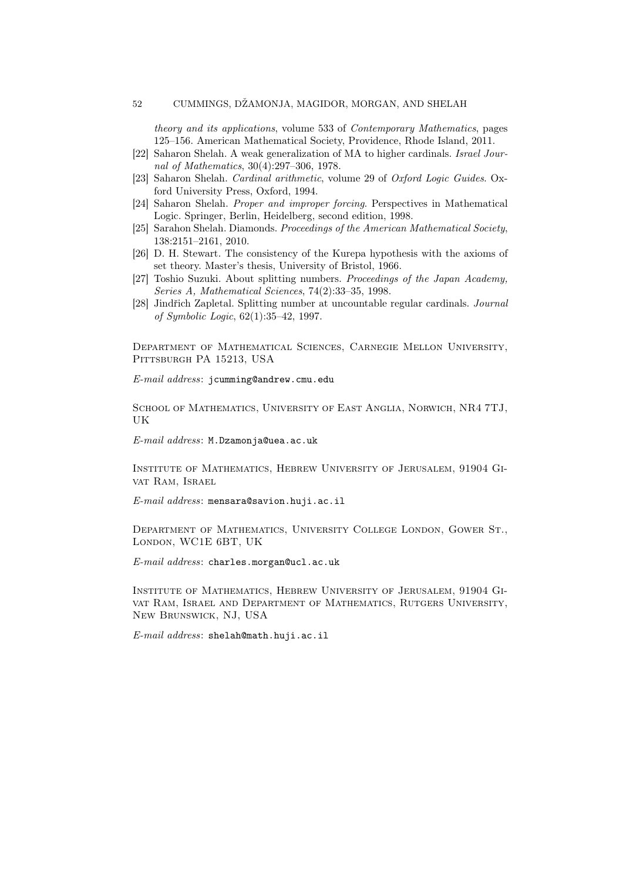*theory and its applications*, volume 533 of *Contemporary Mathematics*, pages 125–156. American Mathematical Society, Providence, Rhode Island, 2011.

[22] Saharon Shelah. A weak generalization of MA to higher cardinals. *Israel Journal of Mathematics*, 30(4):297–306, 1978.

[23] Saharon Shelah. *Cardinal arithmetic*, volume 29 of *Oxford Logic Guides*. Oxford University Press, Oxford, 1994.

[24] Saharon Shelah. *Proper and improper forcing*. Perspectives in Mathematical Logic. Springer, Berlin, Heidelberg, second edition, 1998.

[25] Sarahon Shelah. Diamonds. *Proceedings of the American Mathematical Society*, 138:2151–2161, 2010.

[26] D. H. Stewart. The consistency of the Kurepa hypothesis with the axioms of set theory. Master's thesis, University of Bristol, 1966.

[27] Toshio Suzuki. About splitting numbers. *Proceedings of the Japan Academy, Series A, Mathematical Sciences*, 74(2):33–35, 1998.

[28] Jindřich Zapletal. Splitting number at uncountable regular cardinals. *Journal of Symbolic Logic*, 62(1):35–42, 1997.

Department of Mathematical Sciences, Carnegie Mellon University, Pittsburgh PA 15213, USA

*E-mail address*: jcumming@andrew.cmu.edu

School of Mathematics, University of East Anglia, Norwich, NR4 7TJ, UK

*E-mail address*: M.Dzamonja@uea.ac.uk

Institute of Mathematics, Hebrew University of Jerusalem, 91904 Givat Ram, Israel

*E-mail address*: mensara@savion.huji.ac.il

Department of Mathematics, University College London, Gower St., London, WC1E 6BT, UK

*E-mail address*: charles.morgan@ucl.ac.uk

Institute of Mathematics, Hebrew University of Jerusalem, 91904 Givat Ram, Israel and Department of Mathematics, Rutgers University, New Brunswick, NJ, USA

*E-mail address*: shelah@math.huji.ac.il